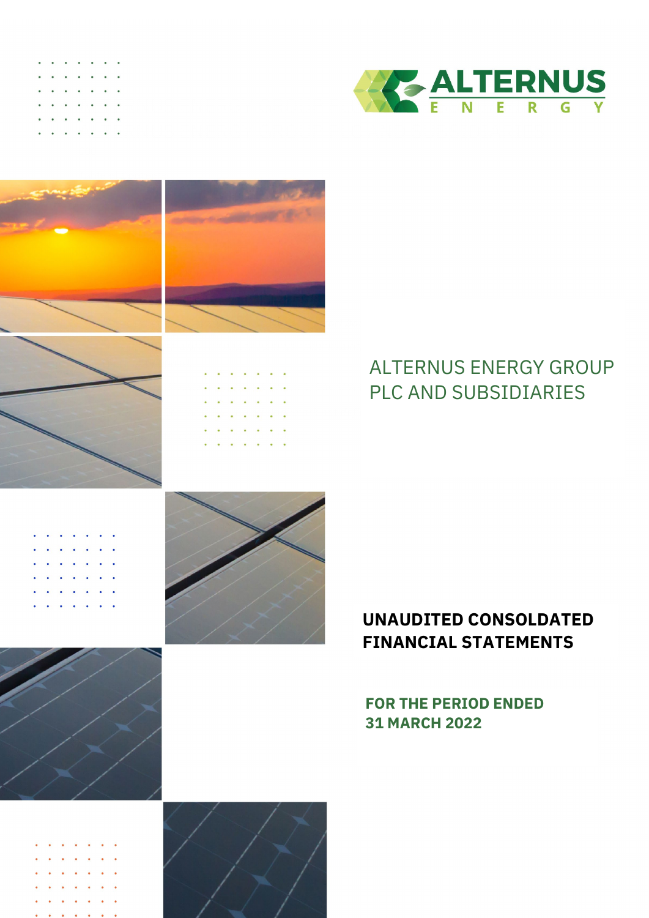ALTERNUS ENERGY

ALTERNUS ENERGY GROUP PLC AND SUBSIDIARIES

# UNAUDITED CONSOLDATED FINANCIAL STATEMENTS

## FOR THE PERIOD ENDED 31 MARCH 2022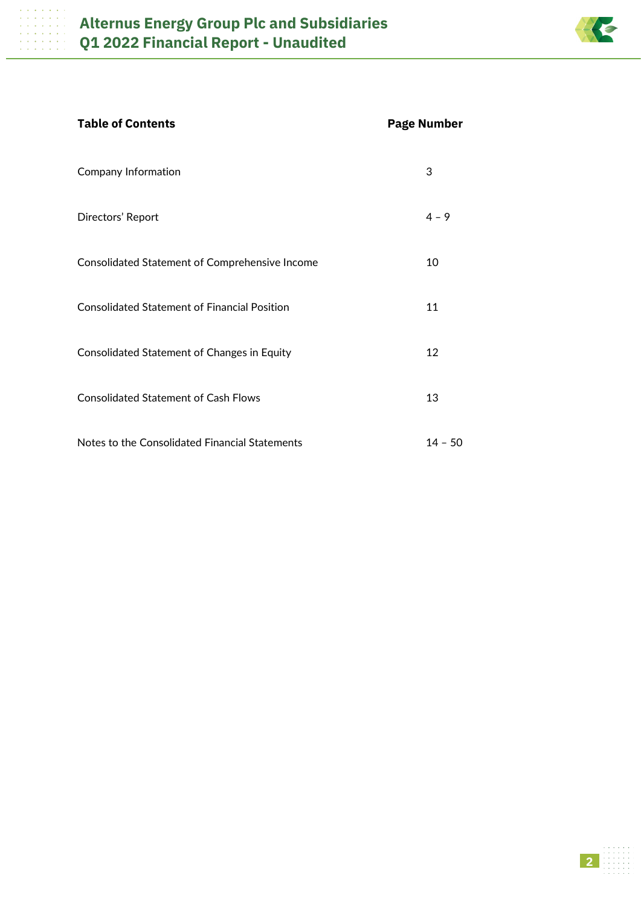| Table of Contents | Page Number |
|---|---|
| Company Information | 3 |
| Directors' Report | 4 – 9 |
| Consolidated Statement of Comprehensive Income | 10 |
| Consolidated Statement of Financial Position | 11 |
| Consolidated Statement of Changes in Equity | 12 |
| Consolidated Statement of Cash Flows | 13 |
| Notes to the Consolidated Financial Statements | 14 – 50 |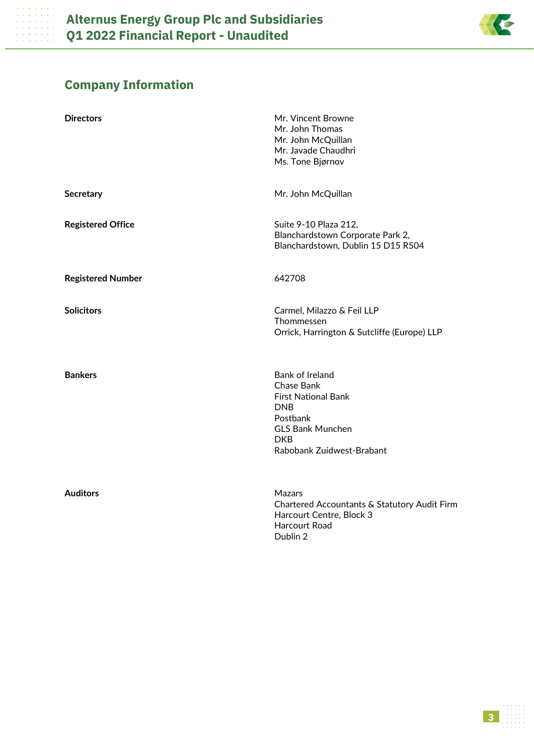## Company Information

| | |
|---|---|
| **Directors** | Mr. Vincent Browne<br>Mr. John Thomas<br>Mr. John McQuillan<br>Mr. Javade Chaudhri<br>Ms. Tone Bjørnov |
| **Secretary** | Mr. John McQuillan |
| **Registered Office** | Suite 9-10 Plaza 212,<br>Blanchardstown Corporate Park 2,<br>Blanchardstown, Dublin 15 D15 R504 |
| **Registered Number** | 642708 |
| **Solicitors** | Carmel, Milazzo & Feil LLP<br>Thommessen<br>Orrick, Harrington & Sutcliffe (Europe) LLP |
| **Bankers** | Bank of Ireland<br>Chase Bank<br>First National Bank<br>DNB<br>Postbank<br>GLS Bank Munchen<br>DKB<br>Rabobank Zuidwest-Brabant |
| **Auditors** | Mazars<br>Chartered Accountants & Statutory Audit Firm<br>Harcourt Centre, Block 3<br>Harcourt Road<br>Dublin 2 |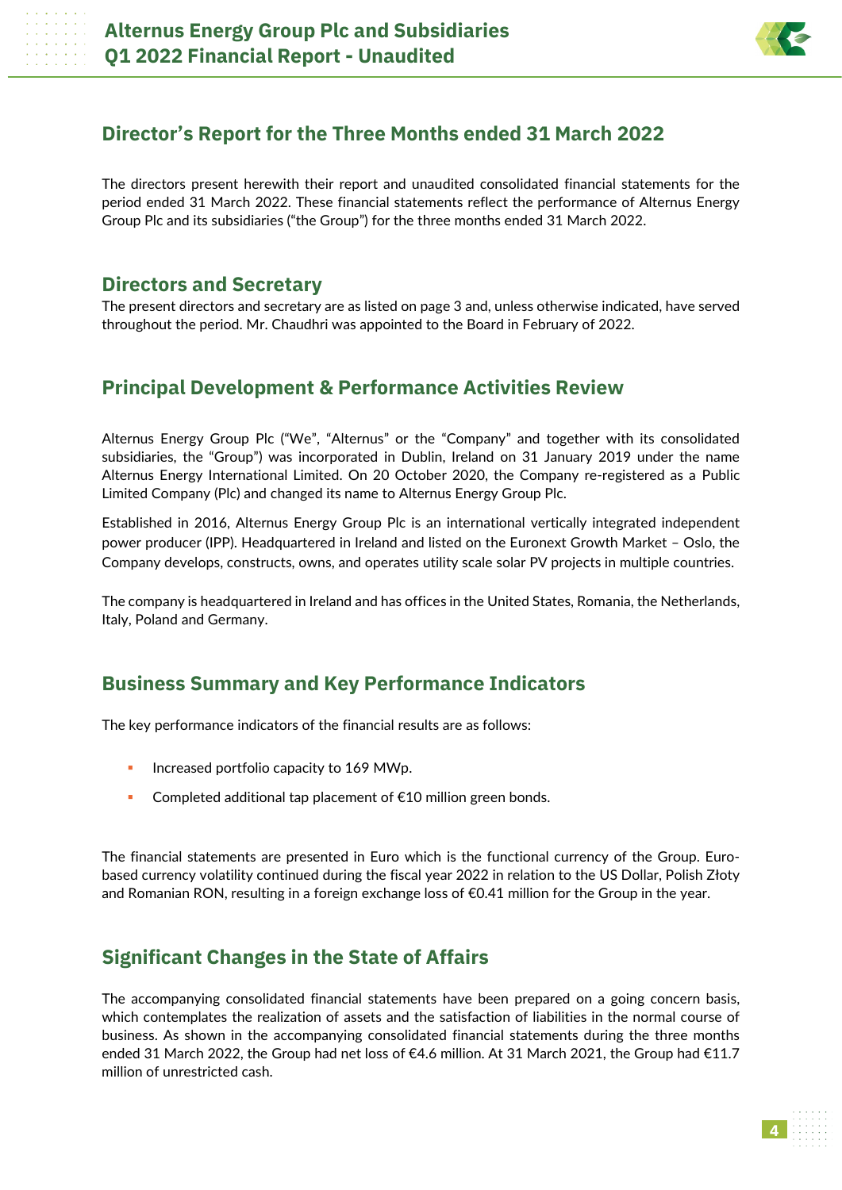## Director's Report for the Three Months ended 31 March 2022

The directors present herewith their report and unaudited consolidated financial statements for the period ended 31 March 2022. These financial statements reflect the performance of Alternus Energy Group Plc and its subsidiaries ("the Group") for the three months ended 31 March 2022.

## Directors and Secretary

The present directors and secretary are as listed on page 3 and, unless otherwise indicated, have served throughout the period. Mr. Chaudhri was appointed to the Board in February of 2022.

## Principal Development & Performance Activities Review

Alternus Energy Group Plc ("We", "Alternus" or the "Company" and together with its consolidated subsidiaries, the "Group") was incorporated in Dublin, Ireland on 31 January 2019 under the name Alternus Energy International Limited. On 20 October 2020, the Company re-registered as a Public Limited Company (Plc) and changed its name to Alternus Energy Group Plc.

Established in 2016, Alternus Energy Group Plc is an international vertically integrated independent power producer (IPP). Headquartered in Ireland and listed on the Euronext Growth Market – Oslo, the Company develops, constructs, owns, and operates utility scale solar PV projects in multiple countries.

The company is headquartered in Ireland and has offices in the United States, Romania, the Netherlands, Italy, Poland and Germany.

## Business Summary and Key Performance Indicators

The key performance indicators of the financial results are as follows:

- Increased portfolio capacity to 169 MWp.
- Completed additional tap placement of €10 million green bonds.

The financial statements are presented in Euro which is the functional currency of the Group. Euro-based currency volatility continued during the fiscal year 2022 in relation to the US Dollar, Polish Złoty and Romanian RON, resulting in a foreign exchange loss of €0.41 million for the Group in the year.

## Significant Changes in the State of Affairs

The accompanying consolidated financial statements have been prepared on a going concern basis, which contemplates the realization of assets and the satisfaction of liabilities in the normal course of business. As shown in the accompanying consolidated financial statements during the three months ended 31 March 2022, the Group had net loss of €4.6 million. At 31 March 2021, the Group had €11.7 million of unrestricted cash.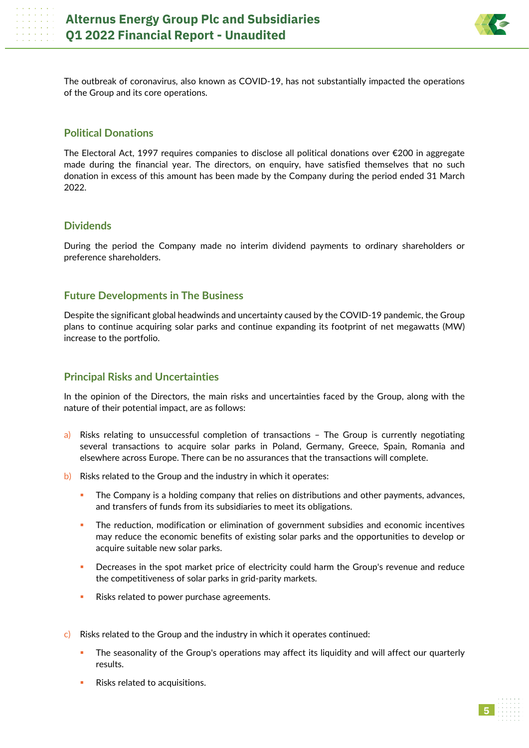The outbreak of coronavirus, also known as COVID-19, has not substantially impacted the operations of the Group and its core operations.

## Political Donations

The Electoral Act, 1997 requires companies to disclose all political donations over €200 in aggregate made during the financial year. The directors, on enquiry, have satisfied themselves that no such donation in excess of this amount has been made by the Company during the period ended 31 March 2022.

## Dividends

During the period the Company made no interim dividend payments to ordinary shareholders or preference shareholders.

## Future Developments in The Business

Despite the significant global headwinds and uncertainty caused by the COVID-19 pandemic, the Group plans to continue acquiring solar parks and continue expanding its footprint of net megawatts (MW) increase to the portfolio.

## Principal Risks and Uncertainties

In the opinion of the Directors, the main risks and uncertainties faced by the Group, along with the nature of their potential impact, are as follows:

a) Risks relating to unsuccessful completion of transactions – The Group is currently negotiating several transactions to acquire solar parks in Poland, Germany, Greece, Spain, Romania and elsewhere across Europe. There can be no assurances that the transactions will complete.

b) Risks related to the Group and the industry in which it operates:

   - The Company is a holding company that relies on distributions and other payments, advances, and transfers of funds from its subsidiaries to meet its obligations.
   - The reduction, modification or elimination of government subsidies and economic incentives may reduce the economic benefits of existing solar parks and the opportunities to develop or acquire suitable new solar parks.
   - Decreases in the spot market price of electricity could harm the Group's revenue and reduce the competitiveness of solar parks in grid-parity markets.
   - Risks related to power purchase agreements.

c) Risks related to the Group and the industry in which it operates continued:

   - The seasonality of the Group's operations may affect its liquidity and will affect our quarterly results.
   - Risks related to acquisitions.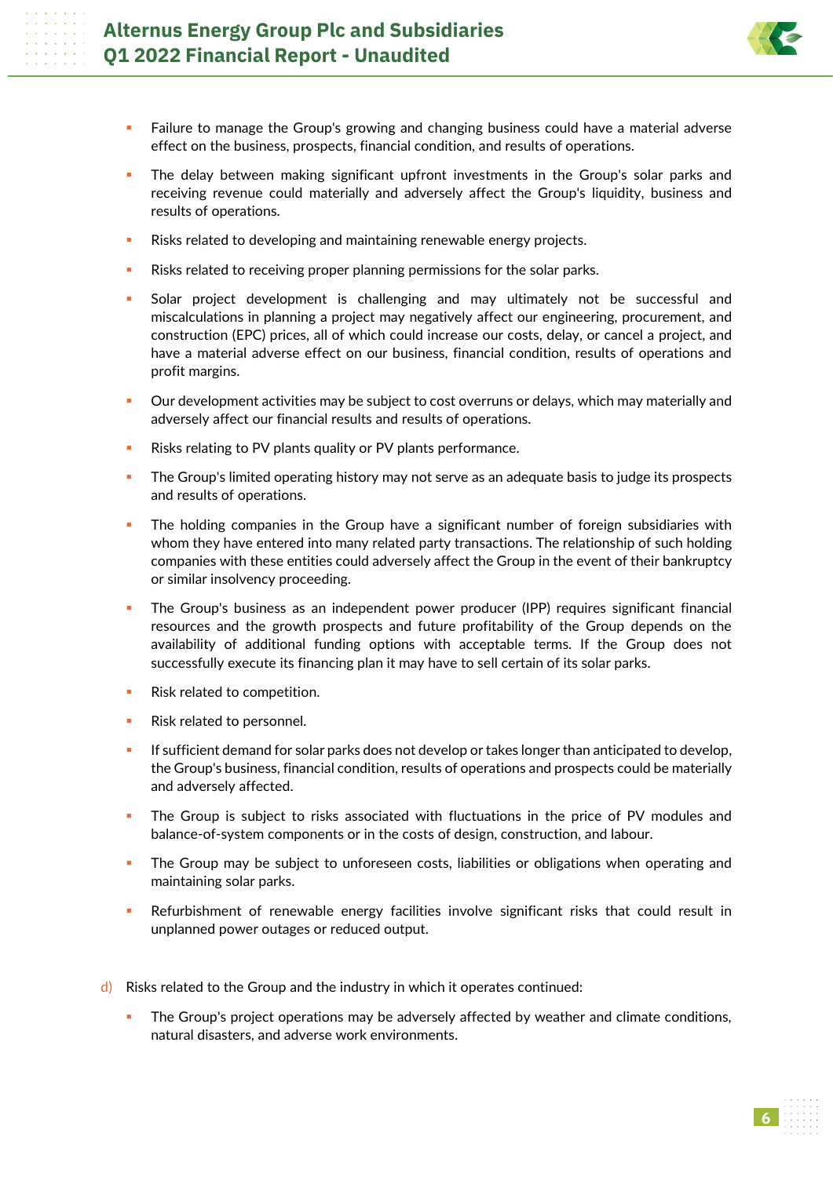- Failure to manage the Group's growing and changing business could have a material adverse effect on the business, prospects, financial condition, and results of operations.
- The delay between making significant upfront investments in the Group's solar parks and receiving revenue could materially and adversely affect the Group's liquidity, business and results of operations.
- Risks related to developing and maintaining renewable energy projects.
- Risks related to receiving proper planning permissions for the solar parks.
- Solar project development is challenging and may ultimately not be successful and miscalculations in planning a project may negatively affect our engineering, procurement, and construction (EPC) prices, all of which could increase our costs, delay, or cancel a project, and have a material adverse effect on our business, financial condition, results of operations and profit margins.
- Our development activities may be subject to cost overruns or delays, which may materially and adversely affect our financial results and results of operations.
- Risks relating to PV plants quality or PV plants performance.
- The Group's limited operating history may not serve as an adequate basis to judge its prospects and results of operations.
- The holding companies in the Group have a significant number of foreign subsidiaries with whom they have entered into many related party transactions. The relationship of such holding companies with these entities could adversely affect the Group in the event of their bankruptcy or similar insolvency proceeding.
- The Group's business as an independent power producer (IPP) requires significant financial resources and the growth prospects and future profitability of the Group depends on the availability of additional funding options with acceptable terms. If the Group does not successfully execute its financing plan it may have to sell certain of its solar parks.
- Risk related to competition.
- Risk related to personnel.
- If sufficient demand for solar parks does not develop or takes longer than anticipated to develop, the Group's business, financial condition, results of operations and prospects could be materially and adversely affected.
- The Group is subject to risks associated with fluctuations in the price of PV modules and balance-of-system components or in the costs of design, construction, and labour.
- The Group may be subject to unforeseen costs, liabilities or obligations when operating and maintaining solar parks.
- Refurbishment of renewable energy facilities involve significant risks that could result in unplanned power outages or reduced output.

d) Risks related to the Group and the industry in which it operates continued:

- The Group's project operations may be adversely affected by weather and climate conditions, natural disasters, and adverse work environments.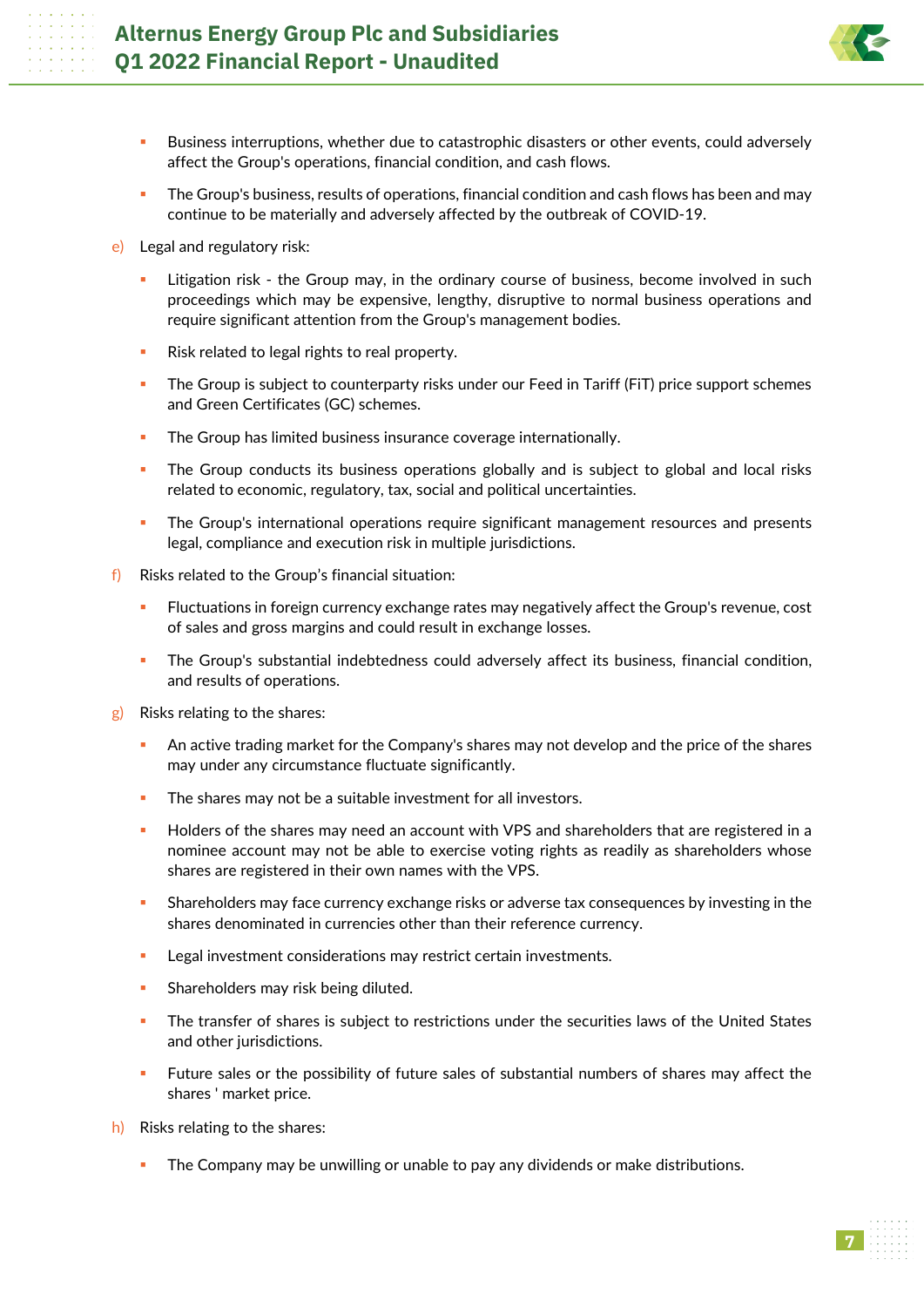- Business interruptions, whether due to catastrophic disasters or other events, could adversely affect the Group's operations, financial condition, and cash flows.
- The Group's business, results of operations, financial condition and cash flows has been and may continue to be materially and adversely affected by the outbreak of COVID-19.

e) Legal and regulatory risk:

- Litigation risk - the Group may, in the ordinary course of business, become involved in such proceedings which may be expensive, lengthy, disruptive to normal business operations and require significant attention from the Group's management bodies.
- Risk related to legal rights to real property.
- The Group is subject to counterparty risks under our Feed in Tariff (FiT) price support schemes and Green Certificates (GC) schemes.
- The Group has limited business insurance coverage internationally.
- The Group conducts its business operations globally and is subject to global and local risks related to economic, regulatory, tax, social and political uncertainties.
- The Group's international operations require significant management resources and presents legal, compliance and execution risk in multiple jurisdictions.

f) Risks related to the Group's financial situation:

- Fluctuations in foreign currency exchange rates may negatively affect the Group's revenue, cost of sales and gross margins and could result in exchange losses.
- The Group's substantial indebtedness could adversely affect its business, financial condition, and results of operations.

g) Risks relating to the shares:

- An active trading market for the Company's shares may not develop and the price of the shares may under any circumstance fluctuate significantly.
- The shares may not be a suitable investment for all investors.
- Holders of the shares may need an account with VPS and shareholders that are registered in a nominee account may not be able to exercise voting rights as readily as shareholders whose shares are registered in their own names with the VPS.
- Shareholders may face currency exchange risks or adverse tax consequences by investing in the shares denominated in currencies other than their reference currency.
- Legal investment considerations may restrict certain investments.
- Shareholders may risk being diluted.
- The transfer of shares is subject to restrictions under the securities laws of the United States and other jurisdictions.
- Future sales or the possibility of future sales of substantial numbers of shares may affect the shares ' market price.

h) Risks relating to the shares:

- The Company may be unwilling or unable to pay any dividends or make distributions.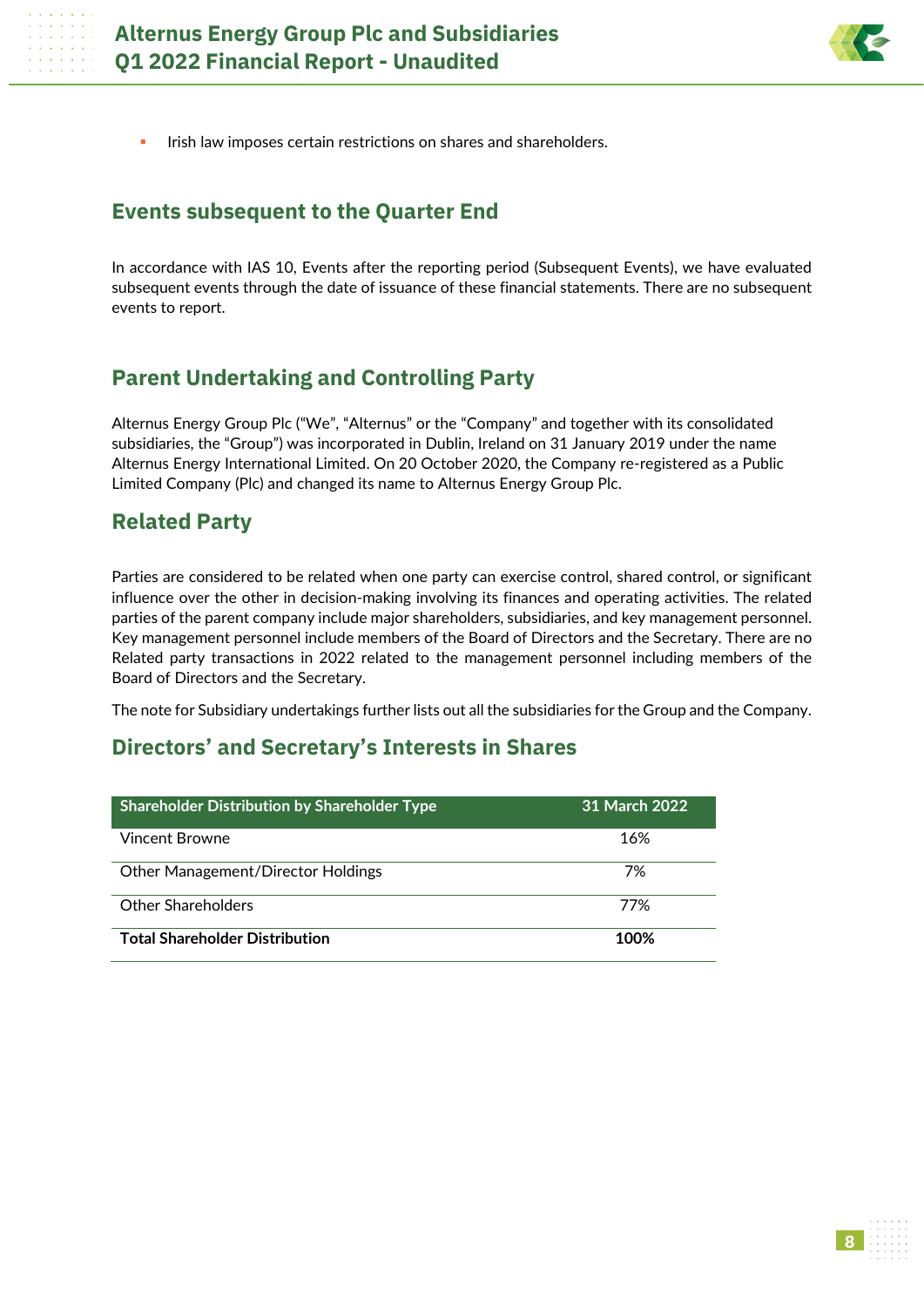- Irish law imposes certain restrictions on shares and shareholders.

## Events subsequent to the Quarter End

In accordance with IAS 10, Events after the reporting period (Subsequent Events), we have evaluated subsequent events through the date of issuance of these financial statements. There are no subsequent events to report.

## Parent Undertaking and Controlling Party

Alternus Energy Group Plc ("We", "Alternus" or the "Company" and together with its consolidated subsidiaries, the "Group") was incorporated in Dublin, Ireland on 31 January 2019 under the name Alternus Energy International Limited. On 20 October 2020, the Company re-registered as a Public Limited Company (Plc) and changed its name to Alternus Energy Group Plc.

## Related Party

Parties are considered to be related when one party can exercise control, shared control, or significant influence over the other in decision-making involving its finances and operating activities. The related parties of the parent company include major shareholders, subsidiaries, and key management personnel. Key management personnel include members of the Board of Directors and the Secretary. There are no Related party transactions in 2022 related to the management personnel including members of the Board of Directors and the Secretary.

The note for Subsidiary undertakings further lists out all the subsidiaries for the Group and the Company.

## Directors' and Secretary's Interests in Shares

| Shareholder Distribution by Shareholder Type | 31 March 2022 |
|---|---|
| Vincent Browne | 16% |
| Other Management/Director Holdings | 7% |
| Other Shareholders | 77% |
| **Total Shareholder Distribution** | **100%** |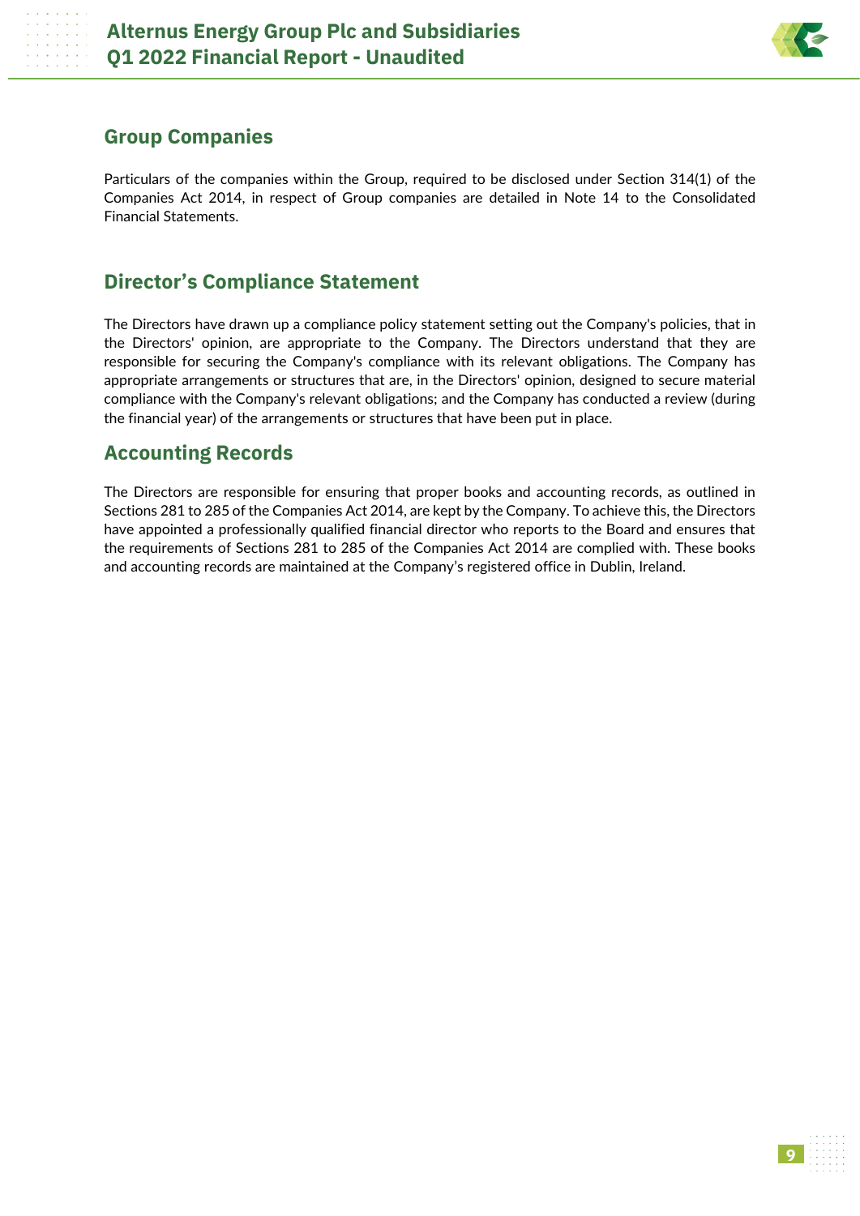## Group Companies

Particulars of the companies within the Group, required to be disclosed under Section 314(1) of the Companies Act 2014, in respect of Group companies are detailed in Note 14 to the Consolidated Financial Statements.

## Director's Compliance Statement

The Directors have drawn up a compliance policy statement setting out the Company's policies, that in the Directors' opinion, are appropriate to the Company. The Directors understand that they are responsible for securing the Company's compliance with its relevant obligations. The Company has appropriate arrangements or structures that are, in the Directors' opinion, designed to secure material compliance with the Company's relevant obligations; and the Company has conducted a review (during the financial year) of the arrangements or structures that have been put in place.

## Accounting Records

The Directors are responsible for ensuring that proper books and accounting records, as outlined in Sections 281 to 285 of the Companies Act 2014, are kept by the Company. To achieve this, the Directors have appointed a professionally qualified financial director who reports to the Board and ensures that the requirements of Sections 281 to 285 of the Companies Act 2014 are complied with. These books and accounting records are maintained at the Company's registered office in Dublin, Ireland.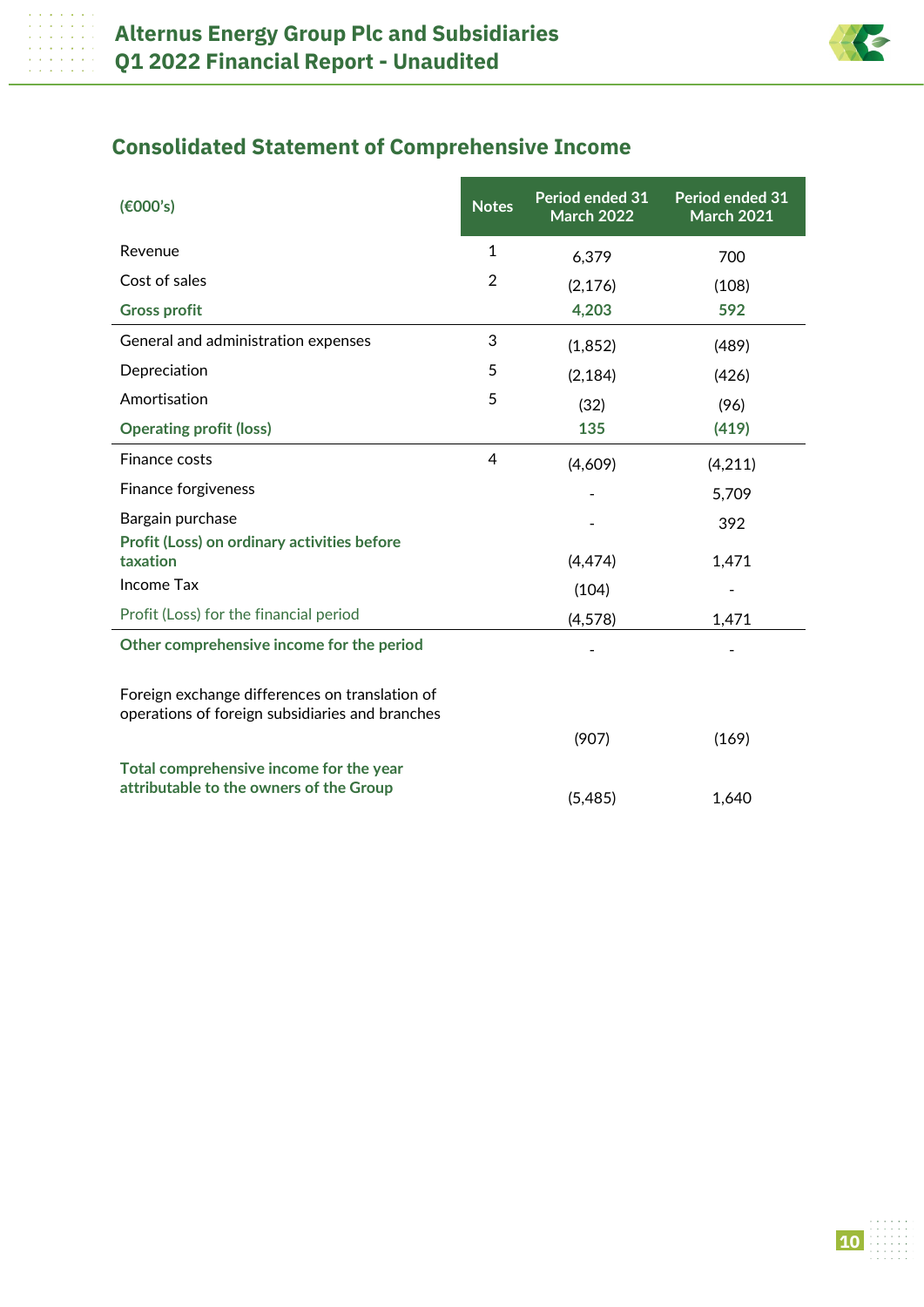## Consolidated Statement of Comprehensive Income

| (€000's) | Notes | Period ended 31 March 2022 | Period ended 31 March 2021 |
|---|---|---|---|
| Revenue | 1 | 6,379 | 700 |
| Cost of sales | 2 | (2,176) | (108) |
| **Gross profit** | | **4,203** | **592** |
| General and administration expenses | 3 | (1,852) | (489) |
| Depreciation | 5 | (2,184) | (426) |
| Amortisation | 5 | (32) | (96) |
| **Operating profit (loss)** | | **135** | **(419)** |
| Finance costs | 4 | (4,609) | (4,211) |
| Finance forgiveness | | - | 5,709 |
| Bargain purchase | | - | 392 |
| **Profit (Loss) on ordinary activities before taxation** | | (4,474) | 1,471 |
| Income Tax | | (104) | - |
| Profit (Loss) for the financial period | | (4,578) | 1,471 |
| **Other comprehensive income for the period** | | - | - |
| Foreign exchange differences on translation of operations of foreign subsidiaries and branches | | (907) | (169) |
| **Total comprehensive income for the year attributable to the owners of the Group** | | (5,485) | 1,640 |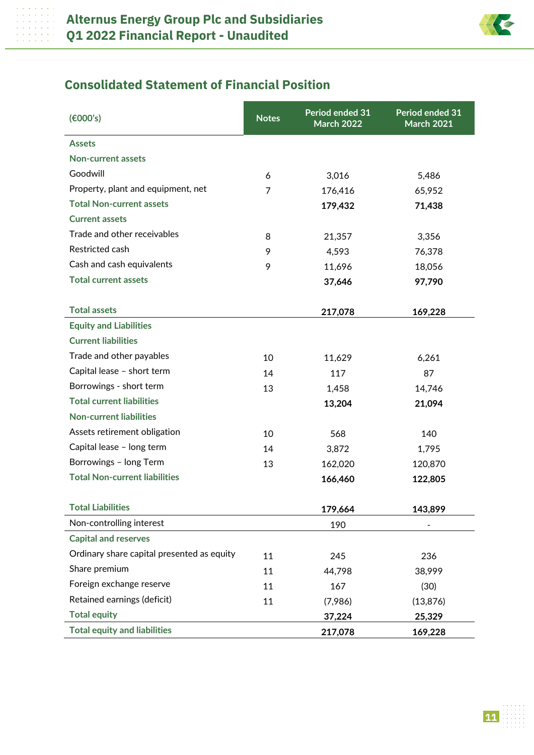## Consolidated Statement of Financial Position

| (€000's) | Notes | Period ended 31 March 2022 | Period ended 31 March 2021 |
|---|---|---|---|
| **Assets** | | | |
| **Non-current assets** | | | |
| Goodwill | 6 | 3,016 | 5,486 |
| Property, plant and equipment, net | 7 | 176,416 | 65,952 |
| **Total Non-current assets** | | **179,432** | **71,438** |
| **Current assets** | | | |
| Trade and other receivables | 8 | 21,357 | 3,356 |
| Restricted cash | 9 | 4,593 | 76,378 |
| Cash and cash equivalents | 9 | 11,696 | 18,056 |
| **Total current assets** | | **37,646** | **97,790** |
| **Total assets** | | **217,078** | **169,228** |
| **Equity and Liabilities** | | | |
| **Current liabilities** | | | |
| Trade and other payables | 10 | 11,629 | 6,261 |
| Capital lease – short term | 14 | 117 | 87 |
| Borrowings - short term | 13 | 1,458 | 14,746 |
| **Total current liabilities** | | **13,204** | **21,094** |
| **Non-current liabilities** | | | |
| Assets retirement obligation | 10 | 568 | 140 |
| Capital lease – long term | 14 | 3,872 | 1,795 |
| Borrowings – long Term | 13 | 162,020 | 120,870 |
| **Total Non-current liabilities** | | **166,460** | **122,805** |
| **Total Liabilities** | | **179,664** | **143,899** |
| Non-controlling interest | | 190 | - |
| **Capital and reserves** | | | |
| Ordinary share capital presented as equity | 11 | 245 | 236 |
| Share premium | 11 | 44,798 | 38,999 |
| Foreign exchange reserve | 11 | 167 | (30) |
| Retained earnings (deficit) | 11 | (7,986) | (13,876) |
| **Total equity** | | **37,224** | **25,329** |
| **Total equity and liabilities** | | **217,078** | **169,228** |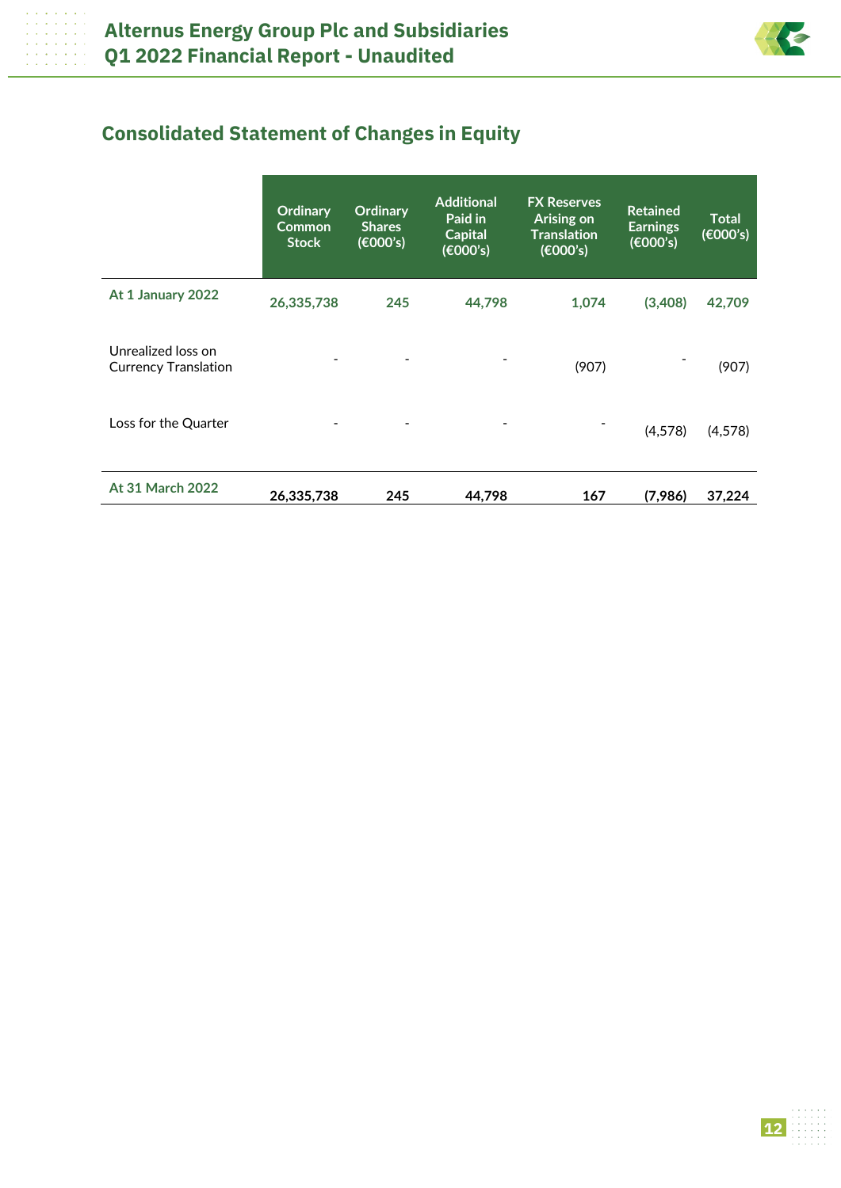## Consolidated Statement of Changes in Equity

| | Ordinary Common Stock | Ordinary Shares (€000's) | Additional Paid in Capital (€000's) | FX Reserves Arising on Translation (€000's) | Retained Earnings (€000's) | Total (€000's) |
|---|---|---|---|---|---|---|
| **At 1 January 2022** | **26,335,738** | **245** | **44,798** | **1,074** | **(3,408)** | **42,709** |
| Unrealized loss on Currency Translation | - | - | - | (907) | - | (907) |
| Loss for the Quarter | - | - | - | - | (4,578) | (4,578) |
| **At 31 March 2022** | **26,335,738** | **245** | **44,798** | **167** | **(7,986)** | **37,224** |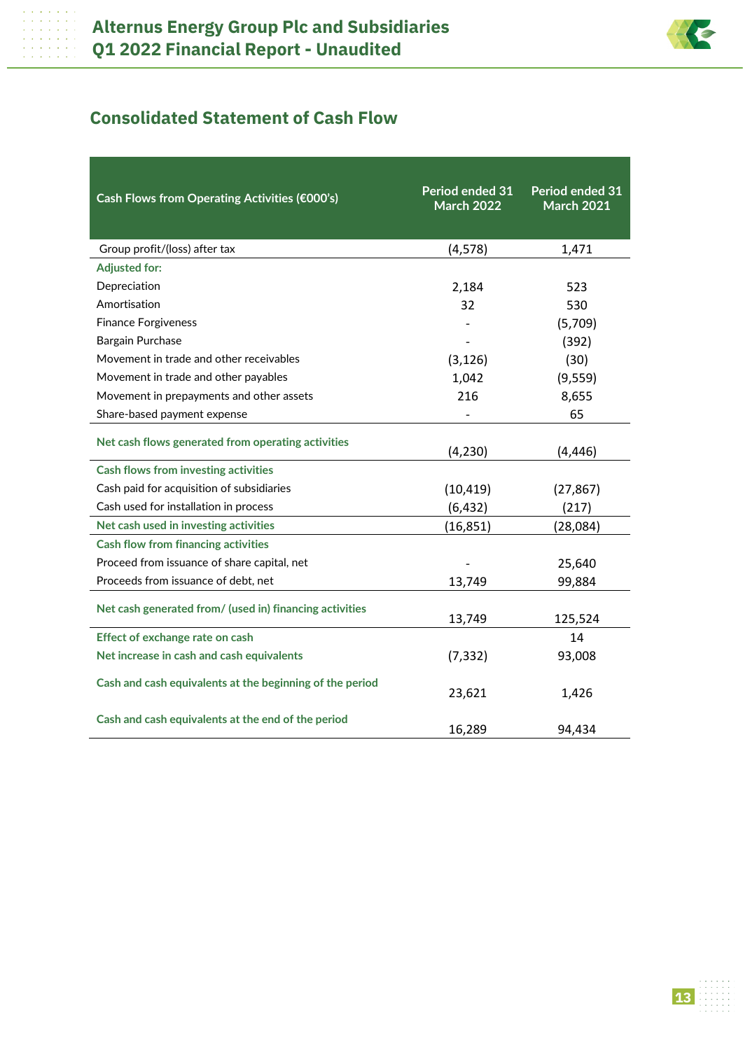## Consolidated Statement of Cash Flow

| Cash Flows from Operating Activities (€000's) | Period ended 31 March 2022 | Period ended 31 March 2021 |
|---|---|---|
| Group profit/(loss) after tax | (4,578) | 1,471 |
| **Adjusted for:** | | |
| Depreciation | 2,184 | 523 |
| Amortisation | 32 | 530 |
| Finance Forgiveness | - | (5,709) |
| Bargain Purchase | - | (392) |
| Movement in trade and other receivables | (3,126) | (30) |
| Movement in trade and other payables | 1,042 | (9,559) |
| Movement in prepayments and other assets | 216 | 8,655 |
| Share-based payment expense | - | 65 |
| **Net cash flows generated from operating activities** | (4,230) | (4,446) |
| **Cash flows from investing activities** | | |
| Cash paid for acquisition of subsidiaries | (10,419) | (27,867) |
| Cash used for installation in process | (6,432) | (217) |
| **Net cash used in investing activities** | (16,851) | (28,084) |
| **Cash flow from financing activities** | | |
| Proceed from issuance of share capital, net | - | 25,640 |
| Proceeds from issuance of debt, net | 13,749 | 99,884 |
| **Net cash generated from/ (used in) financing activities** | 13,749 | 125,524 |
| **Effect of exchange rate on cash** | | 14 |
| **Net increase in cash and cash equivalents** | (7,332) | 93,008 |
| **Cash and cash equivalents at the beginning of the period** | 23,621 | 1,426 |
| **Cash and cash equivalents at the end of the period** | 16,289 | 94,434 |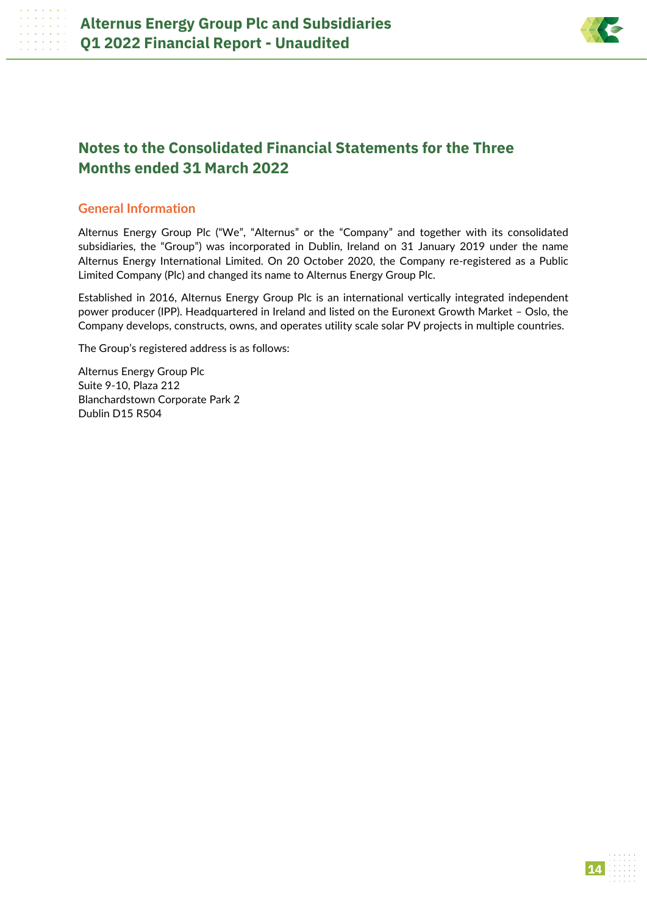# Notes to the Consolidated Financial Statements for the Three Months ended 31 March 2022

## General Information

Alternus Energy Group Plc ("We", "Alternus" or the "Company" and together with its consolidated subsidiaries, the "Group") was incorporated in Dublin, Ireland on 31 January 2019 under the name Alternus Energy International Limited. On 20 October 2020, the Company re-registered as a Public Limited Company (Plc) and changed its name to Alternus Energy Group Plc.

Established in 2016, Alternus Energy Group Plc is an international vertically integrated independent power producer (IPP). Headquartered in Ireland and listed on the Euronext Growth Market – Oslo, the Company develops, constructs, owns, and operates utility scale solar PV projects in multiple countries.

The Group's registered address is as follows:

Alternus Energy Group Plc
Suite 9-10, Plaza 212
Blanchardstown Corporate Park 2
Dublin D15 R504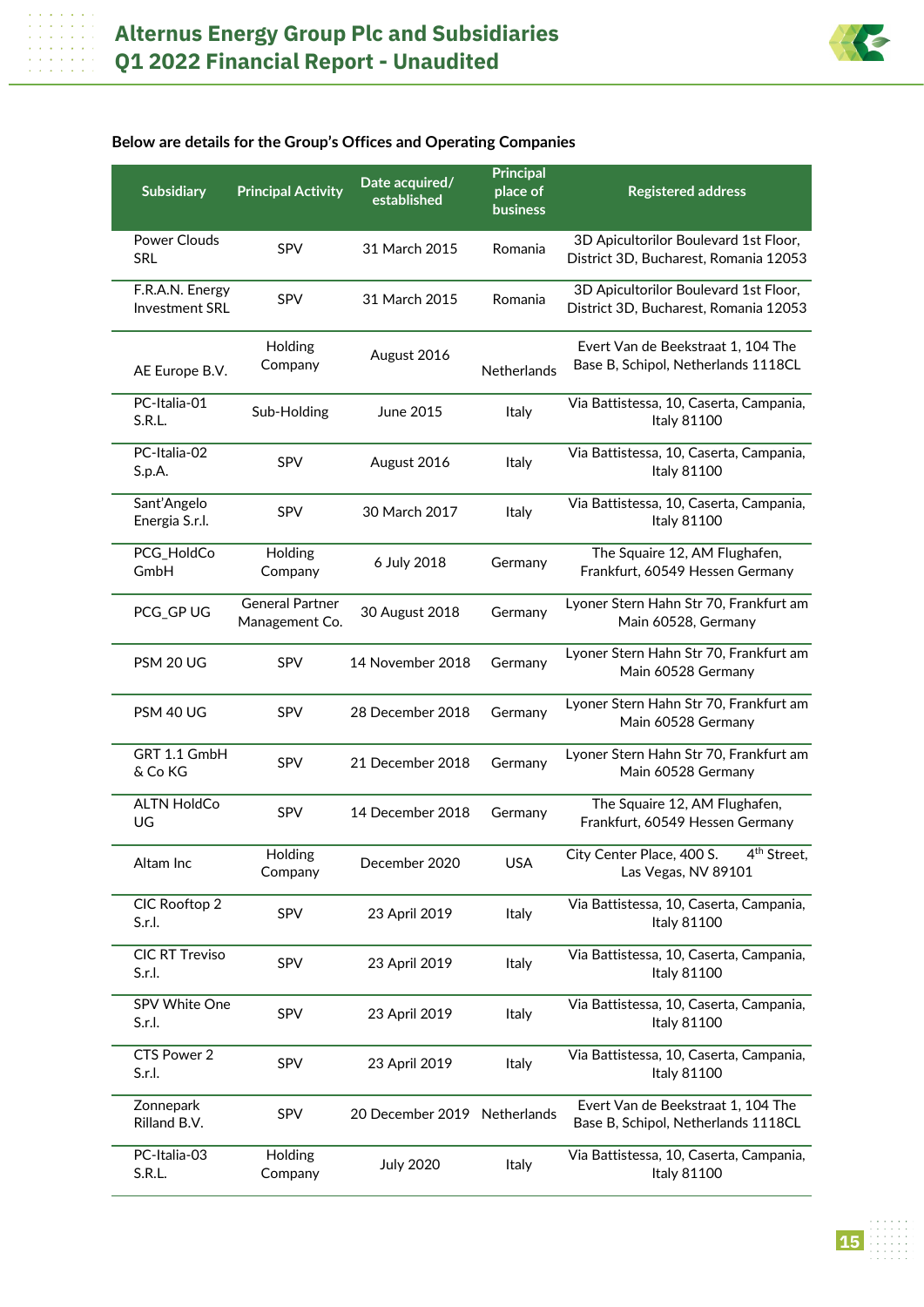**Below are details for the Group's Offices and Operating Companies**

| Subsidiary | Principal Activity | Date acquired/ established | Principal place of business | Registered address |
|---|---|---|---|---|
| Power Clouds SRL | SPV | 31 March 2015 | Romania | 3D Apicultorilor Boulevard 1st Floor, District 3D, Bucharest, Romania 12053 |
| F.R.A.N. Energy Investment SRL | SPV | 31 March 2015 | Romania | 3D Apicultorilor Boulevard 1st Floor, District 3D, Bucharest, Romania 12053 |
| AE Europe B.V. | Holding Company | August 2016 | Netherlands | Evert Van de Beekstraat 1, 104 The Base B, Schipol, Netherlands 1118CL |
| PC-Italia-01 S.R.L. | Sub-Holding | June 2015 | Italy | Via Battistessa, 10, Caserta, Campania, Italy 81100 |
| PC-Italia-02 S.p.A. | SPV | August 2016 | Italy | Via Battistessa, 10, Caserta, Campania, Italy 81100 |
| Sant'Angelo Energia S.r.l. | SPV | 30 March 2017 | Italy | Via Battistessa, 10, Caserta, Campania, Italy 81100 |
| PCG_HoldCo GmbH | Holding Company | 6 July 2018 | Germany | The Squaire 12, AM Flughafen, Frankfurt, 60549 Hessen Germany |
| PCG_GP UG | General Partner Management Co. | 30 August 2018 | Germany | Lyoner Stern Hahn Str 70, Frankfurt am Main 60528, Germany |
| PSM 20 UG | SPV | 14 November 2018 | Germany | Lyoner Stern Hahn Str 70, Frankfurt am Main 60528 Germany |
| PSM 40 UG | SPV | 28 December 2018 | Germany | Lyoner Stern Hahn Str 70, Frankfurt am Main 60528 Germany |
| GRT 1.1 GmbH & Co KG | SPV | 21 December 2018 | Germany | Lyoner Stern Hahn Str 70, Frankfurt am Main 60528 Germany |
| ALTN HoldCo UG | SPV | 14 December 2018 | Germany | The Squaire 12, AM Flughafen, Frankfurt, 60549 Hessen Germany |
| Altam Inc | Holding Company | December 2020 | USA | City Center Place, 400 S. 4th Street, Las Vegas, NV 89101 |
| CIC Rooftop 2 S.r.l. | SPV | 23 April 2019 | Italy | Via Battistessa, 10, Caserta, Campania, Italy 81100 |
| CIC RT Treviso S.r.l. | SPV | 23 April 2019 | Italy | Via Battistessa, 10, Caserta, Campania, Italy 81100 |
| SPV White One S.r.l. | SPV | 23 April 2019 | Italy | Via Battistessa, 10, Caserta, Campania, Italy 81100 |
| CTS Power 2 S.r.l. | SPV | 23 April 2019 | Italy | Via Battistessa, 10, Caserta, Campania, Italy 81100 |
| Zonnepark Rilland B.V. | SPV | 20 December 2019 | Netherlands | Evert Van de Beekstraat 1, 104 The Base B, Schipol, Netherlands 1118CL |
| PC-Italia-03 S.R.L. | Holding Company | July 2020 | Italy | Via Battistessa, 10, Caserta, Campania, Italy 81100 |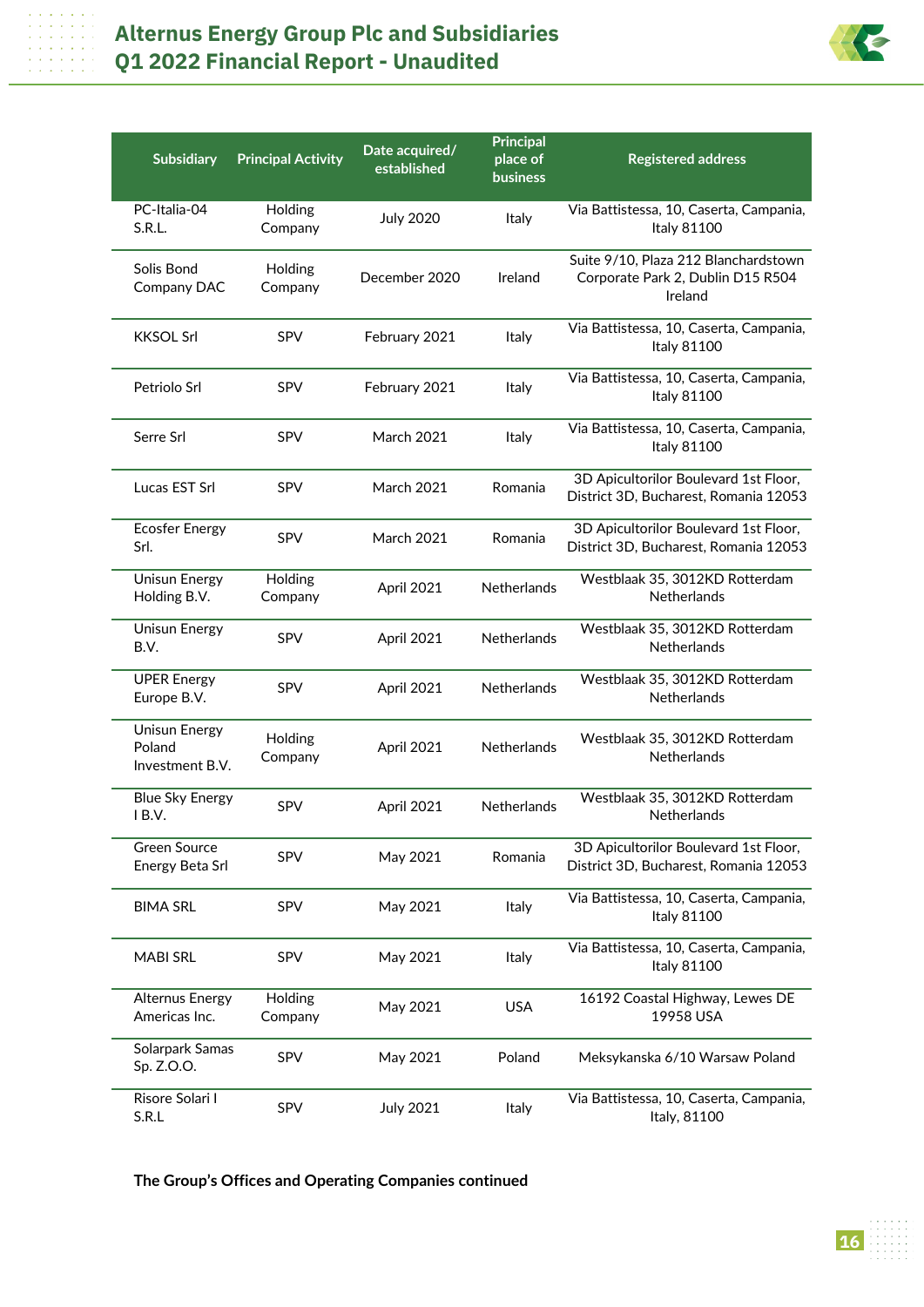| Subsidiary | Principal Activity | Date acquired/ established | Principal place of business | Registered address |
|---|---|---|---|---|
| PC-Italia-04 S.R.L. | Holding Company | July 2020 | Italy | Via Battistessa, 10, Caserta, Campania, Italy 81100 |
| Solis Bond Company DAC | Holding Company | December 2020 | Ireland | Suite 9/10, Plaza 212 Blanchardstown Corporate Park 2, Dublin D15 R504 Ireland |
| KKSOL Srl | SPV | February 2021 | Italy | Via Battistessa, 10, Caserta, Campania, Italy 81100 |
| Petriolo Srl | SPV | February 2021 | Italy | Via Battistessa, 10, Caserta, Campania, Italy 81100 |
| Serre Srl | SPV | March 2021 | Italy | Via Battistessa, 10, Caserta, Campania, Italy 81100 |
| Lucas EST Srl | SPV | March 2021 | Romania | 3D Apicultorilor Boulevard 1st Floor, District 3D, Bucharest, Romania 12053 |
| Ecosfer Energy Srl. | SPV | March 2021 | Romania | 3D Apicultorilor Boulevard 1st Floor, District 3D, Bucharest, Romania 12053 |
| Unisun Energy Holding B.V. | Holding Company | April 2021 | Netherlands | Westblaak 35, 3012KD Rotterdam Netherlands |
| Unisun Energy B.V. | SPV | April 2021 | Netherlands | Westblaak 35, 3012KD Rotterdam Netherlands |
| UPER Energy Europe B.V. | SPV | April 2021 | Netherlands | Westblaak 35, 3012KD Rotterdam Netherlands |
| Unisun Energy Poland Investment B.V. | Holding Company | April 2021 | Netherlands | Westblaak 35, 3012KD Rotterdam Netherlands |
| Blue Sky Energy I B.V. | SPV | April 2021 | Netherlands | Westblaak 35, 3012KD Rotterdam Netherlands |
| Green Source Energy Beta Srl | SPV | May 2021 | Romania | 3D Apicultorilor Boulevard 1st Floor, District 3D, Bucharest, Romania 12053 |
| BIMA SRL | SPV | May 2021 | Italy | Via Battistessa, 10, Caserta, Campania, Italy 81100 |
| MABI SRL | SPV | May 2021 | Italy | Via Battistessa, 10, Caserta, Campania, Italy 81100 |
| Alternus Energy Americas Inc. | Holding Company | May 2021 | USA | 16192 Coastal Highway, Lewes DE 19958 USA |
| Solarpark Samas Sp. Z.O.O. | SPV | May 2021 | Poland | Meksykanska 6/10 Warsaw Poland |
| Risore Solari I S.R.L | SPV | July 2021 | Italy | Via Battistessa, 10, Caserta, Campania, Italy, 81100 |

**The Group's Offices and Operating Companies continued**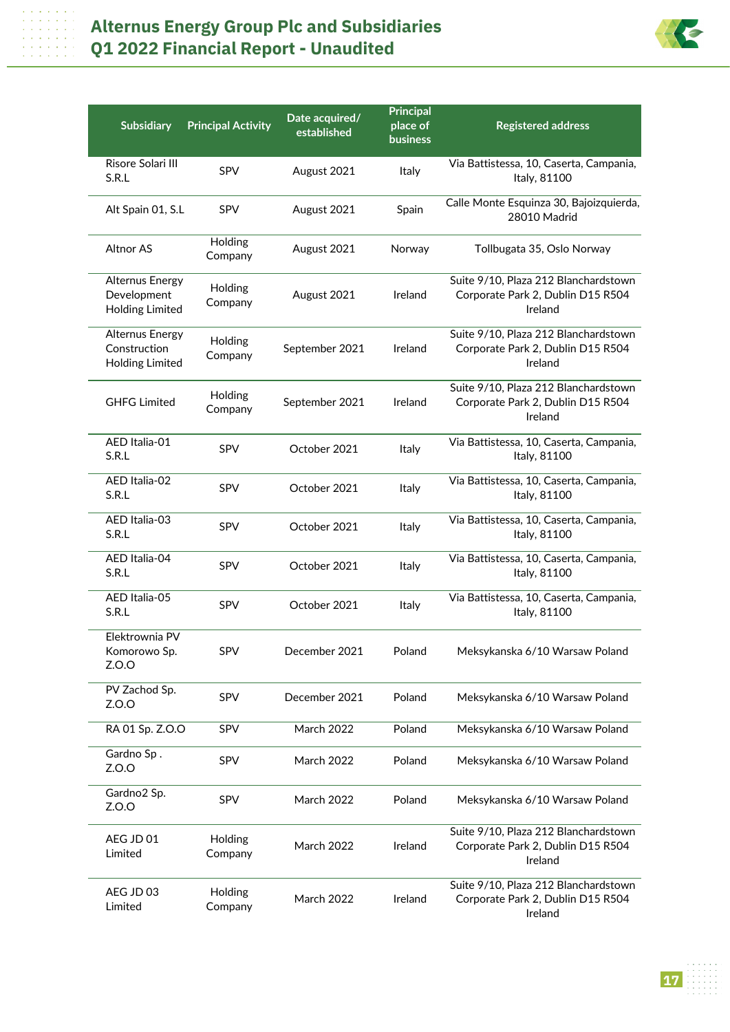| Subsidiary | Principal Activity | Date acquired/ established | Principal place of business | Registered address |
|---|---|---|---|---|
| Risore Solari III S.R.L | SPV | August 2021 | Italy | Via Battistessa, 10, Caserta, Campania, Italy, 81100 |
| Alt Spain 01, S.L | SPV | August 2021 | Spain | Calle Monte Esquinza 30, Bajoizquierda, 28010 Madrid |
| Altnor AS | Holding Company | August 2021 | Norway | Tollbugata 35, Oslo Norway |
| Alternus Energy Development Holding Limited | Holding Company | August 2021 | Ireland | Suite 9/10, Plaza 212 Blanchardstown Corporate Park 2, Dublin D15 R504 Ireland |
| Alternus Energy Construction Holding Limited | Holding Company | September 2021 | Ireland | Suite 9/10, Plaza 212 Blanchardstown Corporate Park 2, Dublin D15 R504 Ireland |
| GHFG Limited | Holding Company | September 2021 | Ireland | Suite 9/10, Plaza 212 Blanchardstown Corporate Park 2, Dublin D15 R504 Ireland |
| AED Italia-01 S.R.L | SPV | October 2021 | Italy | Via Battistessa, 10, Caserta, Campania, Italy, 81100 |
| AED Italia-02 S.R.L | SPV | October 2021 | Italy | Via Battistessa, 10, Caserta, Campania, Italy, 81100 |
| AED Italia-03 S.R.L | SPV | October 2021 | Italy | Via Battistessa, 10, Caserta, Campania, Italy, 81100 |
| AED Italia-04 S.R.L | SPV | October 2021 | Italy | Via Battistessa, 10, Caserta, Campania, Italy, 81100 |
| AED Italia-05 S.R.L | SPV | October 2021 | Italy | Via Battistessa, 10, Caserta, Campania, Italy, 81100 |
| Elektrownia PV Komorowo Sp. Z.O.O | SPV | December 2021 | Poland | Meksykanska 6/10 Warsaw Poland |
| PV Zachod Sp. Z.O.O | SPV | December 2021 | Poland | Meksykanska 6/10 Warsaw Poland |
| RA 01 Sp. Z.O.O | SPV | March 2022 | Poland | Meksykanska 6/10 Warsaw Poland |
| Gardno Sp . Z.O.O | SPV | March 2022 | Poland | Meksykanska 6/10 Warsaw Poland |
| Gardno2 Sp. Z.O.O | SPV | March 2022 | Poland | Meksykanska 6/10 Warsaw Poland |
| AEG JD 01 Limited | Holding Company | March 2022 | Ireland | Suite 9/10, Plaza 212 Blanchardstown Corporate Park 2, Dublin D15 R504 Ireland |
| AEG JD 03 Limited | Holding Company | March 2022 | Ireland | Suite 9/10, Plaza 212 Blanchardstown Corporate Park 2, Dublin D15 R504 Ireland |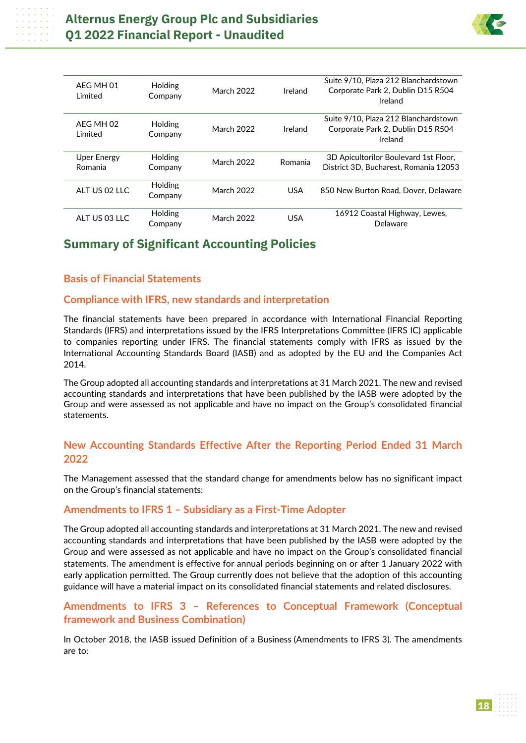| | | | | |
|---|---|---|---|---|
| AEG MH 01 Limited | Holding Company | March 2022 | Ireland | Suite 9/10, Plaza 212 Blanchardstown Corporate Park 2, Dublin D15 R504 Ireland |
| AEG MH 02 Limited | Holding Company | March 2022 | Ireland | Suite 9/10, Plaza 212 Blanchardstown Corporate Park 2, Dublin D15 R504 Ireland |
| Uper Energy Romania | Holding Company | March 2022 | Romania | 3D Apicultorilor Boulevard 1st Floor, District 3D, Bucharest, Romania 12053 |
| ALT US 02 LLC | Holding Company | March 2022 | USA | 850 New Burton Road, Dover, Delaware |
| ALT US 03 LLC | Holding Company | March 2022 | USA | 16912 Coastal Highway, Lewes, Delaware |

## Summary of Significant Accounting Policies

### Basis of Financial Statements

### Compliance with IFRS, new standards and interpretation

The financial statements have been prepared in accordance with International Financial Reporting Standards (IFRS) and interpretations issued by the IFRS Interpretations Committee (IFRS IC) applicable to companies reporting under IFRS. The financial statements comply with IFRS as issued by the International Accounting Standards Board (IASB) and as adopted by the EU and the Companies Act 2014.

The Group adopted all accounting standards and interpretations at 31 March 2021. The new and revised accounting standards and interpretations that have been published by the IASB were adopted by the Group and were assessed as not applicable and have no impact on the Group's consolidated financial statements.

### New Accounting Standards Effective After the Reporting Period Ended 31 March 2022

The Management assessed that the standard change for amendments below has no significant impact on the Group's financial statements:

### Amendments to IFRS 1 – Subsidiary as a First-Time Adopter

The Group adopted all accounting standards and interpretations at 31 March 2021. The new and revised accounting standards and interpretations that have been published by the IASB were adopted by the Group and were assessed as not applicable and have no impact on the Group's consolidated financial statements. The amendment is effective for annual periods beginning on or after 1 January 2022 with early application permitted. The Group currently does not believe that the adoption of this accounting guidance will have a material impact on its consolidated financial statements and related disclosures.

### Amendments to IFRS 3 – References to Conceptual Framework (Conceptual framework and Business Combination)

In October 2018, the IASB issued Definition of a Business (Amendments to IFRS 3). The amendments are to: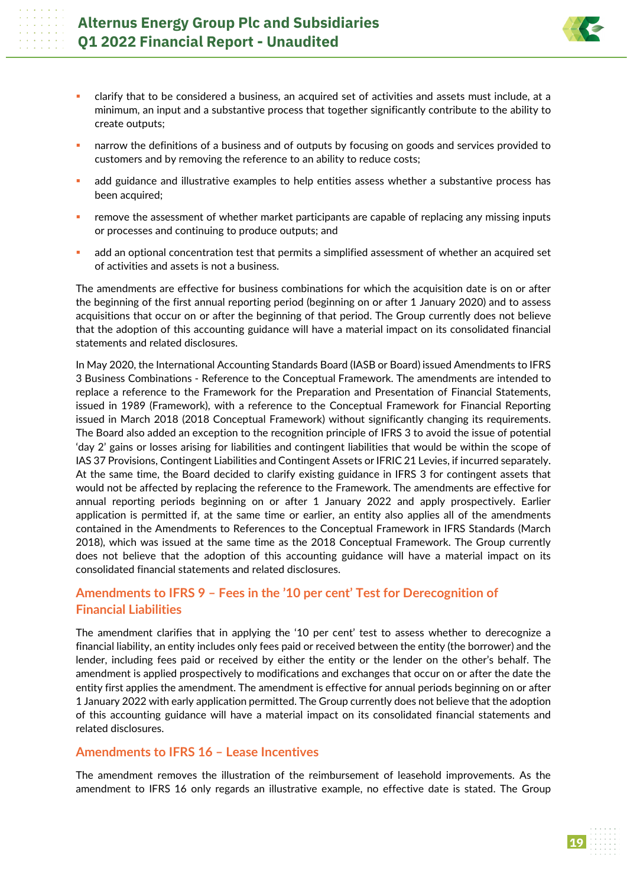- clarify that to be considered a business, an acquired set of activities and assets must include, at a minimum, an input and a substantive process that together significantly contribute to the ability to create outputs;
- narrow the definitions of a business and of outputs by focusing on goods and services provided to customers and by removing the reference to an ability to reduce costs;
- add guidance and illustrative examples to help entities assess whether a substantive process has been acquired;
- remove the assessment of whether market participants are capable of replacing any missing inputs or processes and continuing to produce outputs; and
- add an optional concentration test that permits a simplified assessment of whether an acquired set of activities and assets is not a business.

The amendments are effective for business combinations for which the acquisition date is on or after the beginning of the first annual reporting period (beginning on or after 1 January 2020) and to assess acquisitions that occur on or after the beginning of that period. The Group currently does not believe that the adoption of this accounting guidance will have a material impact on its consolidated financial statements and related disclosures.

In May 2020, the International Accounting Standards Board (IASB or Board) issued Amendments to IFRS 3 Business Combinations - Reference to the Conceptual Framework. The amendments are intended to replace a reference to the Framework for the Preparation and Presentation of Financial Statements, issued in 1989 (Framework), with a reference to the Conceptual Framework for Financial Reporting issued in March 2018 (2018 Conceptual Framework) without significantly changing its requirements. The Board also added an exception to the recognition principle of IFRS 3 to avoid the issue of potential 'day 2' gains or losses arising for liabilities and contingent liabilities that would be within the scope of IAS 37 Provisions, Contingent Liabilities and Contingent Assets or IFRIC 21 Levies, if incurred separately. At the same time, the Board decided to clarify existing guidance in IFRS 3 for contingent assets that would not be affected by replacing the reference to the Framework. The amendments are effective for annual reporting periods beginning on or after 1 January 2022 and apply prospectively. Earlier application is permitted if, at the same time or earlier, an entity also applies all of the amendments contained in the Amendments to References to the Conceptual Framework in IFRS Standards (March 2018), which was issued at the same time as the 2018 Conceptual Framework. The Group currently does not believe that the adoption of this accounting guidance will have a material impact on its consolidated financial statements and related disclosures.

## Amendments to IFRS 9 – Fees in the '10 per cent' Test for Derecognition of Financial Liabilities

The amendment clarifies that in applying the '10 per cent' test to assess whether to derecognize a financial liability, an entity includes only fees paid or received between the entity (the borrower) and the lender, including fees paid or received by either the entity or the lender on the other's behalf. The amendment is applied prospectively to modifications and exchanges that occur on or after the date the entity first applies the amendment. The amendment is effective for annual periods beginning on or after 1 January 2022 with early application permitted. The Group currently does not believe that the adoption of this accounting guidance will have a material impact on its consolidated financial statements and related disclosures.

## Amendments to IFRS 16 – Lease Incentives

The amendment removes the illustration of the reimbursement of leasehold improvements. As the amendment to IFRS 16 only regards an illustrative example, no effective date is stated. The Group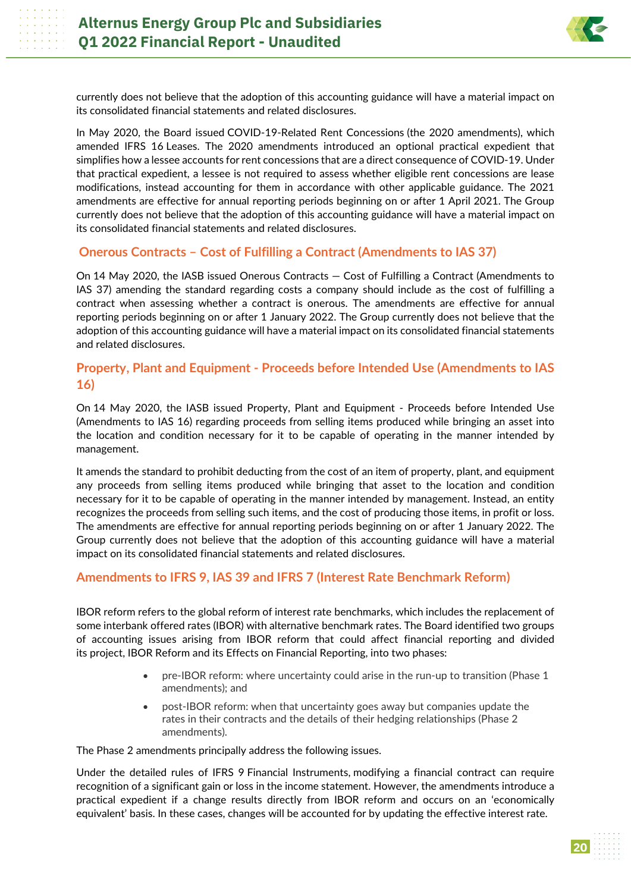currently does not believe that the adoption of this accounting guidance will have a material impact on its consolidated financial statements and related disclosures.

In May 2020, the Board issued COVID-19-Related Rent Concessions (the 2020 amendments), which amended IFRS 16 Leases. The 2020 amendments introduced an optional practical expedient that simplifies how a lessee accounts for rent concessions that are a direct consequence of COVID-19. Under that practical expedient, a lessee is not required to assess whether eligible rent concessions are lease modifications, instead accounting for them in accordance with other applicable guidance. The 2021 amendments are effective for annual reporting periods beginning on or after 1 April 2021. The Group currently does not believe that the adoption of this accounting guidance will have a material impact on its consolidated financial statements and related disclosures.

## Onerous Contracts – Cost of Fulfilling a Contract (Amendments to IAS 37)

On 14 May 2020, the IASB issued Onerous Contracts — Cost of Fulfilling a Contract (Amendments to IAS 37) amending the standard regarding costs a company should include as the cost of fulfilling a contract when assessing whether a contract is onerous. The amendments are effective for annual reporting periods beginning on or after 1 January 2022. The Group currently does not believe that the adoption of this accounting guidance will have a material impact on its consolidated financial statements and related disclosures.

## Property, Plant and Equipment - Proceeds before Intended Use (Amendments to IAS 16)

On 14 May 2020, the IASB issued Property, Plant and Equipment - Proceeds before Intended Use (Amendments to IAS 16) regarding proceeds from selling items produced while bringing an asset into the location and condition necessary for it to be capable of operating in the manner intended by management.

It amends the standard to prohibit deducting from the cost of an item of property, plant, and equipment any proceeds from selling items produced while bringing that asset to the location and condition necessary for it to be capable of operating in the manner intended by management. Instead, an entity recognizes the proceeds from selling such items, and the cost of producing those items, in profit or loss. The amendments are effective for annual reporting periods beginning on or after 1 January 2022. The Group currently does not believe that the adoption of this accounting guidance will have a material impact on its consolidated financial statements and related disclosures.

## Amendments to IFRS 9, IAS 39 and IFRS 7 (Interest Rate Benchmark Reform)

IBOR reform refers to the global reform of interest rate benchmarks, which includes the replacement of some interbank offered rates (IBOR) with alternative benchmark rates. The Board identified two groups of accounting issues arising from IBOR reform that could affect financial reporting and divided its project, IBOR Reform and its Effects on Financial Reporting, into two phases:

- pre-IBOR reform: where uncertainty could arise in the run-up to transition (Phase 1 amendments); and
- post-IBOR reform: when that uncertainty goes away but companies update the rates in their contracts and the details of their hedging relationships (Phase 2 amendments).

The Phase 2 amendments principally address the following issues.

Under the detailed rules of IFRS 9 Financial Instruments, modifying a financial contract can require recognition of a significant gain or loss in the income statement. However, the amendments introduce a practical expedient if a change results directly from IBOR reform and occurs on an 'economically equivalent' basis. In these cases, changes will be accounted for by updating the effective interest rate.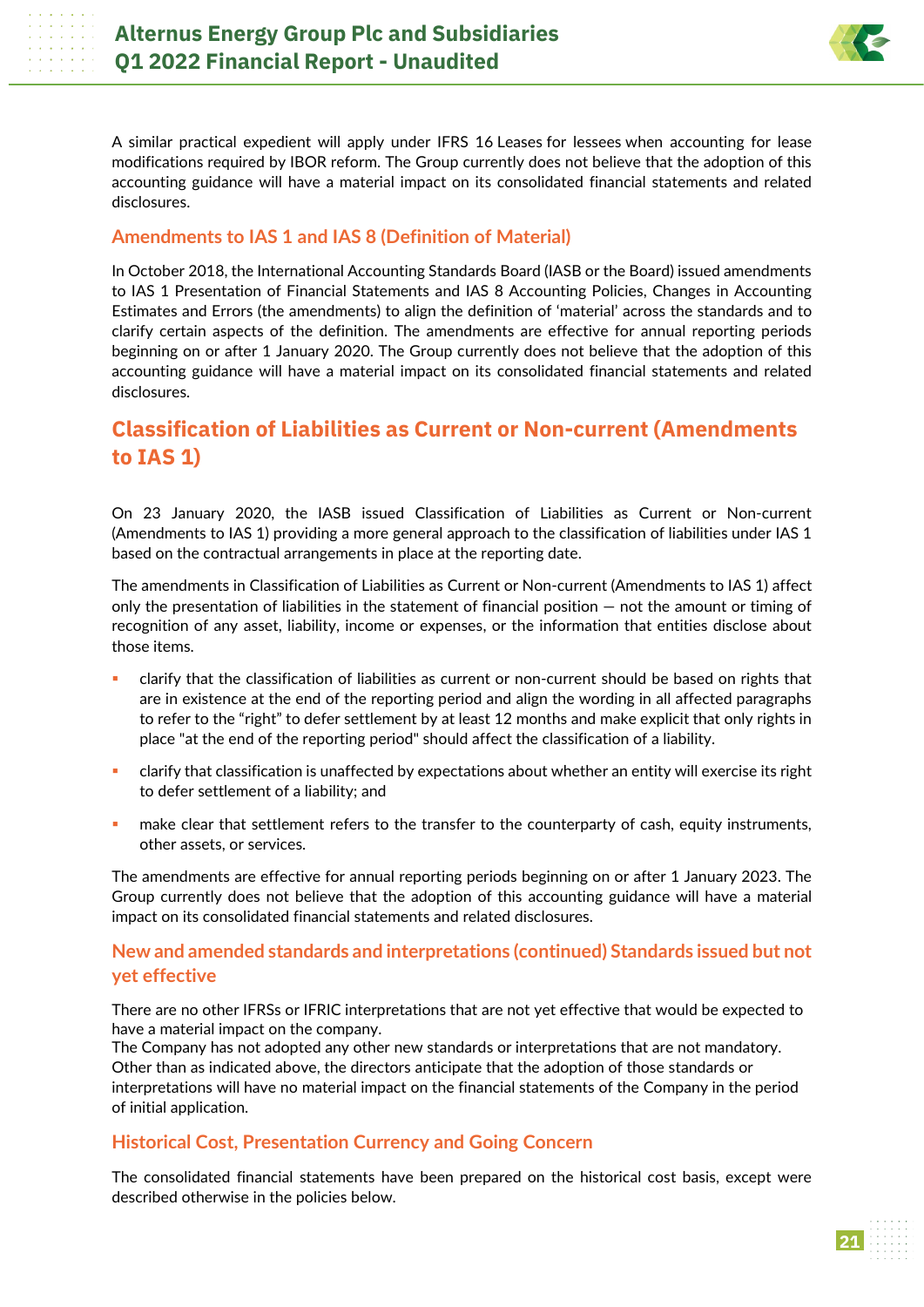A similar practical expedient will apply under IFRS 16 Leases for lessees when accounting for lease modifications required by IBOR reform. The Group currently does not believe that the adoption of this accounting guidance will have a material impact on its consolidated financial statements and related disclosures.

### Amendments to IAS 1 and IAS 8 (Definition of Material)

In October 2018, the International Accounting Standards Board (IASB or the Board) issued amendments to IAS 1 Presentation of Financial Statements and IAS 8 Accounting Policies, Changes in Accounting Estimates and Errors (the amendments) to align the definition of 'material' across the standards and to clarify certain aspects of the definition. The amendments are effective for annual reporting periods beginning on or after 1 January 2020. The Group currently does not believe that the adoption of this accounting guidance will have a material impact on its consolidated financial statements and related disclosures.

## Classification of Liabilities as Current or Non-current (Amendments to IAS 1)

On 23 January 2020, the IASB issued Classification of Liabilities as Current or Non-current (Amendments to IAS 1) providing a more general approach to the classification of liabilities under IAS 1 based on the contractual arrangements in place at the reporting date.

The amendments in Classification of Liabilities as Current or Non-current (Amendments to IAS 1) affect only the presentation of liabilities in the statement of financial position — not the amount or timing of recognition of any asset, liability, income or expenses, or the information that entities disclose about those items.

- clarify that the classification of liabilities as current or non-current should be based on rights that are in existence at the end of the reporting period and align the wording in all affected paragraphs to refer to the "right" to defer settlement by at least 12 months and make explicit that only rights in place "at the end of the reporting period" should affect the classification of a liability.
- clarify that classification is unaffected by expectations about whether an entity will exercise its right to defer settlement of a liability; and
- make clear that settlement refers to the transfer to the counterparty of cash, equity instruments, other assets, or services.

The amendments are effective for annual reporting periods beginning on or after 1 January 2023. The Group currently does not believe that the adoption of this accounting guidance will have a material impact on its consolidated financial statements and related disclosures.

### New and amended standards and interpretations (continued) Standards issued but not yet effective

There are no other IFRSs or IFRIC interpretations that are not yet effective that would be expected to have a material impact on the company.
The Company has not adopted any other new standards or interpretations that are not mandatory. Other than as indicated above, the directors anticipate that the adoption of those standards or interpretations will have no material impact on the financial statements of the Company in the period of initial application.

### Historical Cost, Presentation Currency and Going Concern

The consolidated financial statements have been prepared on the historical cost basis, except were described otherwise in the policies below.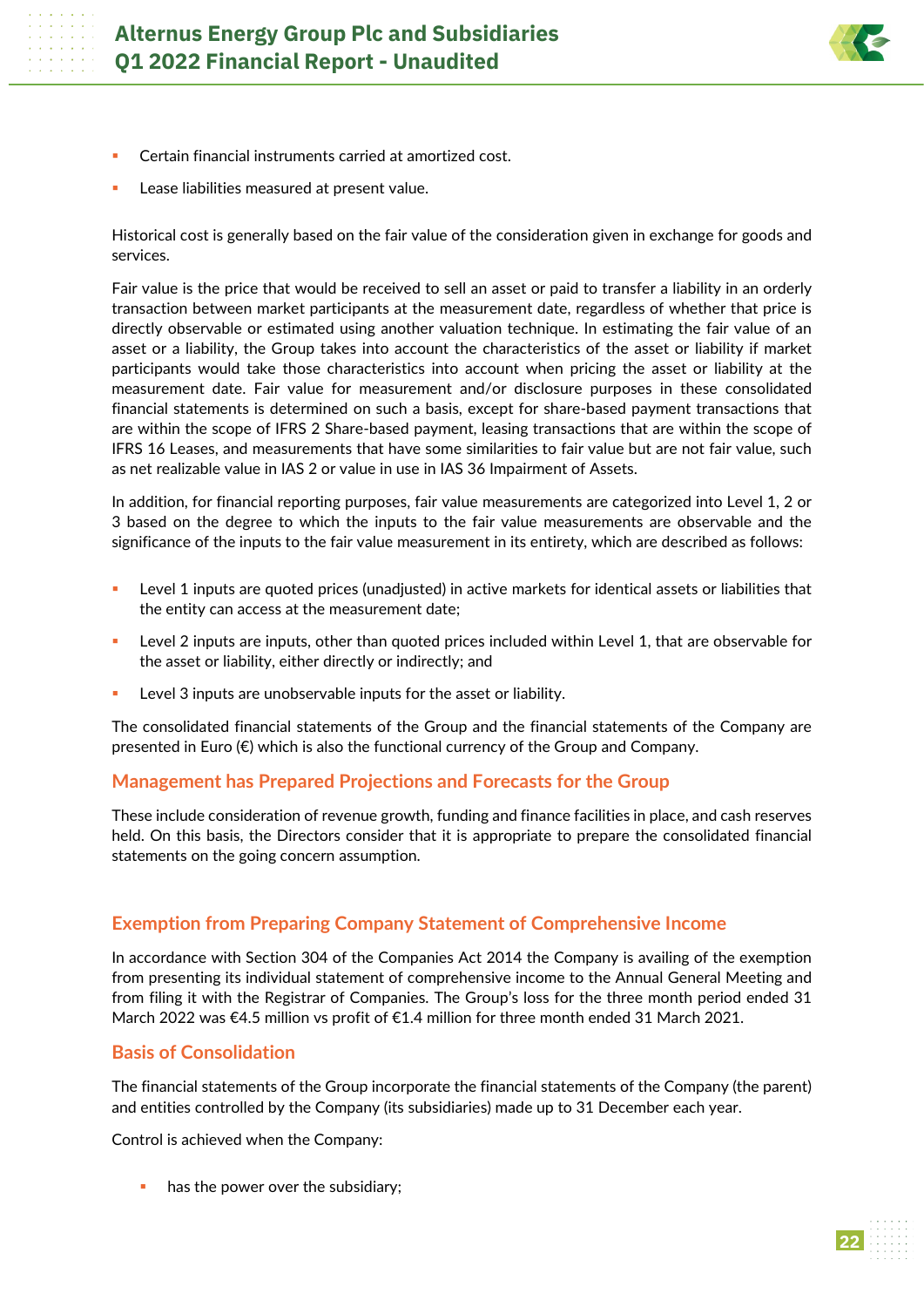- Certain financial instruments carried at amortized cost.
- Lease liabilities measured at present value.

Historical cost is generally based on the fair value of the consideration given in exchange for goods and services.

Fair value is the price that would be received to sell an asset or paid to transfer a liability in an orderly transaction between market participants at the measurement date, regardless of whether that price is directly observable or estimated using another valuation technique. In estimating the fair value of an asset or a liability, the Group takes into account the characteristics of the asset or liability if market participants would take those characteristics into account when pricing the asset or liability at the measurement date. Fair value for measurement and/or disclosure purposes in these consolidated financial statements is determined on such a basis, except for share-based payment transactions that are within the scope of IFRS 2 Share-based payment, leasing transactions that are within the scope of IFRS 16 Leases, and measurements that have some similarities to fair value but are not fair value, such as net realizable value in IAS 2 or value in use in IAS 36 Impairment of Assets.

In addition, for financial reporting purposes, fair value measurements are categorized into Level 1, 2 or 3 based on the degree to which the inputs to the fair value measurements are observable and the significance of the inputs to the fair value measurement in its entirety, which are described as follows:

- Level 1 inputs are quoted prices (unadjusted) in active markets for identical assets or liabilities that the entity can access at the measurement date;
- Level 2 inputs are inputs, other than quoted prices included within Level 1, that are observable for the asset or liability, either directly or indirectly; and
- Level 3 inputs are unobservable inputs for the asset or liability.

The consolidated financial statements of the Group and the financial statements of the Company are presented in Euro (€) which is also the functional currency of the Group and Company.

## Management has Prepared Projections and Forecasts for the Group

These include consideration of revenue growth, funding and finance facilities in place, and cash reserves held. On this basis, the Directors consider that it is appropriate to prepare the consolidated financial statements on the going concern assumption.

## Exemption from Preparing Company Statement of Comprehensive Income

In accordance with Section 304 of the Companies Act 2014 the Company is availing of the exemption from presenting its individual statement of comprehensive income to the Annual General Meeting and from filing it with the Registrar of Companies. The Group's loss for the three month period ended 31 March 2022 was €4.5 million vs profit of €1.4 million for three month ended 31 March 2021.

## Basis of Consolidation

The financial statements of the Group incorporate the financial statements of the Company (the parent) and entities controlled by the Company (its subsidiaries) made up to 31 December each year.

Control is achieved when the Company:

- has the power over the subsidiary;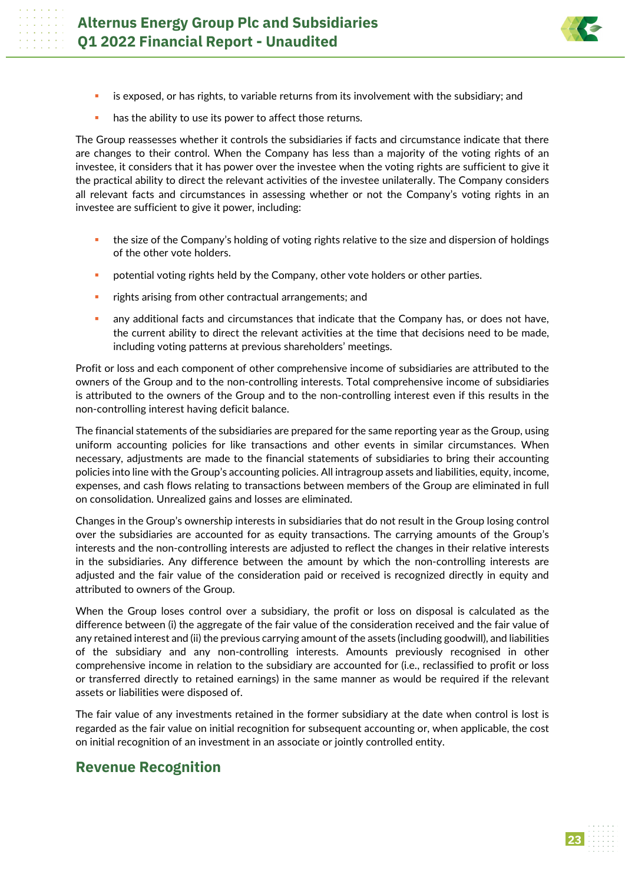- is exposed, or has rights, to variable returns from its involvement with the subsidiary; and
- has the ability to use its power to affect those returns.

The Group reassesses whether it controls the subsidiaries if facts and circumstance indicate that there are changes to their control. When the Company has less than a majority of the voting rights of an investee, it considers that it has power over the investee when the voting rights are sufficient to give it the practical ability to direct the relevant activities of the investee unilaterally. The Company considers all relevant facts and circumstances in assessing whether or not the Company's voting rights in an investee are sufficient to give it power, including:

- the size of the Company's holding of voting rights relative to the size and dispersion of holdings of the other vote holders.
- potential voting rights held by the Company, other vote holders or other parties.
- rights arising from other contractual arrangements; and
- any additional facts and circumstances that indicate that the Company has, or does not have, the current ability to direct the relevant activities at the time that decisions need to be made, including voting patterns at previous shareholders' meetings.

Profit or loss and each component of other comprehensive income of subsidiaries are attributed to the owners of the Group and to the non-controlling interests. Total comprehensive income of subsidiaries is attributed to the owners of the Group and to the non-controlling interest even if this results in the non-controlling interest having deficit balance.

The financial statements of the subsidiaries are prepared for the same reporting year as the Group, using uniform accounting policies for like transactions and other events in similar circumstances. When necessary, adjustments are made to the financial statements of subsidiaries to bring their accounting policies into line with the Group's accounting policies. All intragroup assets and liabilities, equity, income, expenses, and cash flows relating to transactions between members of the Group are eliminated in full on consolidation. Unrealized gains and losses are eliminated.

Changes in the Group's ownership interests in subsidiaries that do not result in the Group losing control over the subsidiaries are accounted for as equity transactions. The carrying amounts of the Group's interests and the non-controlling interests are adjusted to reflect the changes in their relative interests in the subsidiaries. Any difference between the amount by which the non-controlling interests are adjusted and the fair value of the consideration paid or received is recognized directly in equity and attributed to owners of the Group.

When the Group loses control over a subsidiary, the profit or loss on disposal is calculated as the difference between (i) the aggregate of the fair value of the consideration received and the fair value of any retained interest and (ii) the previous carrying amount of the assets (including goodwill), and liabilities of the subsidiary and any non-controlling interests. Amounts previously recognised in other comprehensive income in relation to the subsidiary are accounted for (i.e., reclassified to profit or loss or transferred directly to retained earnings) in the same manner as would be required if the relevant assets or liabilities were disposed of.

The fair value of any investments retained in the former subsidiary at the date when control is lost is regarded as the fair value on initial recognition for subsequent accounting or, when applicable, the cost on initial recognition of an investment in an associate or jointly controlled entity.

## Revenue Recognition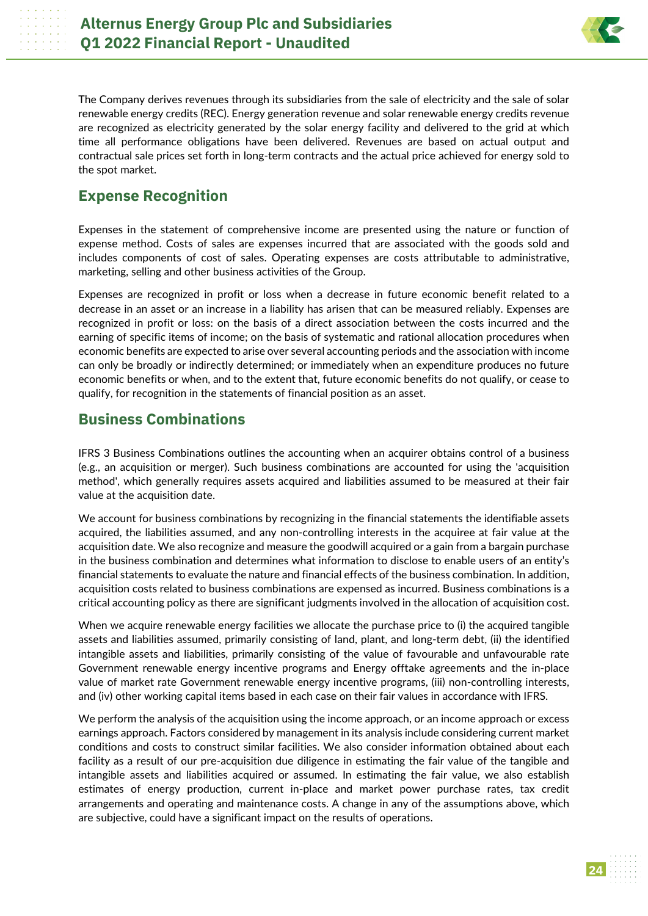The Company derives revenues through its subsidiaries from the sale of electricity and the sale of solar renewable energy credits (REC). Energy generation revenue and solar renewable energy credits revenue are recognized as electricity generated by the solar energy facility and delivered to the grid at which time all performance obligations have been delivered. Revenues are based on actual output and contractual sale prices set forth in long-term contracts and the actual price achieved for energy sold to the spot market.

## Expense Recognition

Expenses in the statement of comprehensive income are presented using the nature or function of expense method. Costs of sales are expenses incurred that are associated with the goods sold and includes components of cost of sales. Operating expenses are costs attributable to administrative, marketing, selling and other business activities of the Group.

Expenses are recognized in profit or loss when a decrease in future economic benefit related to a decrease in an asset or an increase in a liability has arisen that can be measured reliably. Expenses are recognized in profit or loss: on the basis of a direct association between the costs incurred and the earning of specific items of income; on the basis of systematic and rational allocation procedures when economic benefits are expected to arise over several accounting periods and the association with income can only be broadly or indirectly determined; or immediately when an expenditure produces no future economic benefits or when, and to the extent that, future economic benefits do not qualify, or cease to qualify, for recognition in the statements of financial position as an asset.

## Business Combinations

IFRS 3 Business Combinations outlines the accounting when an acquirer obtains control of a business (e.g., an acquisition or merger). Such business combinations are accounted for using the 'acquisition method', which generally requires assets acquired and liabilities assumed to be measured at their fair value at the acquisition date.

We account for business combinations by recognizing in the financial statements the identifiable assets acquired, the liabilities assumed, and any non-controlling interests in the acquiree at fair value at the acquisition date. We also recognize and measure the goodwill acquired or a gain from a bargain purchase in the business combination and determines what information to disclose to enable users of an entity's financial statements to evaluate the nature and financial effects of the business combination. In addition, acquisition costs related to business combinations are expensed as incurred. Business combinations is a critical accounting policy as there are significant judgments involved in the allocation of acquisition cost.

When we acquire renewable energy facilities we allocate the purchase price to (i) the acquired tangible assets and liabilities assumed, primarily consisting of land, plant, and long-term debt, (ii) the identified intangible assets and liabilities, primarily consisting of the value of favourable and unfavourable rate Government renewable energy incentive programs and Energy offtake agreements and the in-place value of market rate Government renewable energy incentive programs, (iii) non-controlling interests, and (iv) other working capital items based in each case on their fair values in accordance with IFRS.

We perform the analysis of the acquisition using the income approach, or an income approach or excess earnings approach. Factors considered by management in its analysis include considering current market conditions and costs to construct similar facilities. We also consider information obtained about each facility as a result of our pre-acquisition due diligence in estimating the fair value of the tangible and intangible assets and liabilities acquired or assumed. In estimating the fair value, we also establish estimates of energy production, current in-place and market power purchase rates, tax credit arrangements and operating and maintenance costs. A change in any of the assumptions above, which are subjective, could have a significant impact on the results of operations.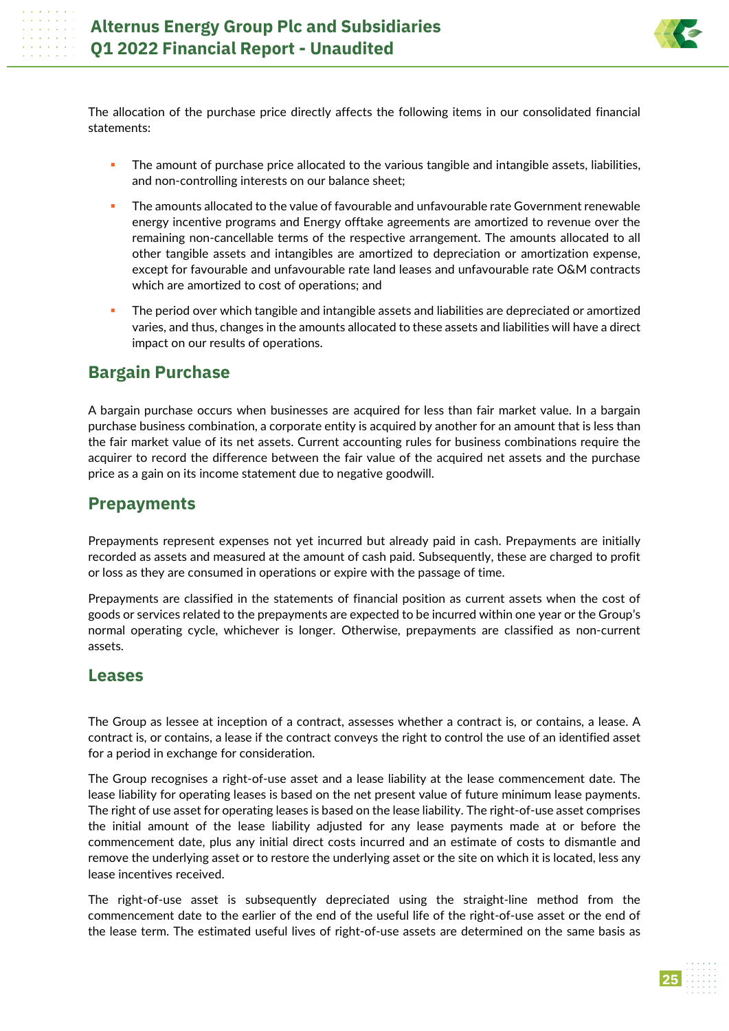The allocation of the purchase price directly affects the following items in our consolidated financial statements:

- The amount of purchase price allocated to the various tangible and intangible assets, liabilities, and non-controlling interests on our balance sheet;
- The amounts allocated to the value of favourable and unfavourable rate Government renewable energy incentive programs and Energy offtake agreements are amortized to revenue over the remaining non-cancellable terms of the respective arrangement. The amounts allocated to all other tangible assets and intangibles are amortized to depreciation or amortization expense, except for favourable and unfavourable rate land leases and unfavourable rate O&M contracts which are amortized to cost of operations; and
- The period over which tangible and intangible assets and liabilities are depreciated or amortized varies, and thus, changes in the amounts allocated to these assets and liabilities will have a direct impact on our results of operations.

## Bargain Purchase

A bargain purchase occurs when businesses are acquired for less than fair market value. In a bargain purchase business combination, a corporate entity is acquired by another for an amount that is less than the fair market value of its net assets. Current accounting rules for business combinations require the acquirer to record the difference between the fair value of the acquired net assets and the purchase price as a gain on its income statement due to negative goodwill.

## Prepayments

Prepayments represent expenses not yet incurred but already paid in cash. Prepayments are initially recorded as assets and measured at the amount of cash paid. Subsequently, these are charged to profit or loss as they are consumed in operations or expire with the passage of time.

Prepayments are classified in the statements of financial position as current assets when the cost of goods or services related to the prepayments are expected to be incurred within one year or the Group's normal operating cycle, whichever is longer. Otherwise, prepayments are classified as non-current assets.

## Leases

The Group as lessee at inception of a contract, assesses whether a contract is, or contains, a lease. A contract is, or contains, a lease if the contract conveys the right to control the use of an identified asset for a period in exchange for consideration.

The Group recognises a right-of-use asset and a lease liability at the lease commencement date. The lease liability for operating leases is based on the net present value of future minimum lease payments. The right of use asset for operating leases is based on the lease liability. The right-of-use asset comprises the initial amount of the lease liability adjusted for any lease payments made at or before the commencement date, plus any initial direct costs incurred and an estimate of costs to dismantle and remove the underlying asset or to restore the underlying asset or the site on which it is located, less any lease incentives received.

The right-of-use asset is subsequently depreciated using the straight-line method from the commencement date to the earlier of the end of the useful life of the right-of-use asset or the end of the lease term. The estimated useful lives of right-of-use assets are determined on the same basis as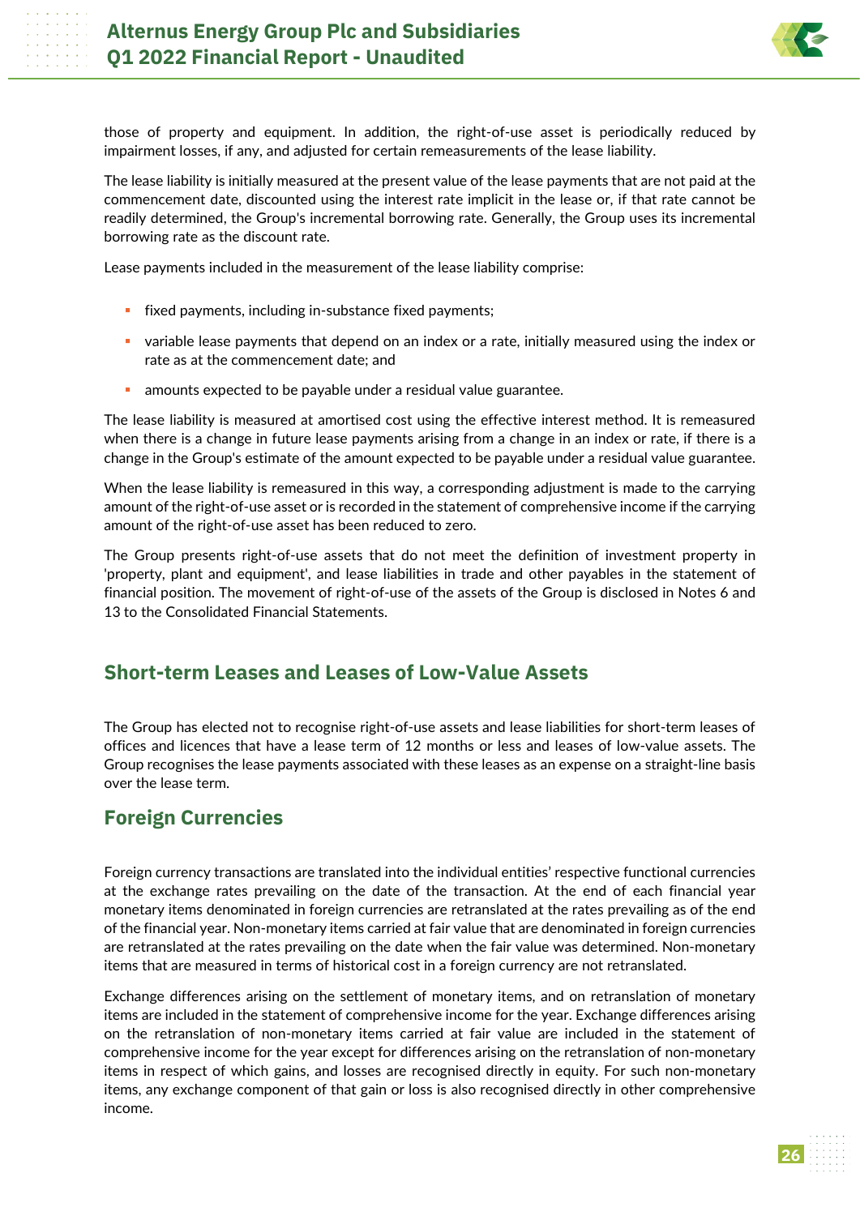those of property and equipment. In addition, the right-of-use asset is periodically reduced by impairment losses, if any, and adjusted for certain remeasurements of the lease liability.

The lease liability is initially measured at the present value of the lease payments that are not paid at the commencement date, discounted using the interest rate implicit in the lease or, if that rate cannot be readily determined, the Group's incremental borrowing rate. Generally, the Group uses its incremental borrowing rate as the discount rate.

Lease payments included in the measurement of the lease liability comprise:

- fixed payments, including in-substance fixed payments;
- variable lease payments that depend on an index or a rate, initially measured using the index or rate as at the commencement date; and
- amounts expected to be payable under a residual value guarantee.

The lease liability is measured at amortised cost using the effective interest method. It is remeasured when there is a change in future lease payments arising from a change in an index or rate, if there is a change in the Group's estimate of the amount expected to be payable under a residual value guarantee.

When the lease liability is remeasured in this way, a corresponding adjustment is made to the carrying amount of the right-of-use asset or is recorded in the statement of comprehensive income if the carrying amount of the right-of-use asset has been reduced to zero.

The Group presents right-of-use assets that do not meet the definition of investment property in 'property, plant and equipment', and lease liabilities in trade and other payables in the statement of financial position. The movement of right-of-use of the assets of the Group is disclosed in Notes 6 and 13 to the Consolidated Financial Statements.

## Short-term Leases and Leases of Low-Value Assets

The Group has elected not to recognise right-of-use assets and lease liabilities for short-term leases of offices and licences that have a lease term of 12 months or less and leases of low-value assets. The Group recognises the lease payments associated with these leases as an expense on a straight-line basis over the lease term.

## Foreign Currencies

Foreign currency transactions are translated into the individual entities' respective functional currencies at the exchange rates prevailing on the date of the transaction. At the end of each financial year monetary items denominated in foreign currencies are retranslated at the rates prevailing as of the end of the financial year. Non-monetary items carried at fair value that are denominated in foreign currencies are retranslated at the rates prevailing on the date when the fair value was determined. Non-monetary items that are measured in terms of historical cost in a foreign currency are not retranslated.

Exchange differences arising on the settlement of monetary items, and on retranslation of monetary items are included in the statement of comprehensive income for the year. Exchange differences arising on the retranslation of non-monetary items carried at fair value are included in the statement of comprehensive income for the year except for differences arising on the retranslation of non-monetary items in respect of which gains, and losses are recognised directly in equity. For such non-monetary items, any exchange component of that gain or loss is also recognised directly in other comprehensive income.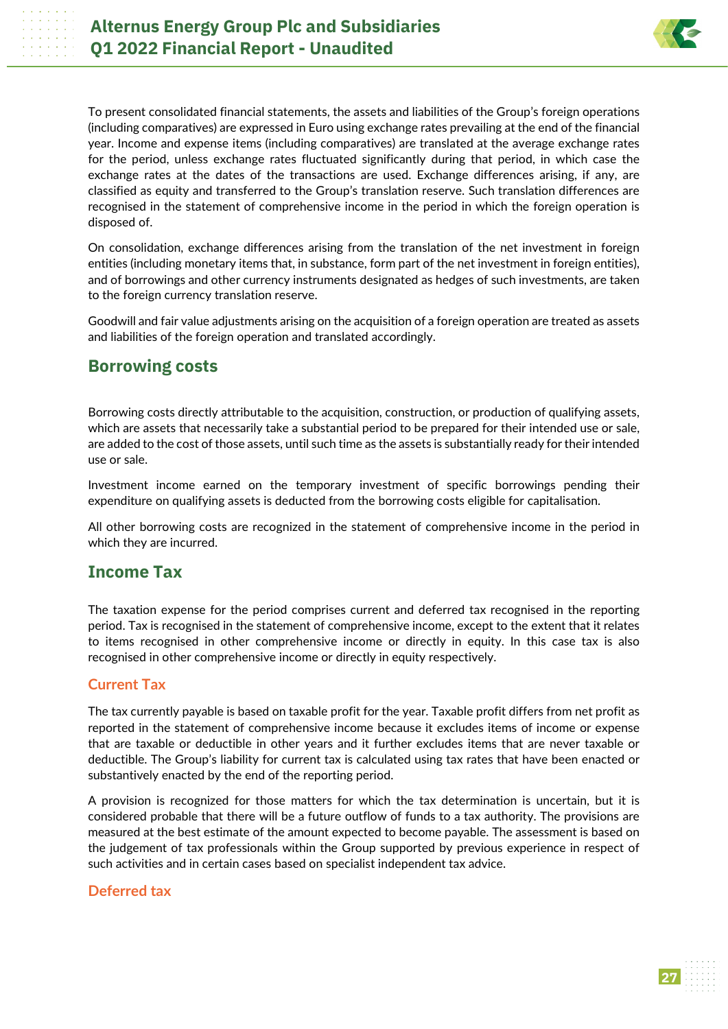To present consolidated financial statements, the assets and liabilities of the Group's foreign operations (including comparatives) are expressed in Euro using exchange rates prevailing at the end of the financial year. Income and expense items (including comparatives) are translated at the average exchange rates for the period, unless exchange rates fluctuated significantly during that period, in which case the exchange rates at the dates of the transactions are used. Exchange differences arising, if any, are classified as equity and transferred to the Group's translation reserve. Such translation differences are recognised in the statement of comprehensive income in the period in which the foreign operation is disposed of.

On consolidation, exchange differences arising from the translation of the net investment in foreign entities (including monetary items that, in substance, form part of the net investment in foreign entities), and of borrowings and other currency instruments designated as hedges of such investments, are taken to the foreign currency translation reserve.

Goodwill and fair value adjustments arising on the acquisition of a foreign operation are treated as assets and liabilities of the foreign operation and translated accordingly.

## Borrowing costs

Borrowing costs directly attributable to the acquisition, construction, or production of qualifying assets, which are assets that necessarily take a substantial period to be prepared for their intended use or sale, are added to the cost of those assets, until such time as the assets is substantially ready for their intended use or sale.

Investment income earned on the temporary investment of specific borrowings pending their expenditure on qualifying assets is deducted from the borrowing costs eligible for capitalisation.

All other borrowing costs are recognized in the statement of comprehensive income in the period in which they are incurred.

## Income Tax

The taxation expense for the period comprises current and deferred tax recognised in the reporting period. Tax is recognised in the statement of comprehensive income, except to the extent that it relates to items recognised in other comprehensive income or directly in equity. In this case tax is also recognised in other comprehensive income or directly in equity respectively.

### Current Tax

The tax currently payable is based on taxable profit for the year. Taxable profit differs from net profit as reported in the statement of comprehensive income because it excludes items of income or expense that are taxable or deductible in other years and it further excludes items that are never taxable or deductible. The Group's liability for current tax is calculated using tax rates that have been enacted or substantively enacted by the end of the reporting period.

A provision is recognized for those matters for which the tax determination is uncertain, but it is considered probable that there will be a future outflow of funds to a tax authority. The provisions are measured at the best estimate of the amount expected to become payable. The assessment is based on the judgement of tax professionals within the Group supported by previous experience in respect of such activities and in certain cases based on specialist independent tax advice.

### Deferred tax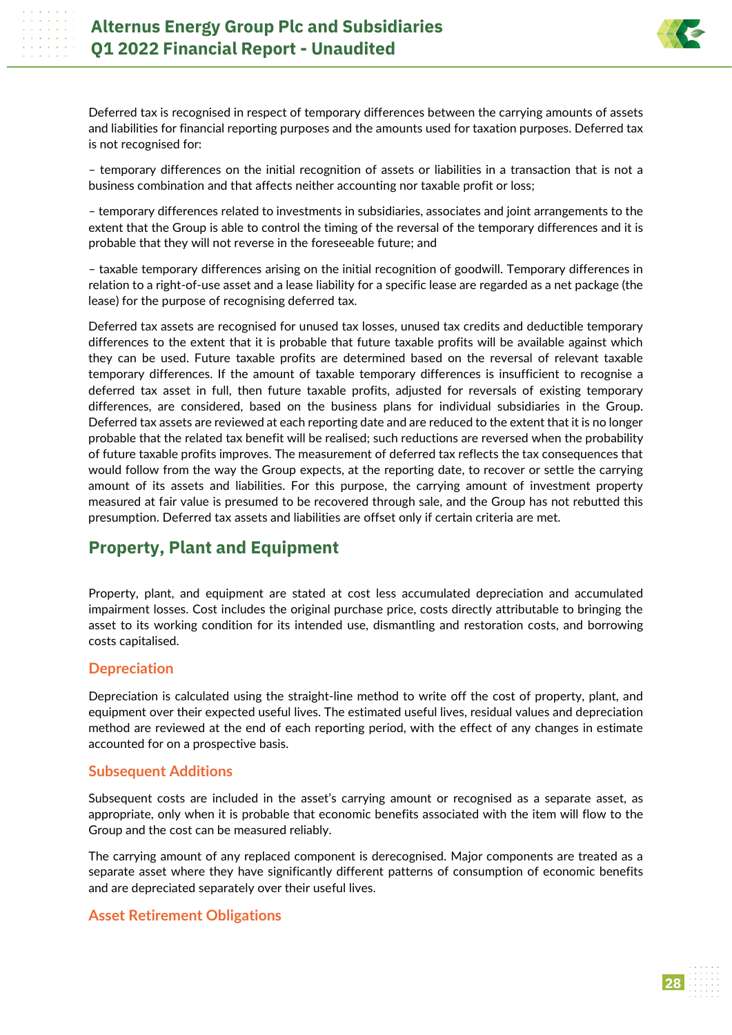Deferred tax is recognised in respect of temporary differences between the carrying amounts of assets and liabilities for financial reporting purposes and the amounts used for taxation purposes. Deferred tax is not recognised for:

– temporary differences on the initial recognition of assets or liabilities in a transaction that is not a business combination and that affects neither accounting nor taxable profit or loss;

– temporary differences related to investments in subsidiaries, associates and joint arrangements to the extent that the Group is able to control the timing of the reversal of the temporary differences and it is probable that they will not reverse in the foreseeable future; and

– taxable temporary differences arising on the initial recognition of goodwill. Temporary differences in relation to a right-of-use asset and a lease liability for a specific lease are regarded as a net package (the lease) for the purpose of recognising deferred tax.

Deferred tax assets are recognised for unused tax losses, unused tax credits and deductible temporary differences to the extent that it is probable that future taxable profits will be available against which they can be used. Future taxable profits are determined based on the reversal of relevant taxable temporary differences. If the amount of taxable temporary differences is insufficient to recognise a deferred tax asset in full, then future taxable profits, adjusted for reversals of existing temporary differences, are considered, based on the business plans for individual subsidiaries in the Group. Deferred tax assets are reviewed at each reporting date and are reduced to the extent that it is no longer probable that the related tax benefit will be realised; such reductions are reversed when the probability of future taxable profits improves. The measurement of deferred tax reflects the tax consequences that would follow from the way the Group expects, at the reporting date, to recover or settle the carrying amount of its assets and liabilities. For this purpose, the carrying amount of investment property measured at fair value is presumed to be recovered through sale, and the Group has not rebutted this presumption. Deferred tax assets and liabilities are offset only if certain criteria are met.

## Property, Plant and Equipment

Property, plant, and equipment are stated at cost less accumulated depreciation and accumulated impairment losses. Cost includes the original purchase price, costs directly attributable to bringing the asset to its working condition for its intended use, dismantling and restoration costs, and borrowing costs capitalised.

### Depreciation

Depreciation is calculated using the straight-line method to write off the cost of property, plant, and equipment over their expected useful lives. The estimated useful lives, residual values and depreciation method are reviewed at the end of each reporting period, with the effect of any changes in estimate accounted for on a prospective basis.

### Subsequent Additions

Subsequent costs are included in the asset's carrying amount or recognised as a separate asset, as appropriate, only when it is probable that economic benefits associated with the item will flow to the Group and the cost can be measured reliably.

The carrying amount of any replaced component is derecognised. Major components are treated as a separate asset where they have significantly different patterns of consumption of economic benefits and are depreciated separately over their useful lives.

### Asset Retirement Obligations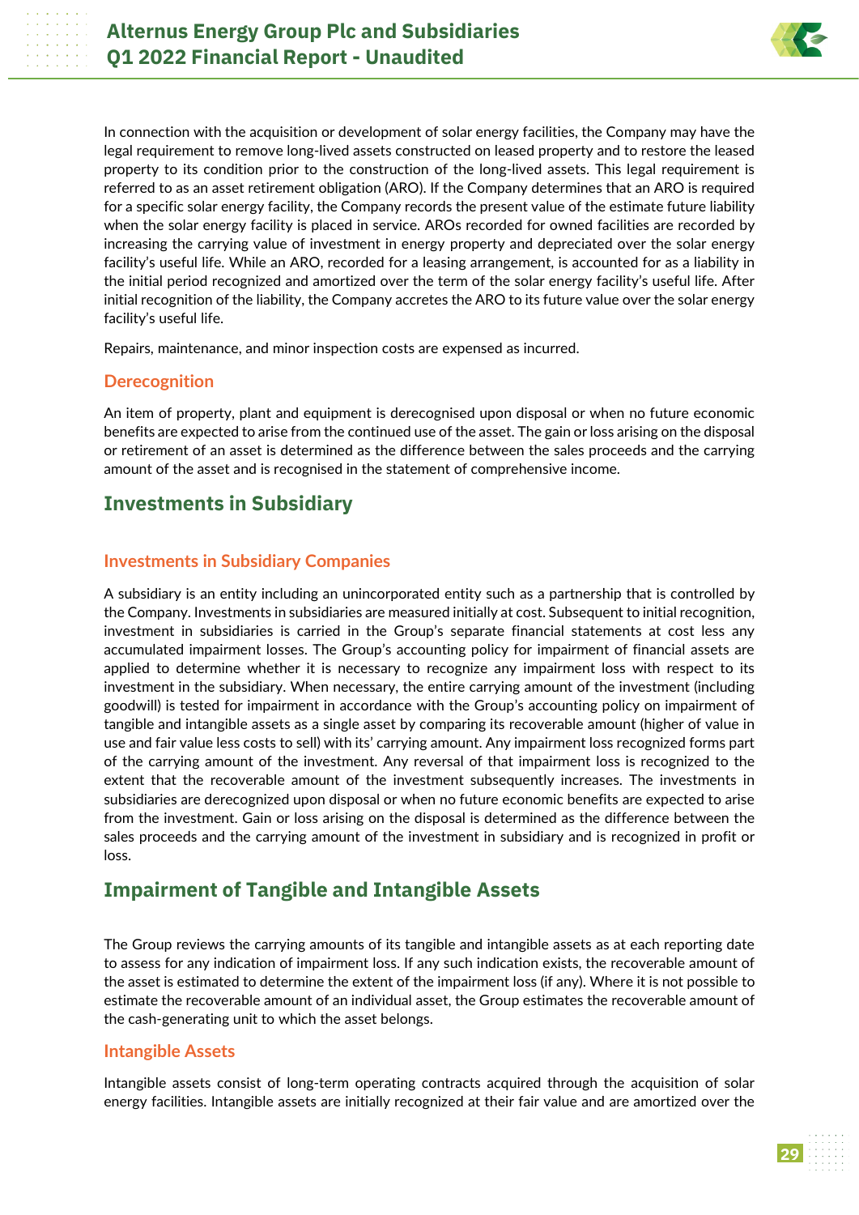In connection with the acquisition or development of solar energy facilities, the Company may have the legal requirement to remove long-lived assets constructed on leased property and to restore the leased property to its condition prior to the construction of the long-lived assets. This legal requirement is referred to as an asset retirement obligation (ARO). If the Company determines that an ARO is required for a specific solar energy facility, the Company records the present value of the estimate future liability when the solar energy facility is placed in service. AROs recorded for owned facilities are recorded by increasing the carrying value of investment in energy property and depreciated over the solar energy facility's useful life. While an ARO, recorded for a leasing arrangement, is accounted for as a liability in the initial period recognized and amortized over the term of the solar energy facility's useful life. After initial recognition of the liability, the Company accretes the ARO to its future value over the solar energy facility's useful life.

Repairs, maintenance, and minor inspection costs are expensed as incurred.

### Derecognition

An item of property, plant and equipment is derecognised upon disposal or when no future economic benefits are expected to arise from the continued use of the asset. The gain or loss arising on the disposal or retirement of an asset is determined as the difference between the sales proceeds and the carrying amount of the asset and is recognised in the statement of comprehensive income.

## Investments in Subsidiary

### Investments in Subsidiary Companies

A subsidiary is an entity including an unincorporated entity such as a partnership that is controlled by the Company. Investments in subsidiaries are measured initially at cost. Subsequent to initial recognition, investment in subsidiaries is carried in the Group's separate financial statements at cost less any accumulated impairment losses. The Group's accounting policy for impairment of financial assets are applied to determine whether it is necessary to recognize any impairment loss with respect to its investment in the subsidiary. When necessary, the entire carrying amount of the investment (including goodwill) is tested for impairment in accordance with the Group's accounting policy on impairment of tangible and intangible assets as a single asset by comparing its recoverable amount (higher of value in use and fair value less costs to sell) with its' carrying amount. Any impairment loss recognized forms part of the carrying amount of the investment. Any reversal of that impairment loss is recognized to the extent that the recoverable amount of the investment subsequently increases. The investments in subsidiaries are derecognized upon disposal or when no future economic benefits are expected to arise from the investment. Gain or loss arising on the disposal is determined as the difference between the sales proceeds and the carrying amount of the investment in subsidiary and is recognized in profit or loss.

## Impairment of Tangible and Intangible Assets

The Group reviews the carrying amounts of its tangible and intangible assets as at each reporting date to assess for any indication of impairment loss. If any such indication exists, the recoverable amount of the asset is estimated to determine the extent of the impairment loss (if any). Where it is not possible to estimate the recoverable amount of an individual asset, the Group estimates the recoverable amount of the cash-generating unit to which the asset belongs.

### Intangible Assets

Intangible assets consist of long-term operating contracts acquired through the acquisition of solar energy facilities. Intangible assets are initially recognized at their fair value and are amortized over the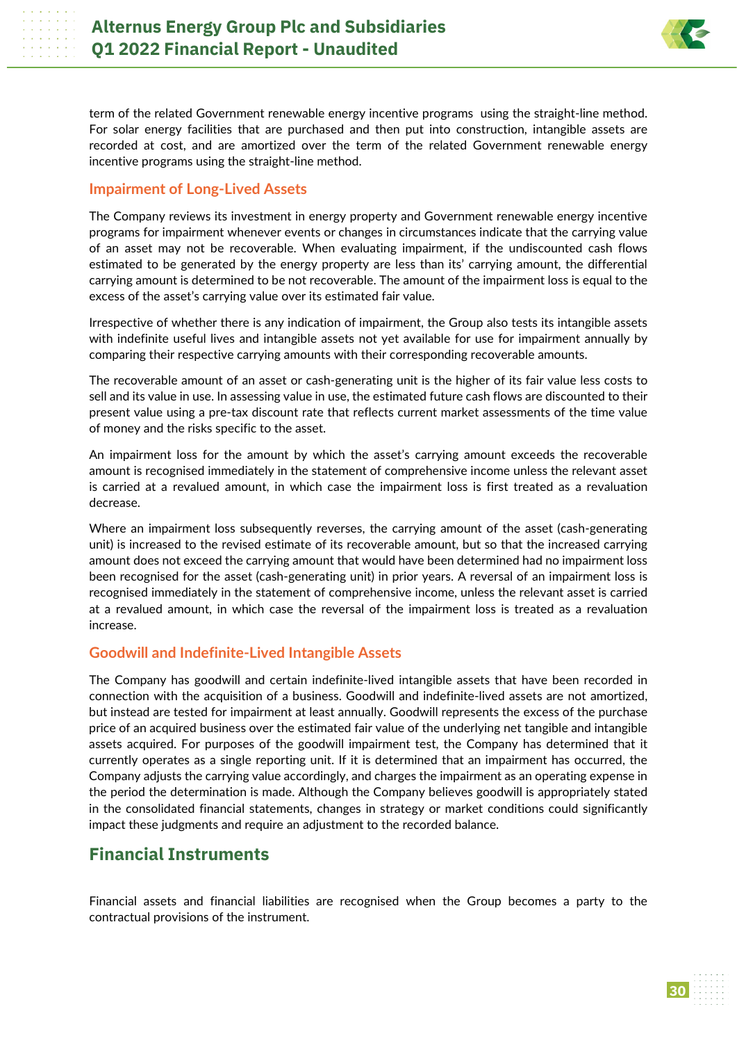term of the related Government renewable energy incentive programs using the straight-line method. For solar energy facilities that are purchased and then put into construction, intangible assets are recorded at cost, and are amortized over the term of the related Government renewable energy incentive programs using the straight-line method.

### Impairment of Long-Lived Assets

The Company reviews its investment in energy property and Government renewable energy incentive programs for impairment whenever events or changes in circumstances indicate that the carrying value of an asset may not be recoverable. When evaluating impairment, if the undiscounted cash flows estimated to be generated by the energy property are less than its' carrying amount, the differential carrying amount is determined to be not recoverable. The amount of the impairment loss is equal to the excess of the asset's carrying value over its estimated fair value.

Irrespective of whether there is any indication of impairment, the Group also tests its intangible assets with indefinite useful lives and intangible assets not yet available for use for impairment annually by comparing their respective carrying amounts with their corresponding recoverable amounts.

The recoverable amount of an asset or cash-generating unit is the higher of its fair value less costs to sell and its value in use. In assessing value in use, the estimated future cash flows are discounted to their present value using a pre-tax discount rate that reflects current market assessments of the time value of money and the risks specific to the asset.

An impairment loss for the amount by which the asset's carrying amount exceeds the recoverable amount is recognised immediately in the statement of comprehensive income unless the relevant asset is carried at a revalued amount, in which case the impairment loss is first treated as a revaluation decrease.

Where an impairment loss subsequently reverses, the carrying amount of the asset (cash-generating unit) is increased to the revised estimate of its recoverable amount, but so that the increased carrying amount does not exceed the carrying amount that would have been determined had no impairment loss been recognised for the asset (cash-generating unit) in prior years. A reversal of an impairment loss is recognised immediately in the statement of comprehensive income, unless the relevant asset is carried at a revalued amount, in which case the reversal of the impairment loss is treated as a revaluation increase.

### Goodwill and Indefinite-Lived Intangible Assets

The Company has goodwill and certain indefinite-lived intangible assets that have been recorded in connection with the acquisition of a business. Goodwill and indefinite-lived assets are not amortized, but instead are tested for impairment at least annually. Goodwill represents the excess of the purchase price of an acquired business over the estimated fair value of the underlying net tangible and intangible assets acquired. For purposes of the goodwill impairment test, the Company has determined that it currently operates as a single reporting unit. If it is determined that an impairment has occurred, the Company adjusts the carrying value accordingly, and charges the impairment as an operating expense in the period the determination is made. Although the Company believes goodwill is appropriately stated in the consolidated financial statements, changes in strategy or market conditions could significantly impact these judgments and require an adjustment to the recorded balance.

## Financial Instruments

Financial assets and financial liabilities are recognised when the Group becomes a party to the contractual provisions of the instrument.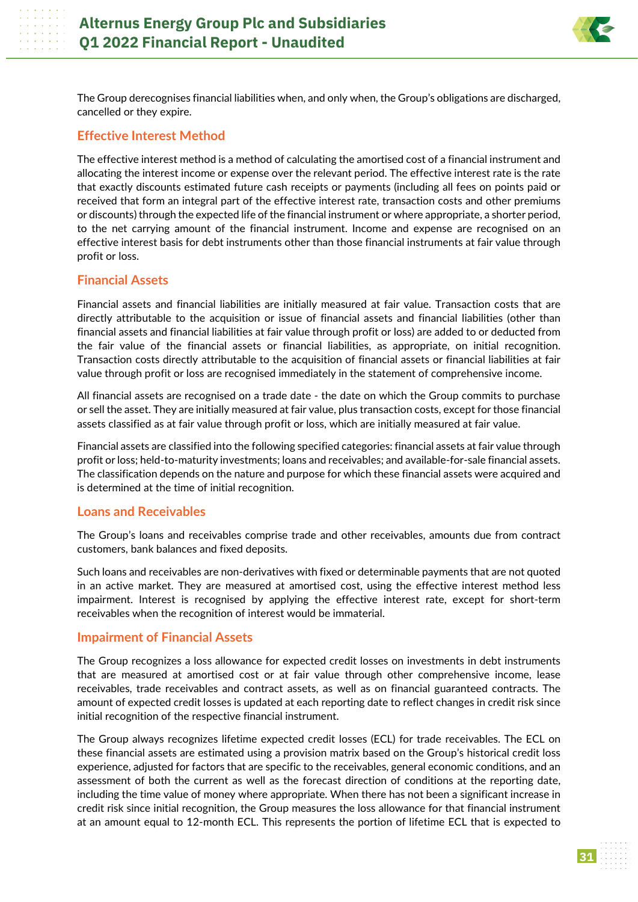The Group derecognises financial liabilities when, and only when, the Group's obligations are discharged, cancelled or they expire.

## Effective Interest Method

The effective interest method is a method of calculating the amortised cost of a financial instrument and allocating the interest income or expense over the relevant period. The effective interest rate is the rate that exactly discounts estimated future cash receipts or payments (including all fees on points paid or received that form an integral part of the effective interest rate, transaction costs and other premiums or discounts) through the expected life of the financial instrument or where appropriate, a shorter period, to the net carrying amount of the financial instrument. Income and expense are recognised on an effective interest basis for debt instruments other than those financial instruments at fair value through profit or loss.

## Financial Assets

Financial assets and financial liabilities are initially measured at fair value. Transaction costs that are directly attributable to the acquisition or issue of financial assets and financial liabilities (other than financial assets and financial liabilities at fair value through profit or loss) are added to or deducted from the fair value of the financial assets or financial liabilities, as appropriate, on initial recognition. Transaction costs directly attributable to the acquisition of financial assets or financial liabilities at fair value through profit or loss are recognised immediately in the statement of comprehensive income.

All financial assets are recognised on a trade date - the date on which the Group commits to purchase or sell the asset. They are initially measured at fair value, plus transaction costs, except for those financial assets classified as at fair value through profit or loss, which are initially measured at fair value.

Financial assets are classified into the following specified categories: financial assets at fair value through profit or loss; held-to-maturity investments; loans and receivables; and available-for-sale financial assets. The classification depends on the nature and purpose for which these financial assets were acquired and is determined at the time of initial recognition.

## Loans and Receivables

The Group's loans and receivables comprise trade and other receivables, amounts due from contract customers, bank balances and fixed deposits.

Such loans and receivables are non-derivatives with fixed or determinable payments that are not quoted in an active market. They are measured at amortised cost, using the effective interest method less impairment. Interest is recognised by applying the effective interest rate, except for short-term receivables when the recognition of interest would be immaterial.

## Impairment of Financial Assets

The Group recognizes a loss allowance for expected credit losses on investments in debt instruments that are measured at amortised cost or at fair value through other comprehensive income, lease receivables, trade receivables and contract assets, as well as on financial guaranteed contracts. The amount of expected credit losses is updated at each reporting date to reflect changes in credit risk since initial recognition of the respective financial instrument.

The Group always recognizes lifetime expected credit losses (ECL) for trade receivables. The ECL on these financial assets are estimated using a provision matrix based on the Group's historical credit loss experience, adjusted for factors that are specific to the receivables, general economic conditions, and an assessment of both the current as well as the forecast direction of conditions at the reporting date, including the time value of money where appropriate. When there has not been a significant increase in credit risk since initial recognition, the Group measures the loss allowance for that financial instrument at an amount equal to 12-month ECL. This represents the portion of lifetime ECL that is expected to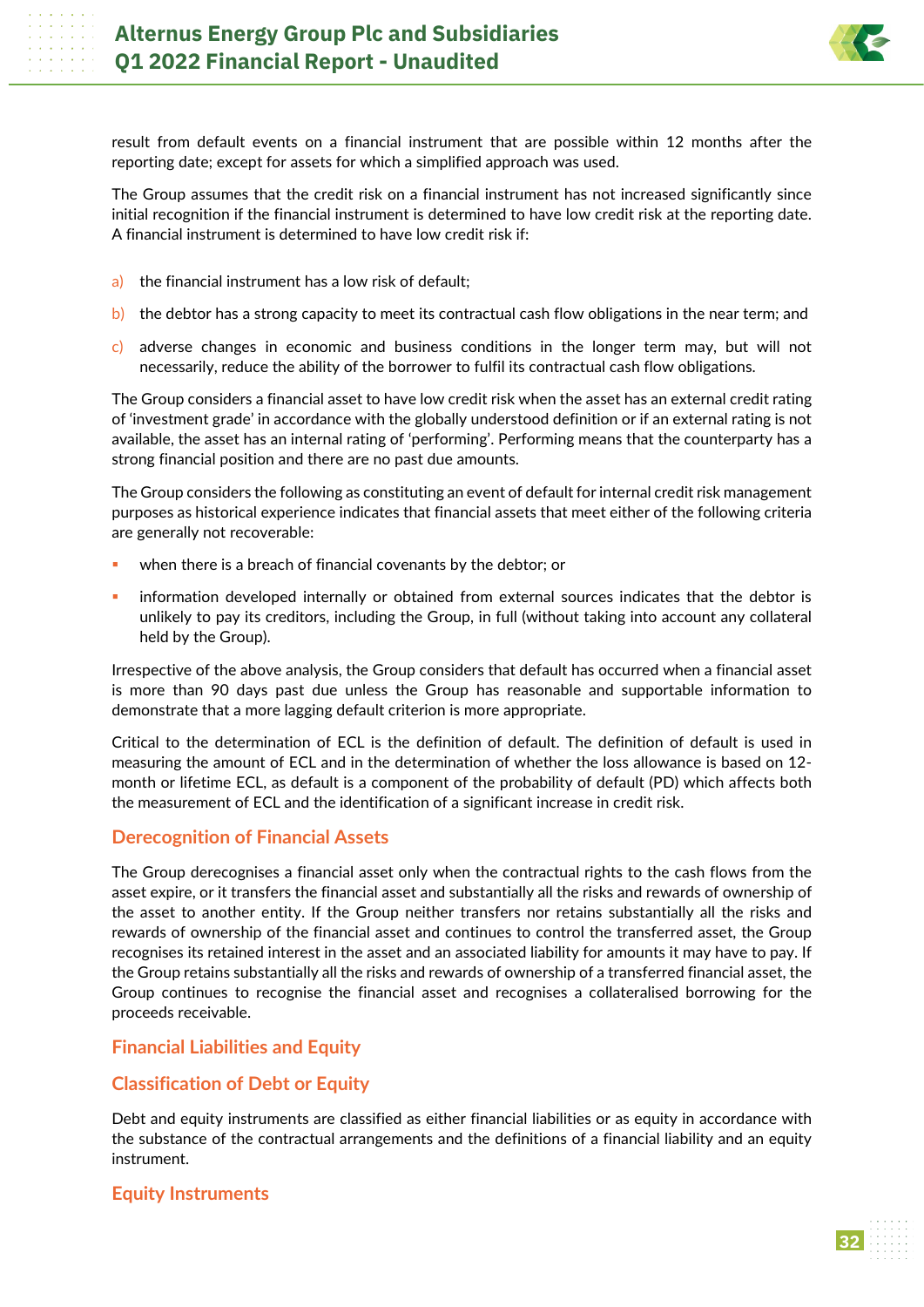result from default events on a financial instrument that are possible within 12 months after the reporting date; except for assets for which a simplified approach was used.

The Group assumes that the credit risk on a financial instrument has not increased significantly since initial recognition if the financial instrument is determined to have low credit risk at the reporting date. A financial instrument is determined to have low credit risk if:

a) the financial instrument has a low risk of default;

b) the debtor has a strong capacity to meet its contractual cash flow obligations in the near term; and

c) adverse changes in economic and business conditions in the longer term may, but will not necessarily, reduce the ability of the borrower to fulfil its contractual cash flow obligations.

The Group considers a financial asset to have low credit risk when the asset has an external credit rating of 'investment grade' in accordance with the globally understood definition or if an external rating is not available, the asset has an internal rating of 'performing'. Performing means that the counterparty has a strong financial position and there are no past due amounts.

The Group considers the following as constituting an event of default for internal credit risk management purposes as historical experience indicates that financial assets that meet either of the following criteria are generally not recoverable:

- when there is a breach of financial covenants by the debtor; or
- information developed internally or obtained from external sources indicates that the debtor is unlikely to pay its creditors, including the Group, in full (without taking into account any collateral held by the Group).

Irrespective of the above analysis, the Group considers that default has occurred when a financial asset is more than 90 days past due unless the Group has reasonable and supportable information to demonstrate that a more lagging default criterion is more appropriate.

Critical to the determination of ECL is the definition of default. The definition of default is used in measuring the amount of ECL and in the determination of whether the loss allowance is based on 12-month or lifetime ECL, as default is a component of the probability of default (PD) which affects both the measurement of ECL and the identification of a significant increase in credit risk.

## Derecognition of Financial Assets

The Group derecognises a financial asset only when the contractual rights to the cash flows from the asset expire, or it transfers the financial asset and substantially all the risks and rewards of ownership of the asset to another entity. If the Group neither transfers nor retains substantially all the risks and rewards of ownership of the financial asset and continues to control the transferred asset, the Group recognises its retained interest in the asset and an associated liability for amounts it may have to pay. If the Group retains substantially all the risks and rewards of ownership of a transferred financial asset, the Group continues to recognise the financial asset and recognises a collateralised borrowing for the proceeds receivable.

## Financial Liabilities and Equity

## Classification of Debt or Equity

Debt and equity instruments are classified as either financial liabilities or as equity in accordance with the substance of the contractual arrangements and the definitions of a financial liability and an equity instrument.

## Equity Instruments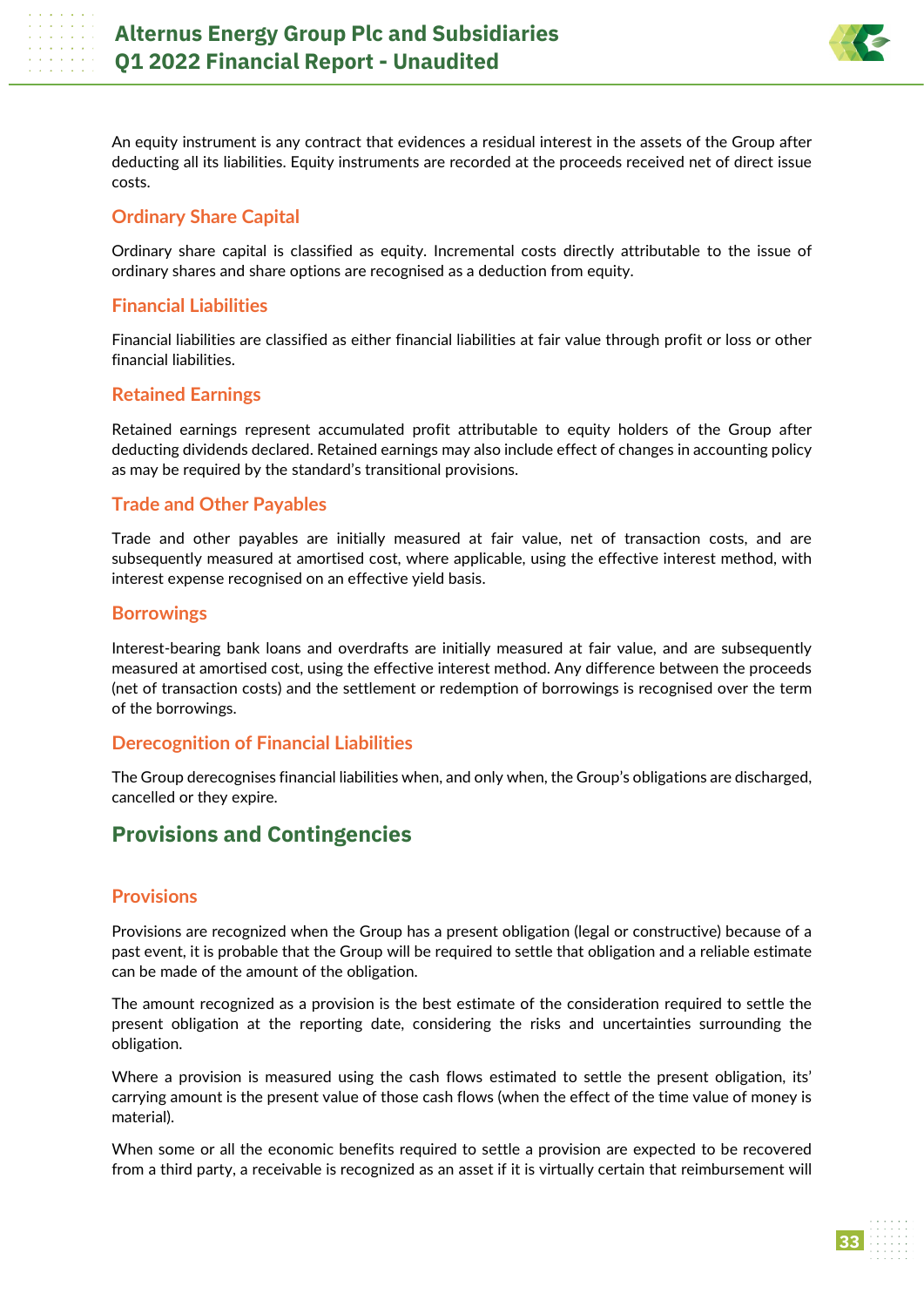An equity instrument is any contract that evidences a residual interest in the assets of the Group after deducting all its liabilities. Equity instruments are recorded at the proceeds received net of direct issue costs.

### Ordinary Share Capital

Ordinary share capital is classified as equity. Incremental costs directly attributable to the issue of ordinary shares and share options are recognised as a deduction from equity.

### Financial Liabilities

Financial liabilities are classified as either financial liabilities at fair value through profit or loss or other financial liabilities.

### Retained Earnings

Retained earnings represent accumulated profit attributable to equity holders of the Group after deducting dividends declared. Retained earnings may also include effect of changes in accounting policy as may be required by the standard's transitional provisions.

### Trade and Other Payables

Trade and other payables are initially measured at fair value, net of transaction costs, and are subsequently measured at amortised cost, where applicable, using the effective interest method, with interest expense recognised on an effective yield basis.

### Borrowings

Interest-bearing bank loans and overdrafts are initially measured at fair value, and are subsequently measured at amortised cost, using the effective interest method. Any difference between the proceeds (net of transaction costs) and the settlement or redemption of borrowings is recognised over the term of the borrowings.

### Derecognition of Financial Liabilities

The Group derecognises financial liabilities when, and only when, the Group's obligations are discharged, cancelled or they expire.

## Provisions and Contingencies

### Provisions

Provisions are recognized when the Group has a present obligation (legal or constructive) because of a past event, it is probable that the Group will be required to settle that obligation and a reliable estimate can be made of the amount of the obligation.

The amount recognized as a provision is the best estimate of the consideration required to settle the present obligation at the reporting date, considering the risks and uncertainties surrounding the obligation.

Where a provision is measured using the cash flows estimated to settle the present obligation, its' carrying amount is the present value of those cash flows (when the effect of the time value of money is material).

When some or all the economic benefits required to settle a provision are expected to be recovered from a third party, a receivable is recognized as an asset if it is virtually certain that reimbursement will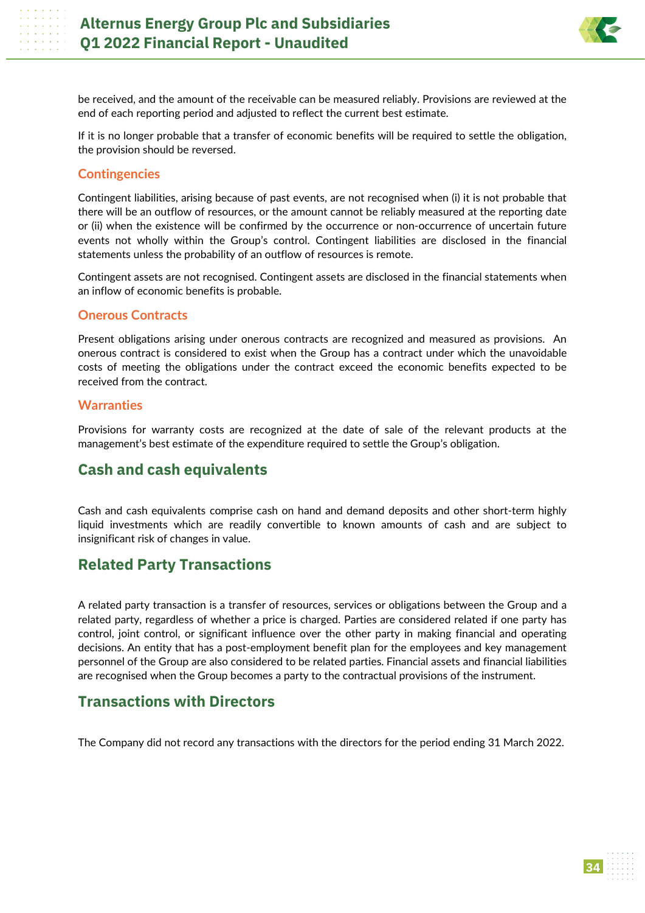be received, and the amount of the receivable can be measured reliably. Provisions are reviewed at the end of each reporting period and adjusted to reflect the current best estimate.

If it is no longer probable that a transfer of economic benefits will be required to settle the obligation, the provision should be reversed.

### Contingencies

Contingent liabilities, arising because of past events, are not recognised when (i) it is not probable that there will be an outflow of resources, or the amount cannot be reliably measured at the reporting date or (ii) when the existence will be confirmed by the occurrence or non-occurrence of uncertain future events not wholly within the Group's control. Contingent liabilities are disclosed in the financial statements unless the probability of an outflow of resources is remote.

Contingent assets are not recognised. Contingent assets are disclosed in the financial statements when an inflow of economic benefits is probable.

### Onerous Contracts

Present obligations arising under onerous contracts are recognized and measured as provisions. An onerous contract is considered to exist when the Group has a contract under which the unavoidable costs of meeting the obligations under the contract exceed the economic benefits expected to be received from the contract.

### Warranties

Provisions for warranty costs are recognized at the date of sale of the relevant products at the management's best estimate of the expenditure required to settle the Group's obligation.

## Cash and cash equivalents

Cash and cash equivalents comprise cash on hand and demand deposits and other short-term highly liquid investments which are readily convertible to known amounts of cash and are subject to insignificant risk of changes in value.

## Related Party Transactions

A related party transaction is a transfer of resources, services or obligations between the Group and a related party, regardless of whether a price is charged. Parties are considered related if one party has control, joint control, or significant influence over the other party in making financial and operating decisions. An entity that has a post-employment benefit plan for the employees and key management personnel of the Group are also considered to be related parties. Financial assets and financial liabilities are recognised when the Group becomes a party to the contractual provisions of the instrument.

## Transactions with Directors

The Company did not record any transactions with the directors for the period ending 31 March 2022.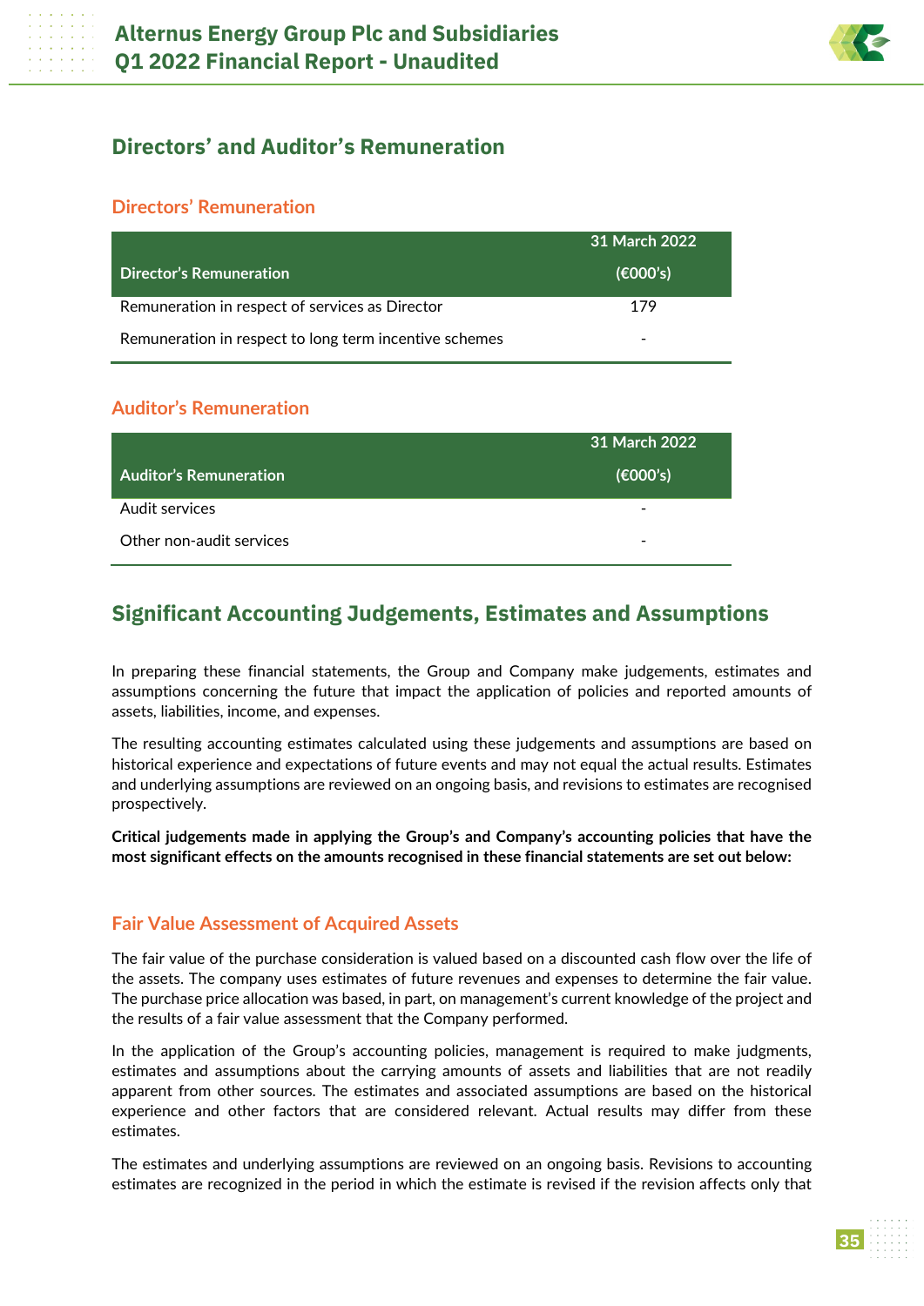## Directors' and Auditor's Remuneration

### Directors' Remuneration

| Director's Remuneration | 31 March 2022 (€000's) |
|---|---|
| Remuneration in respect of services as Director | 179 |
| Remuneration in respect to long term incentive schemes | - |

### Auditor's Remuneration

| Auditor's Remuneration | 31 March 2022 (€000's) |
|---|---|
| Audit services | - |
| Other non-audit services | - |

## Significant Accounting Judgements, Estimates and Assumptions

In preparing these financial statements, the Group and Company make judgements, estimates and assumptions concerning the future that impact the application of policies and reported amounts of assets, liabilities, income, and expenses.

The resulting accounting estimates calculated using these judgements and assumptions are based on historical experience and expectations of future events and may not equal the actual results. Estimates and underlying assumptions are reviewed on an ongoing basis, and revisions to estimates are recognised prospectively.

**Critical judgements made in applying the Group's and Company's accounting policies that have the most significant effects on the amounts recognised in these financial statements are set out below:**

### Fair Value Assessment of Acquired Assets

The fair value of the purchase consideration is valued based on a discounted cash flow over the life of the assets. The company uses estimates of future revenues and expenses to determine the fair value. The purchase price allocation was based, in part, on management's current knowledge of the project and the results of a fair value assessment that the Company performed.

In the application of the Group's accounting policies, management is required to make judgments, estimates and assumptions about the carrying amounts of assets and liabilities that are not readily apparent from other sources. The estimates and associated assumptions are based on the historical experience and other factors that are considered relevant. Actual results may differ from these estimates.

The estimates and underlying assumptions are reviewed on an ongoing basis. Revisions to accounting estimates are recognized in the period in which the estimate is revised if the revision affects only that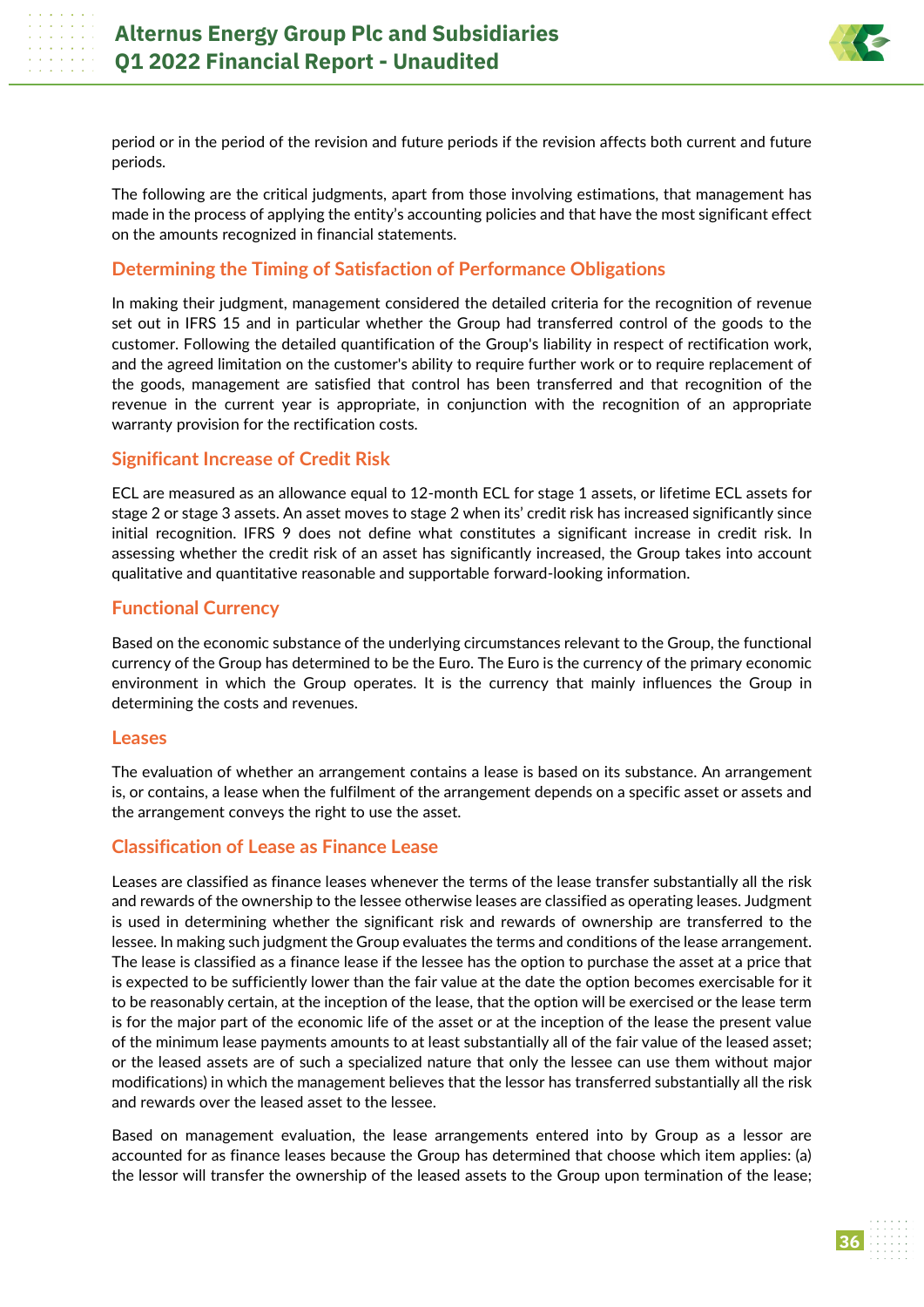period or in the period of the revision and future periods if the revision affects both current and future periods.

The following are the critical judgments, apart from those involving estimations, that management has made in the process of applying the entity's accounting policies and that have the most significant effect on the amounts recognized in financial statements.

## Determining the Timing of Satisfaction of Performance Obligations

In making their judgment, management considered the detailed criteria for the recognition of revenue set out in IFRS 15 and in particular whether the Group had transferred control of the goods to the customer. Following the detailed quantification of the Group's liability in respect of rectification work, and the agreed limitation on the customer's ability to require further work or to require replacement of the goods, management are satisfied that control has been transferred and that recognition of the revenue in the current year is appropriate, in conjunction with the recognition of an appropriate warranty provision for the rectification costs.

## Significant Increase of Credit Risk

ECL are measured as an allowance equal to 12-month ECL for stage 1 assets, or lifetime ECL assets for stage 2 or stage 3 assets. An asset moves to stage 2 when its' credit risk has increased significantly since initial recognition. IFRS 9 does not define what constitutes a significant increase in credit risk. In assessing whether the credit risk of an asset has significantly increased, the Group takes into account qualitative and quantitative reasonable and supportable forward-looking information.

## Functional Currency

Based on the economic substance of the underlying circumstances relevant to the Group, the functional currency of the Group has determined to be the Euro. The Euro is the currency of the primary economic environment in which the Group operates. It is the currency that mainly influences the Group in determining the costs and revenues.

## Leases

The evaluation of whether an arrangement contains a lease is based on its substance. An arrangement is, or contains, a lease when the fulfilment of the arrangement depends on a specific asset or assets and the arrangement conveys the right to use the asset.

## Classification of Lease as Finance Lease

Leases are classified as finance leases whenever the terms of the lease transfer substantially all the risk and rewards of the ownership to the lessee otherwise leases are classified as operating leases. Judgment is used in determining whether the significant risk and rewards of ownership are transferred to the lessee. In making such judgment the Group evaluates the terms and conditions of the lease arrangement. The lease is classified as a finance lease if the lessee has the option to purchase the asset at a price that is expected to be sufficiently lower than the fair value at the date the option becomes exercisable for it to be reasonably certain, at the inception of the lease, that the option will be exercised or the lease term is for the major part of the economic life of the asset or at the inception of the lease the present value of the minimum lease payments amounts to at least substantially all of the fair value of the leased asset; or the leased assets are of such a specialized nature that only the lessee can use them without major modifications) in which the management believes that the lessor has transferred substantially all the risk and rewards over the leased asset to the lessee.

Based on management evaluation, the lease arrangements entered into by Group as a lessor are accounted for as finance leases because the Group has determined that choose which item applies: (a) the lessor will transfer the ownership of the leased assets to the Group upon termination of the lease;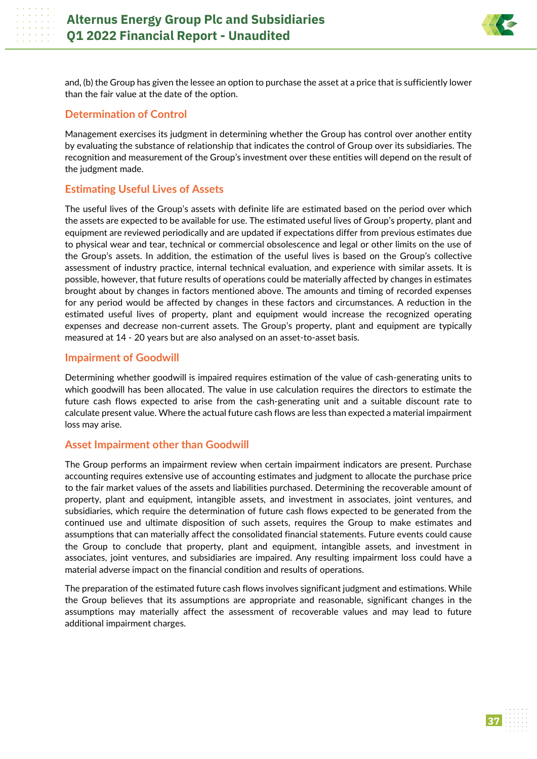and, (b) the Group has given the lessee an option to purchase the asset at a price that is sufficiently lower than the fair value at the date of the option.

## Determination of Control

Management exercises its judgment in determining whether the Group has control over another entity by evaluating the substance of relationship that indicates the control of Group over its subsidiaries. The recognition and measurement of the Group's investment over these entities will depend on the result of the judgment made.

## Estimating Useful Lives of Assets

The useful lives of the Group's assets with definite life are estimated based on the period over which the assets are expected to be available for use. The estimated useful lives of Group's property, plant and equipment are reviewed periodically and are updated if expectations differ from previous estimates due to physical wear and tear, technical or commercial obsolescence and legal or other limits on the use of the Group's assets. In addition, the estimation of the useful lives is based on the Group's collective assessment of industry practice, internal technical evaluation, and experience with similar assets. It is possible, however, that future results of operations could be materially affected by changes in estimates brought about by changes in factors mentioned above. The amounts and timing of recorded expenses for any period would be affected by changes in these factors and circumstances. A reduction in the estimated useful lives of property, plant and equipment would increase the recognized operating expenses and decrease non-current assets. The Group's property, plant and equipment are typically measured at 14 - 20 years but are also analysed on an asset-to-asset basis.

## Impairment of Goodwill

Determining whether goodwill is impaired requires estimation of the value of cash-generating units to which goodwill has been allocated. The value in use calculation requires the directors to estimate the future cash flows expected to arise from the cash-generating unit and a suitable discount rate to calculate present value. Where the actual future cash flows are less than expected a material impairment loss may arise.

## Asset Impairment other than Goodwill

The Group performs an impairment review when certain impairment indicators are present. Purchase accounting requires extensive use of accounting estimates and judgment to allocate the purchase price to the fair market values of the assets and liabilities purchased. Determining the recoverable amount of property, plant and equipment, intangible assets, and investment in associates, joint ventures, and subsidiaries, which require the determination of future cash flows expected to be generated from the continued use and ultimate disposition of such assets, requires the Group to make estimates and assumptions that can materially affect the consolidated financial statements. Future events could cause the Group to conclude that property, plant and equipment, intangible assets, and investment in associates, joint ventures, and subsidiaries are impaired. Any resulting impairment loss could have a material adverse impact on the financial condition and results of operations.

The preparation of the estimated future cash flows involves significant judgment and estimations. While the Group believes that its assumptions are appropriate and reasonable, significant changes in the assumptions may materially affect the assessment of recoverable values and may lead to future additional impairment charges.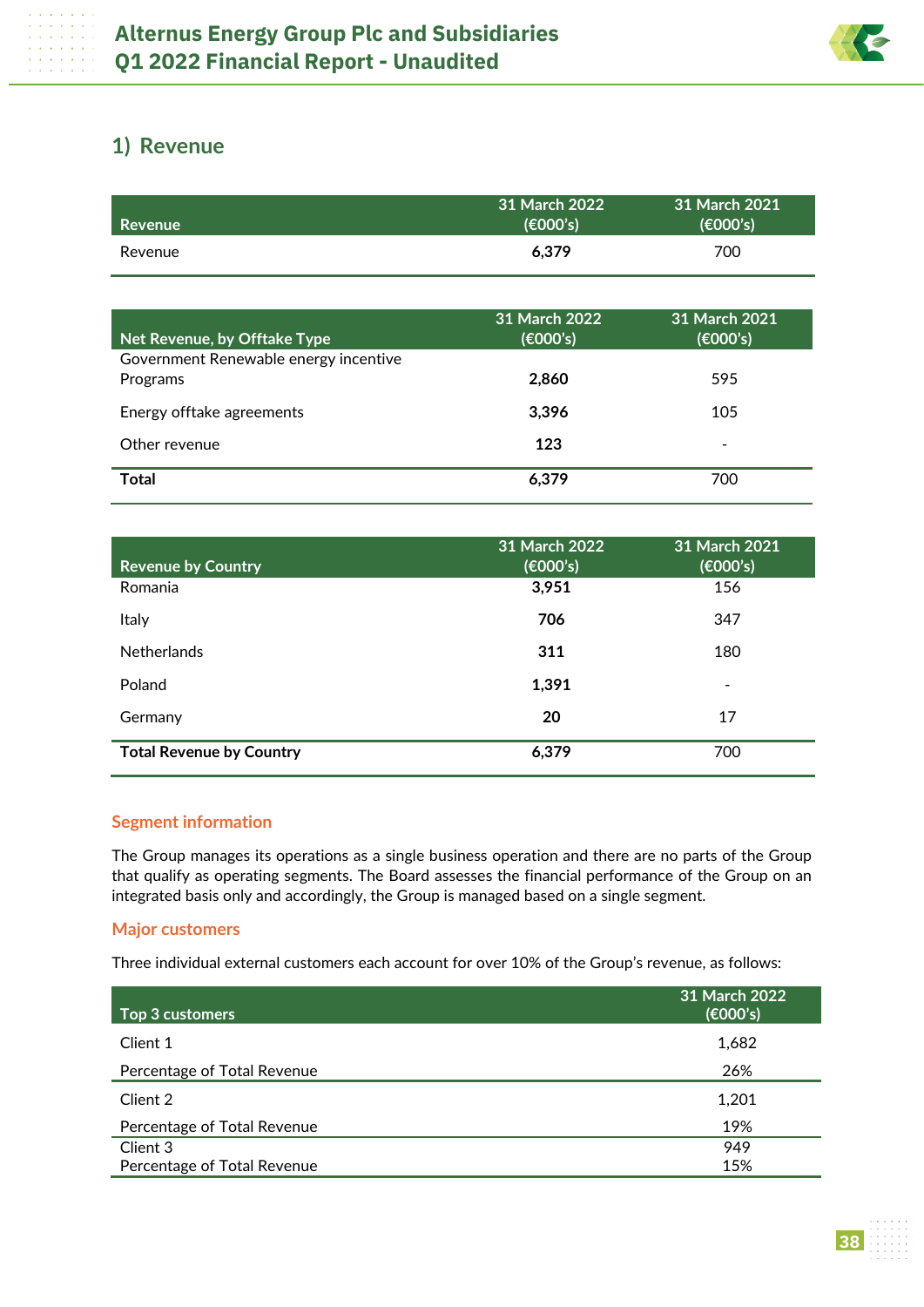## 1) Revenue

| Revenue | 31 March 2022 (€000's) | 31 March 2021 (€000's) |
|---|---|---|
| Revenue | **6,379** | 700 |

| Net Revenue, by Offtake Type | 31 March 2022 (€000's) | 31 March 2021 (€000's) |
|---|---|---|
| Government Renewable energy incentive Programs | **2,860** | 595 |
| Energy offtake agreements | **3,396** | 105 |
| Other revenue | **123** | - |
| **Total** | **6,379** | 700 |

| Revenue by Country | 31 March 2022 (€000's) | 31 March 2021 (€000's) |
|---|---|---|
| Romania | **3,951** | 156 |
| Italy | **706** | 347 |
| Netherlands | **311** | 180 |
| Poland | **1,391** | - |
| Germany | **20** | 17 |
| **Total Revenue by Country** | **6,379** | 700 |

### Segment information

The Group manages its operations as a single business operation and there are no parts of the Group that qualify as operating segments. The Board assesses the financial performance of the Group on an integrated basis only and accordingly, the Group is managed based on a single segment.

### Major customers

Three individual external customers each account for over 10% of the Group's revenue, as follows:

| Top 3 customers | 31 March 2022 (€000's) |
|---|---|
| Client 1 | 1,682 |
| Percentage of Total Revenue | 26% |
| Client 2 | 1,201 |
| Percentage of Total Revenue | 19% |
| Client 3 | 949 |
| Percentage of Total Revenue | 15% |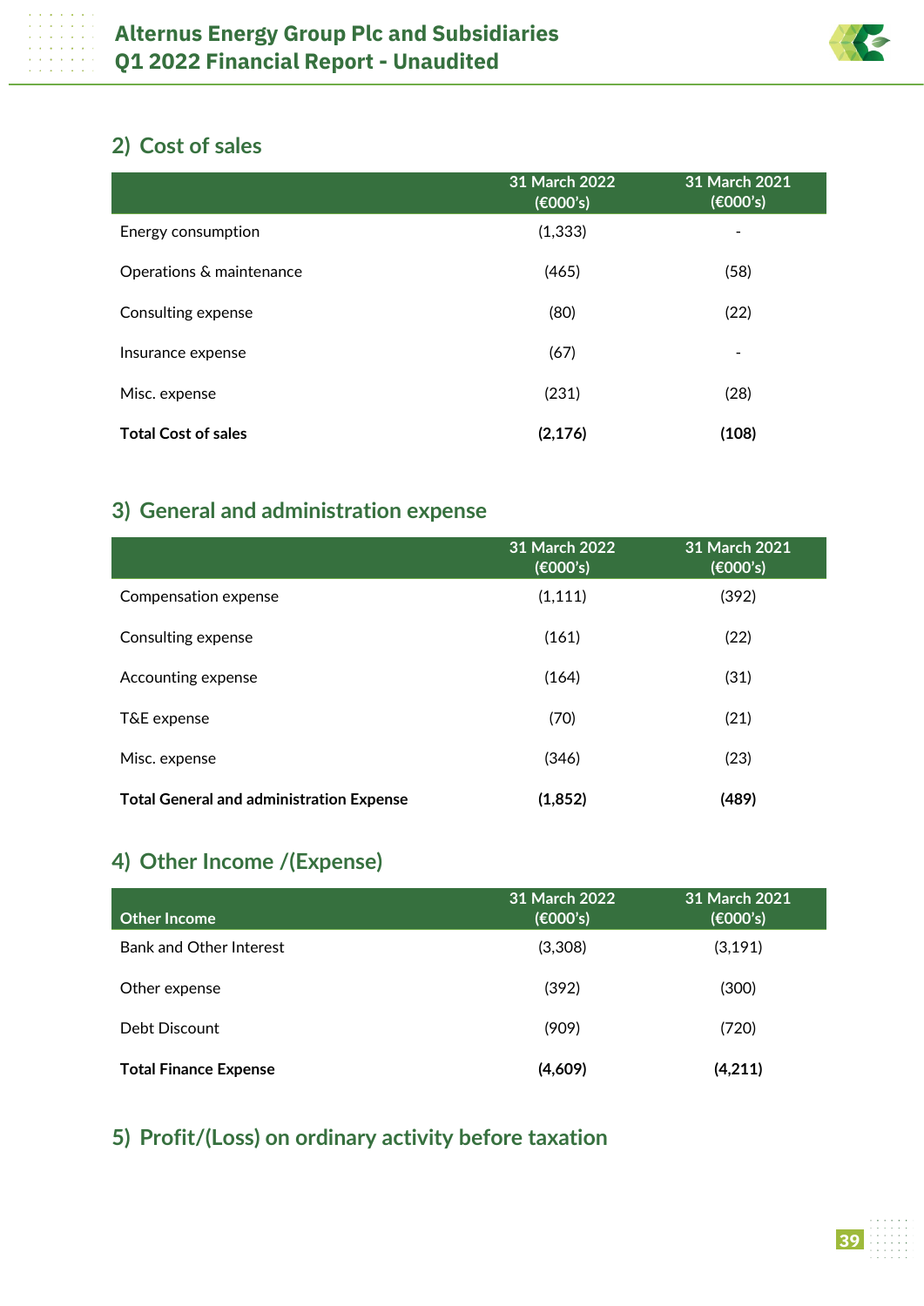## 2) Cost of sales

| | 31 March 2022 (€000's) | 31 March 2021 (€000's) |
|---|---|---|
| Energy consumption | (1,333) | - |
| Operations & maintenance | (465) | (58) |
| Consulting expense | (80) | (22) |
| Insurance expense | (67) | - |
| Misc. expense | (231) | (28) |
| **Total Cost of sales** | **(2,176)** | **(108)** |

## 3) General and administration expense

| | 31 March 2022 (€000's) | 31 March 2021 (€000's) |
|---|---|---|
| Compensation expense | (1,111) | (392) |
| Consulting expense | (161) | (22) |
| Accounting expense | (164) | (31) |
| T&E expense | (70) | (21) |
| Misc. expense | (346) | (23) |
| **Total General and administration Expense** | **(1,852)** | **(489)** |

## 4) Other Income /(Expense)

| Other Income | 31 March 2022 (€000's) | 31 March 2021 (€000's) |
|---|---|---|
| Bank and Other Interest | (3,308) | (3,191) |
| Other expense | (392) | (300) |
| Debt Discount | (909) | (720) |
| **Total Finance Expense** | **(4,609)** | **(4,211)** |

## 5) Profit/(Loss) on ordinary activity before taxation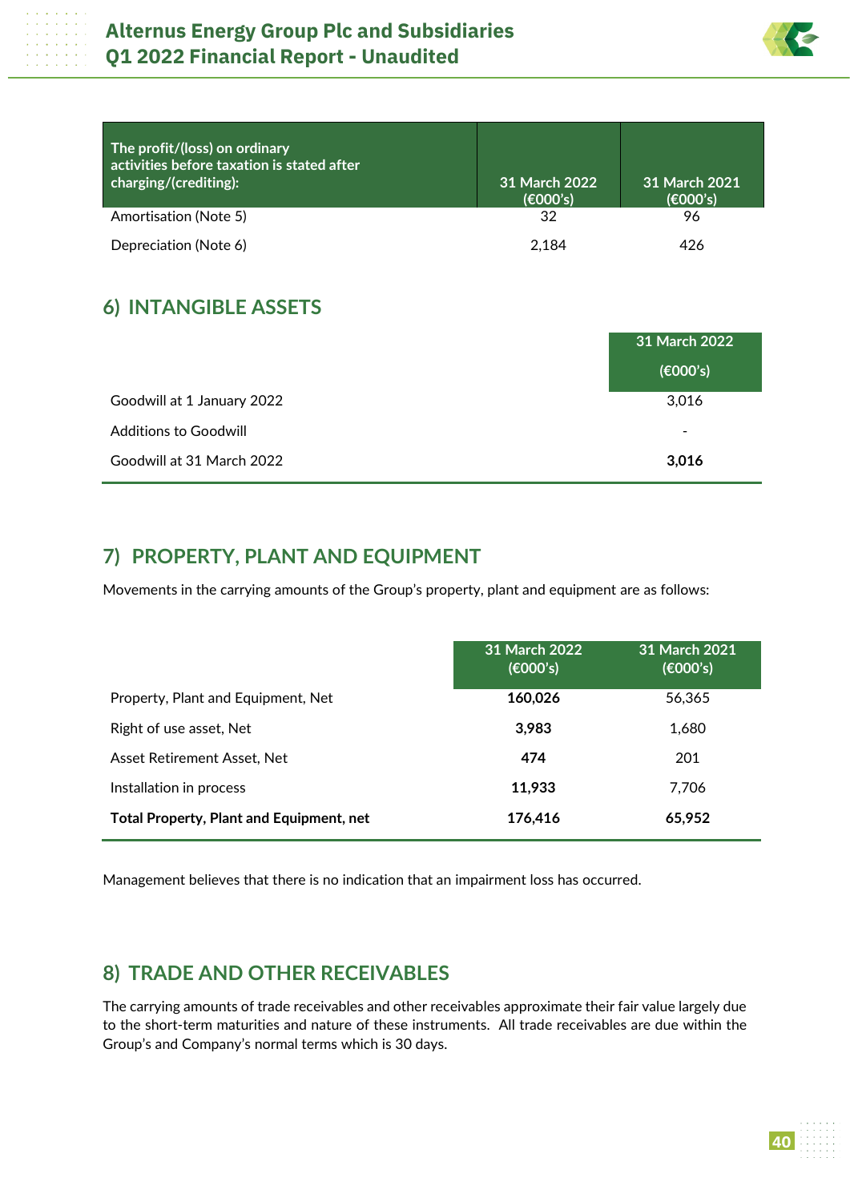| The profit/(loss) on ordinary activities before taxation is stated after charging/(crediting): | 31 March 2022 (€000's) | 31 March 2021 (€000's) |
|---|---|---|
| Amortisation (Note 5) | 32 | 96 |
| Depreciation (Note 6) | 2,184 | 426 |

## 6) INTANGIBLE ASSETS

| | 31 March 2022 (€000's) |
|---|---|
| Goodwill at 1 January 2022 | 3,016 |
| Additions to Goodwill | - |
| Goodwill at 31 March 2022 | **3,016** |

## 7) PROPERTY, PLANT AND EQUIPMENT

Movements in the carrying amounts of the Group's property, plant and equipment are as follows:

| | 31 March 2022 (€000's) | 31 March 2021 (€000's) |
|---|---|---|
| Property, Plant and Equipment, Net | **160,026** | 56,365 |
| Right of use asset, Net | **3,983** | 1,680 |
| Asset Retirement Asset, Net | **474** | 201 |
| Installation in process | **11,933** | 7,706 |
| **Total Property, Plant and Equipment, net** | **176,416** | **65,952** |

Management believes that there is no indication that an impairment loss has occurred.

## 8) TRADE AND OTHER RECEIVABLES

The carrying amounts of trade receivables and other receivables approximate their fair value largely due to the short-term maturities and nature of these instruments. All trade receivables are due within the Group's and Company's normal terms which is 30 days.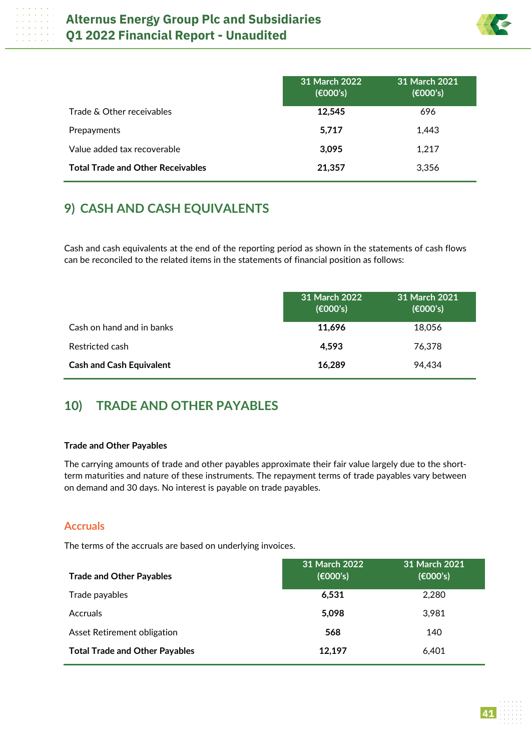| | 31 March 2022 (€000's) | 31 March 2021 (€000's) |
|---|---|---|
| Trade & Other receivables | **12,545** | 696 |
| Prepayments | **5,717** | 1,443 |
| Value added tax recoverable | **3,095** | 1,217 |
| **Total Trade and Other Receivables** | **21,357** | 3,356 |

## 9) CASH AND CASH EQUIVALENTS

Cash and cash equivalents at the end of the reporting period as shown in the statements of cash flows can be reconciled to the related items in the statements of financial position as follows:

| | 31 March 2022 (€000's) | 31 March 2021 (€000's) |
|---|---|---|
| Cash on hand and in banks | **11,696** | 18,056 |
| Restricted cash | **4,593** | 76,378 |
| **Cash and Cash Equivalent** | **16,289** | 94,434 |

## 10) TRADE AND OTHER PAYABLES

**Trade and Other Payables**

The carrying amounts of trade and other payables approximate their fair value largely due to the short-term maturities and nature of these instruments. The repayment terms of trade payables vary between on demand and 30 days. No interest is payable on trade payables.

### Accruals

The terms of the accruals are based on underlying invoices.

| **Trade and Other Payables** | 31 March 2022 (€000's) | 31 March 2021 (€000's) |
|---|---|---|
| Trade payables | **6,531** | 2,280 |
| Accruals | **5,098** | 3,981 |
| Asset Retirement obligation | **568** | 140 |
| **Total Trade and Other Payables** | **12,197** | 6,401 |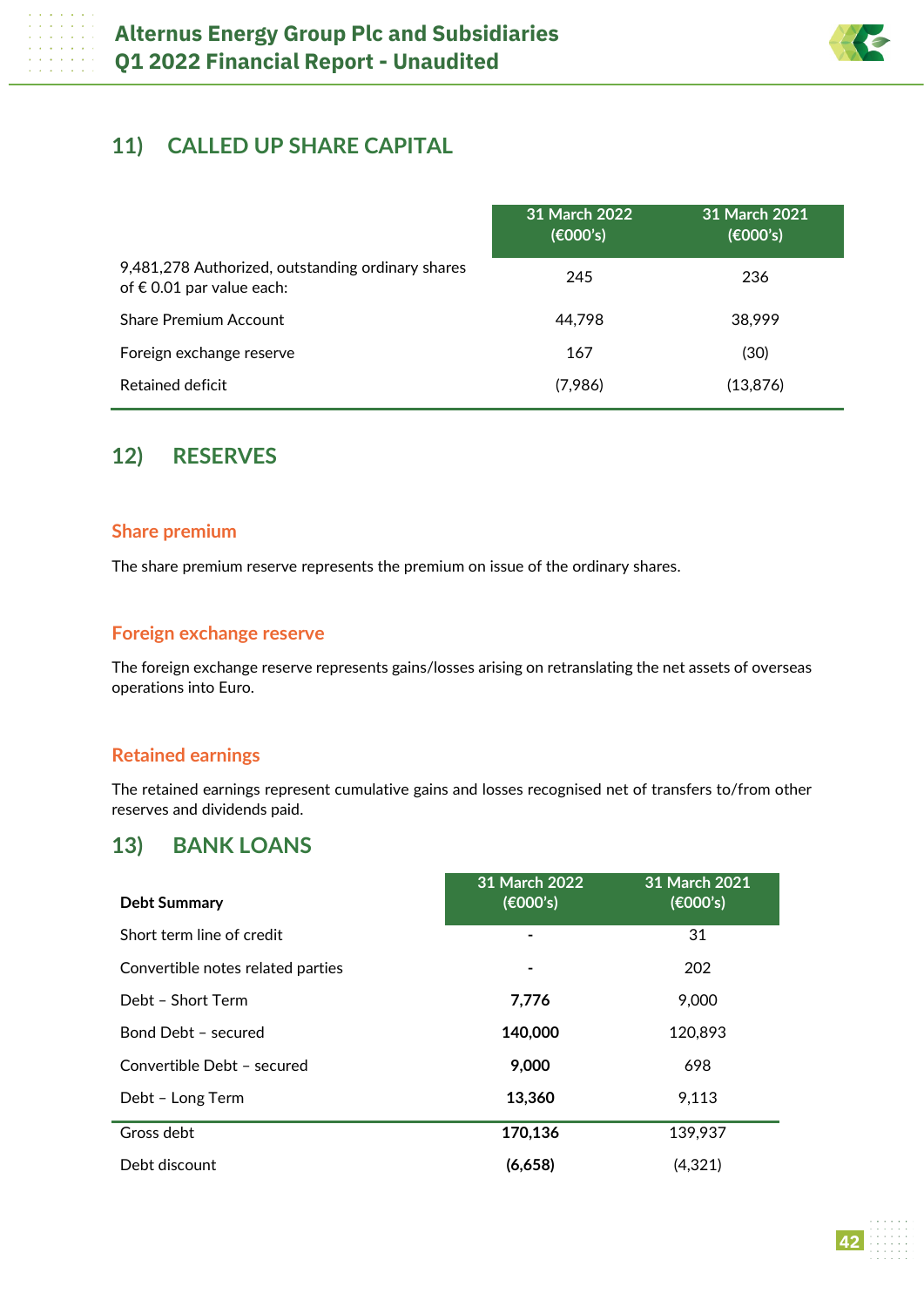## 11) CALLED UP SHARE CAPITAL

| | 31 March 2022 (€000's) | 31 March 2021 (€000's) |
|---|---|---|
| 9,481,278 Authorized, outstanding ordinary shares of € 0.01 par value each: | 245 | 236 |
| Share Premium Account | 44,798 | 38,999 |
| Foreign exchange reserve | 167 | (30) |
| Retained deficit | (7,986) | (13,876) |

## 12) RESERVES

### Share premium

The share premium reserve represents the premium on issue of the ordinary shares.

### Foreign exchange reserve

The foreign exchange reserve represents gains/losses arising on retranslating the net assets of overseas operations into Euro.

### Retained earnings

The retained earnings represent cumulative gains and losses recognised net of transfers to/from other reserves and dividends paid.

## 13) BANK LOANS

| **Debt Summary** | 31 March 2022 (€000's) | 31 March 2021 (€000's) |
|---|---|---|
| Short term line of credit | - | 31 |
| Convertible notes related parties | - | 202 |
| Debt – Short Term | **7,776** | 9,000 |
| Bond Debt – secured | **140,000** | 120,893 |
| Convertible Debt – secured | **9,000** | 698 |
| Debt – Long Term | **13,360** | 9,113 |
| Gross debt | **170,136** | 139,937 |
| Debt discount | **(6,658)** | (4,321) |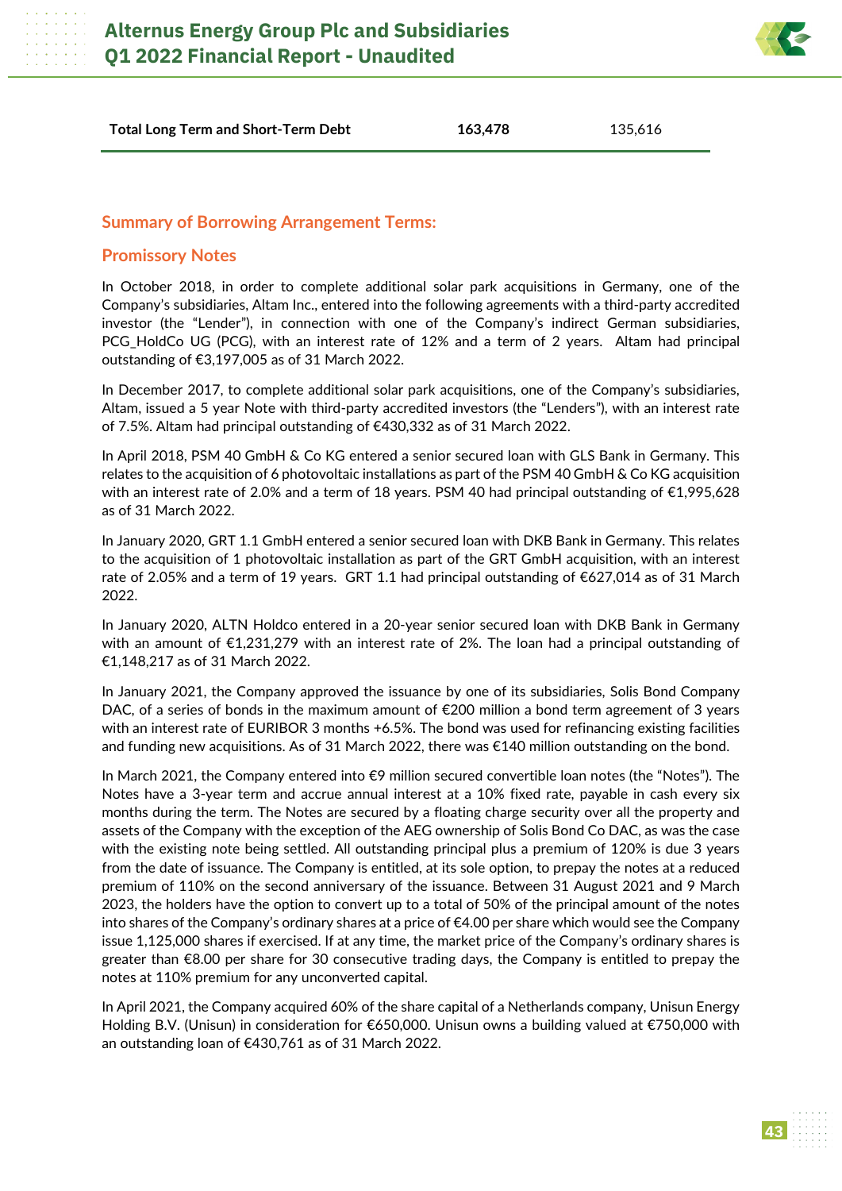| | | |
|---|---|---|
| **Total Long Term and Short-Term Debt** | **163,478** | 135,616 |

## Summary of Borrowing Arrangement Terms:

### Promissory Notes

In October 2018, in order to complete additional solar park acquisitions in Germany, one of the Company's subsidiaries, Altam Inc., entered into the following agreements with a third-party accredited investor (the "Lender"), in connection with one of the Company's indirect German subsidiaries, PCG_HoldCo UG (PCG), with an interest rate of 12% and a term of 2 years. Altam had principal outstanding of €3,197,005 as of 31 March 2022.

In December 2017, to complete additional solar park acquisitions, one of the Company's subsidiaries, Altam, issued a 5 year Note with third-party accredited investors (the "Lenders"), with an interest rate of 7.5%. Altam had principal outstanding of €430,332 as of 31 March 2022.

In April 2018, PSM 40 GmbH & Co KG entered a senior secured loan with GLS Bank in Germany. This relates to the acquisition of 6 photovoltaic installations as part of the PSM 40 GmbH & Co KG acquisition with an interest rate of 2.0% and a term of 18 years. PSM 40 had principal outstanding of €1,995,628 as of 31 March 2022.

In January 2020, GRT 1.1 GmbH entered a senior secured loan with DKB Bank in Germany. This relates to the acquisition of 1 photovoltaic installation as part of the GRT GmbH acquisition, with an interest rate of 2.05% and a term of 19 years. GRT 1.1 had principal outstanding of €627,014 as of 31 March 2022.

In January 2020, ALTN Holdco entered in a 20-year senior secured loan with DKB Bank in Germany with an amount of €1,231,279 with an interest rate of 2%. The loan had a principal outstanding of €1,148,217 as of 31 March 2022.

In January 2021, the Company approved the issuance by one of its subsidiaries, Solis Bond Company DAC, of a series of bonds in the maximum amount of €200 million a bond term agreement of 3 years with an interest rate of EURIBOR 3 months +6.5%. The bond was used for refinancing existing facilities and funding new acquisitions. As of 31 March 2022, there was €140 million outstanding on the bond.

In March 2021, the Company entered into €9 million secured convertible loan notes (the "Notes"). The Notes have a 3-year term and accrue annual interest at a 10% fixed rate, payable in cash every six months during the term. The Notes are secured by a floating charge security over all the property and assets of the Company with the exception of the AEG ownership of Solis Bond Co DAC, as was the case with the existing note being settled. All outstanding principal plus a premium of 120% is due 3 years from the date of issuance. The Company is entitled, at its sole option, to prepay the notes at a reduced premium of 110% on the second anniversary of the issuance. Between 31 August 2021 and 9 March 2023, the holders have the option to convert up to a total of 50% of the principal amount of the notes into shares of the Company's ordinary shares at a price of €4.00 per share which would see the Company issue 1,125,000 shares if exercised. If at any time, the market price of the Company's ordinary shares is greater than €8.00 per share for 30 consecutive trading days, the Company is entitled to prepay the notes at 110% premium for any unconverted capital.

In April 2021, the Company acquired 60% of the share capital of a Netherlands company, Unisun Energy Holding B.V. (Unisun) in consideration for €650,000. Unisun owns a building valued at €750,000 with an outstanding loan of €430,761 as of 31 March 2022.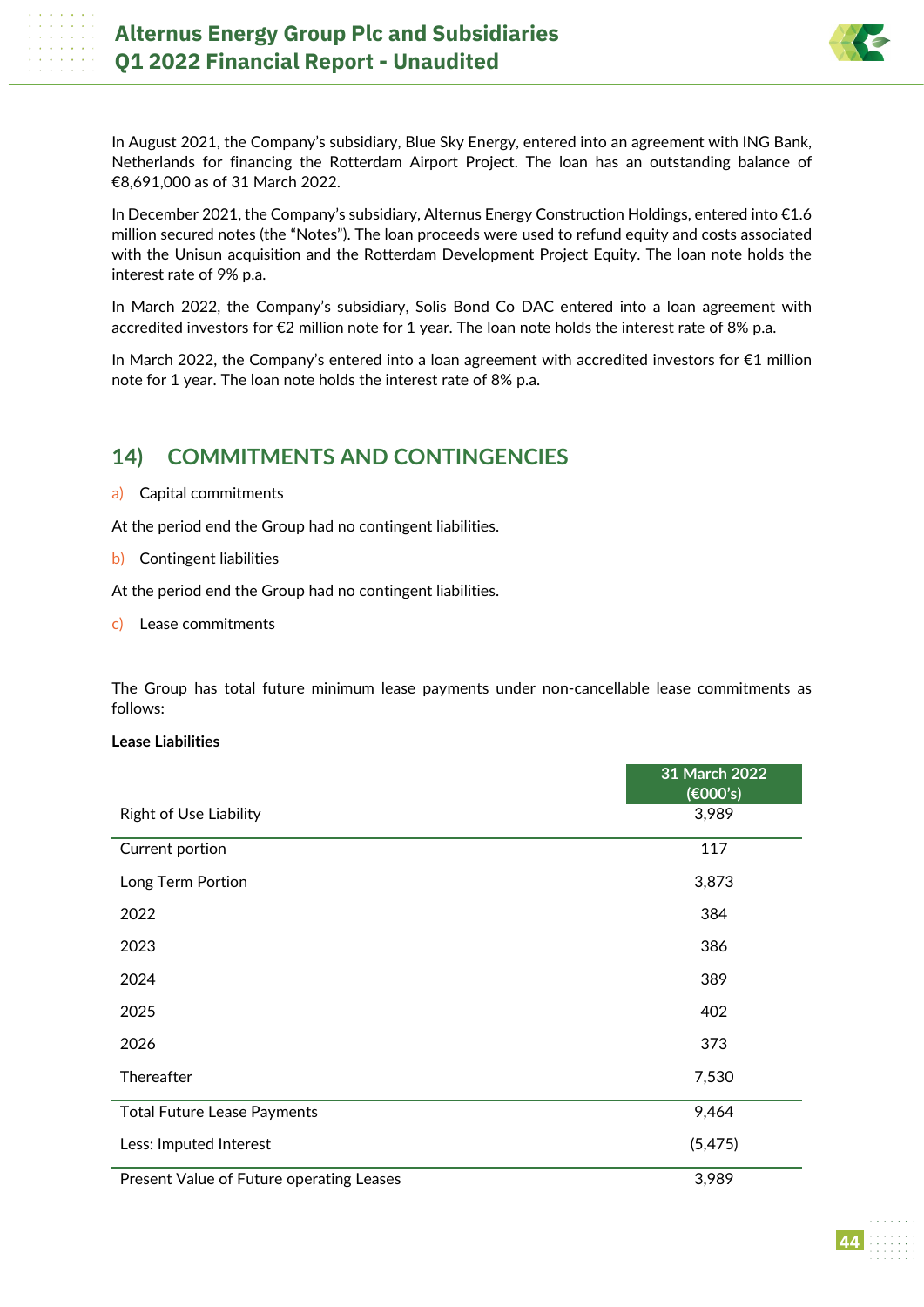In August 2021, the Company's subsidiary, Blue Sky Energy, entered into an agreement with ING Bank, Netherlands for financing the Rotterdam Airport Project. The loan has an outstanding balance of €8,691,000 as of 31 March 2022.

In December 2021, the Company's subsidiary, Alternus Energy Construction Holdings, entered into €1.6 million secured notes (the "Notes"). The loan proceeds were used to refund equity and costs associated with the Unisun acquisition and the Rotterdam Development Project Equity. The loan note holds the interest rate of 9% p.a.

In March 2022, the Company's subsidiary, Solis Bond Co DAC entered into a loan agreement with accredited investors for €2 million note for 1 year. The loan note holds the interest rate of 8% p.a.

In March 2022, the Company's entered into a loan agreement with accredited investors for €1 million note for 1 year. The loan note holds the interest rate of 8% p.a.

## 14) COMMITMENTS AND CONTINGENCIES

a) Capital commitments

At the period end the Group had no contingent liabilities.

b) Contingent liabilities

At the period end the Group had no contingent liabilities.

c) Lease commitments

The Group has total future minimum lease payments under non-cancellable lease commitments as follows:

**Lease Liabilities**

| | 31 March 2022 (€000's) |
|---|---|
| Right of Use Liability | 3,989 |
| Current portion | 117 |
| Long Term Portion | 3,873 |
| 2022 | 384 |
| 2023 | 386 |
| 2024 | 389 |
| 2025 | 402 |
| 2026 | 373 |
| Thereafter | 7,530 |
| Total Future Lease Payments | 9,464 |
| Less: Imputed Interest | (5,475) |
| Present Value of Future operating Leases | 3,989 |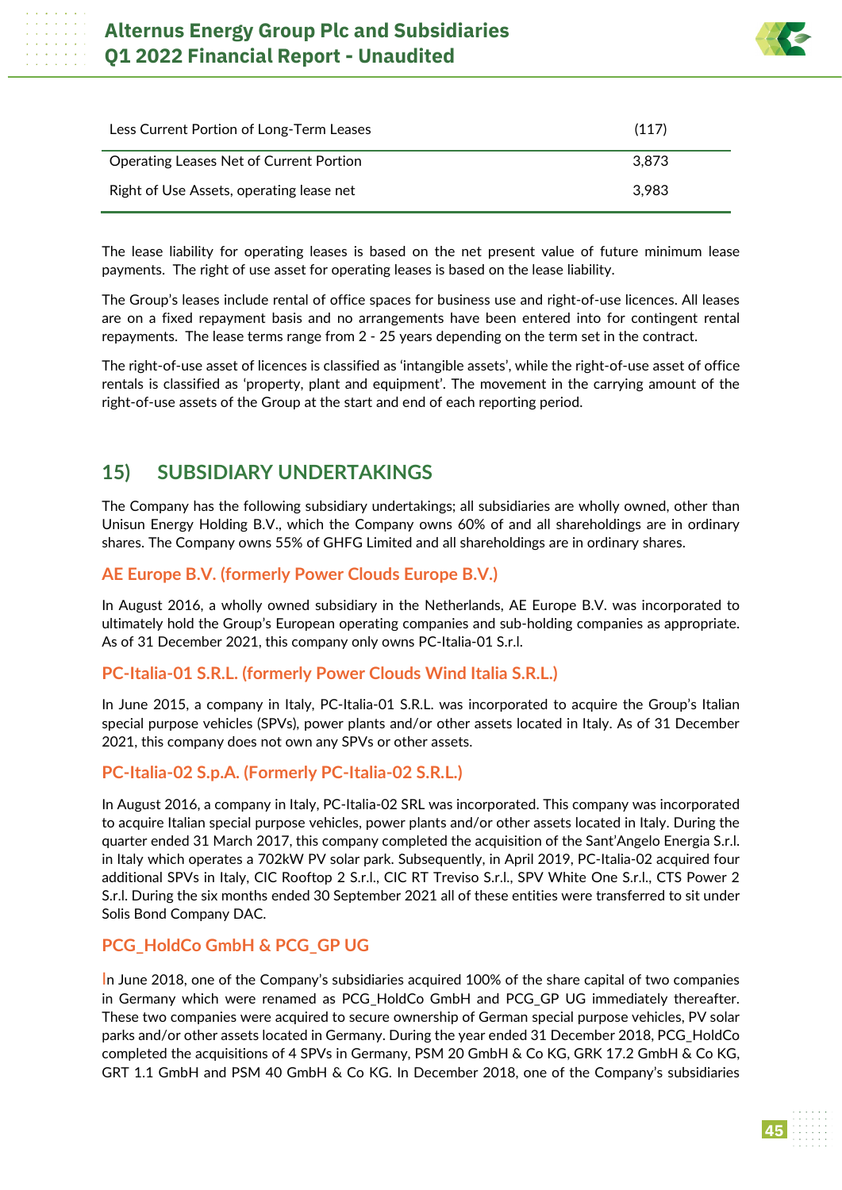| | |
|---|---|
| Less Current Portion of Long-Term Leases | (117) |
| Operating Leases Net of Current Portion | 3,873 |
| Right of Use Assets, operating lease net | 3,983 |

The lease liability for operating leases is based on the net present value of future minimum lease payments. The right of use asset for operating leases is based on the lease liability.

The Group's leases include rental of office spaces for business use and right-of-use licences. All leases are on a fixed repayment basis and no arrangements have been entered into for contingent rental repayments. The lease terms range from 2 - 25 years depending on the term set in the contract.

The right-of-use asset of licences is classified as 'intangible assets', while the right-of-use asset of office rentals is classified as 'property, plant and equipment'. The movement in the carrying amount of the right-of-use assets of the Group at the start and end of each reporting period.

## 15) SUBSIDIARY UNDERTAKINGS

The Company has the following subsidiary undertakings; all subsidiaries are wholly owned, other than Unisun Energy Holding B.V., which the Company owns 60% of and all shareholdings are in ordinary shares. The Company owns 55% of GHFG Limited and all shareholdings are in ordinary shares.

### AE Europe B.V. (formerly Power Clouds Europe B.V.)

In August 2016, a wholly owned subsidiary in the Netherlands, AE Europe B.V. was incorporated to ultimately hold the Group's European operating companies and sub-holding companies as appropriate. As of 31 December 2021, this company only owns PC-Italia-01 S.r.l.

### PC-Italia-01 S.R.L. (formerly Power Clouds Wind Italia S.R.L.)

In June 2015, a company in Italy, PC-Italia-01 S.R.L. was incorporated to acquire the Group's Italian special purpose vehicles (SPVs), power plants and/or other assets located in Italy. As of 31 December 2021, this company does not own any SPVs or other assets.

### PC-Italia-02 S.p.A. (Formerly PC-Italia-02 S.R.L.)

In August 2016, a company in Italy, PC-Italia-02 SRL was incorporated. This company was incorporated to acquire Italian special purpose vehicles, power plants and/or other assets located in Italy. During the quarter ended 31 March 2017, this company completed the acquisition of the Sant'Angelo Energia S.r.l. in Italy which operates a 702kW PV solar park. Subsequently, in April 2019, PC-Italia-02 acquired four additional SPVs in Italy, CIC Rooftop 2 S.r.l., CIC RT Treviso S.r.l., SPV White One S.r.l., CTS Power 2 S.r.l. During the six months ended 30 September 2021 all of these entities were transferred to sit under Solis Bond Company DAC.

### PCG_HoldCo GmbH & PCG_GP UG

In June 2018, one of the Company's subsidiaries acquired 100% of the share capital of two companies in Germany which were renamed as PCG_HoldCo GmbH and PCG_GP UG immediately thereafter. These two companies were acquired to secure ownership of German special purpose vehicles, PV solar parks and/or other assets located in Germany. During the year ended 31 December 2018, PCG_HoldCo completed the acquisitions of 4 SPVs in Germany, PSM 20 GmbH & Co KG, GRK 17.2 GmbH & Co KG, GRT 1.1 GmbH and PSM 40 GmbH & Co KG. In December 2018, one of the Company's subsidiaries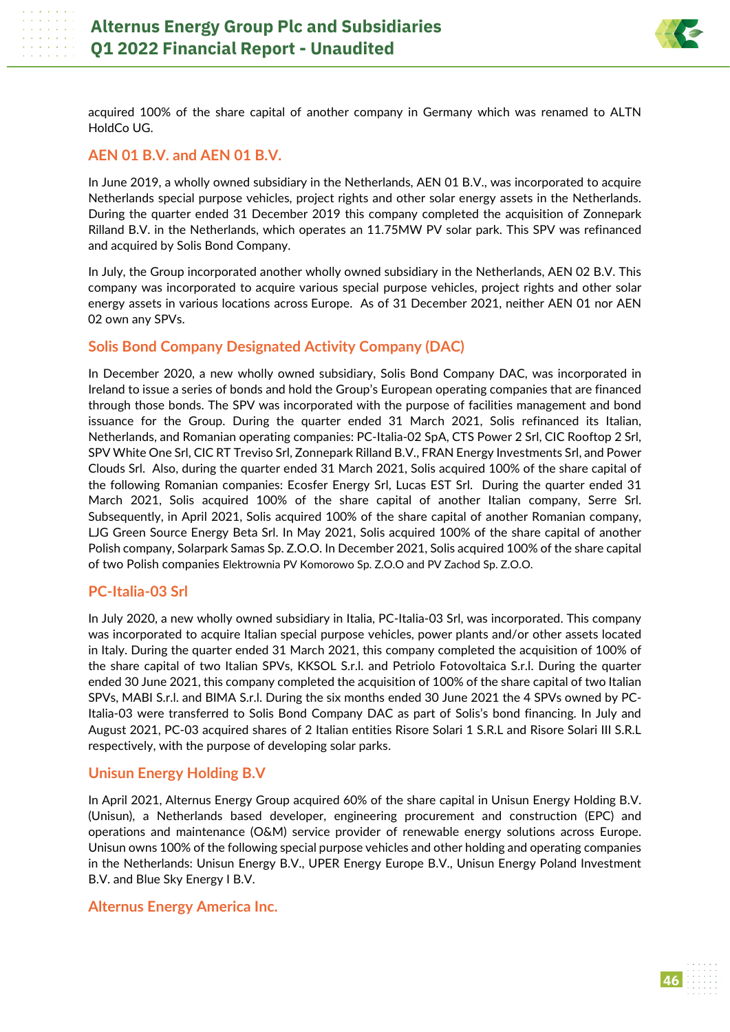acquired 100% of the share capital of another company in Germany which was renamed to ALTN HoldCo UG.

## AEN 01 B.V. and AEN 01 B.V.

In June 2019, a wholly owned subsidiary in the Netherlands, AEN 01 B.V., was incorporated to acquire Netherlands special purpose vehicles, project rights and other solar energy assets in the Netherlands. During the quarter ended 31 December 2019 this company completed the acquisition of Zonnepark Rilland B.V. in the Netherlands, which operates an 11.75MW PV solar park. This SPV was refinanced and acquired by Solis Bond Company.

In July, the Group incorporated another wholly owned subsidiary in the Netherlands, AEN 02 B.V. This company was incorporated to acquire various special purpose vehicles, project rights and other solar energy assets in various locations across Europe. As of 31 December 2021, neither AEN 01 nor AEN 02 own any SPVs.

## Solis Bond Company Designated Activity Company (DAC)

In December 2020, a new wholly owned subsidiary, Solis Bond Company DAC, was incorporated in Ireland to issue a series of bonds and hold the Group's European operating companies that are financed through those bonds. The SPV was incorporated with the purpose of facilities management and bond issuance for the Group. During the quarter ended 31 March 2021, Solis refinanced its Italian, Netherlands, and Romanian operating companies: PC-Italia-02 SpA, CTS Power 2 Srl, CIC Rooftop 2 Srl, SPV White One Srl, CIC RT Treviso Srl, Zonnepark Rilland B.V., FRAN Energy Investments Srl, and Power Clouds Srl. Also, during the quarter ended 31 March 2021, Solis acquired 100% of the share capital of the following Romanian companies: Ecosfer Energy Srl, Lucas EST Srl. During the quarter ended 31 March 2021, Solis acquired 100% of the share capital of another Italian company, Serre Srl. Subsequently, in April 2021, Solis acquired 100% of the share capital of another Romanian company, LJG Green Source Energy Beta Srl. In May 2021, Solis acquired 100% of the share capital of another Polish company, Solarpark Samas Sp. Z.O.O. In December 2021, Solis acquired 100% of the share capital of two Polish companies Elektrownia PV Komorowo Sp. Z.O.O and PV Zachod Sp. Z.O.O.

## PC-Italia-03 Srl

In July 2020, a new wholly owned subsidiary in Italia, PC-Italia-03 Srl, was incorporated. This company was incorporated to acquire Italian special purpose vehicles, power plants and/or other assets located in Italy. During the quarter ended 31 March 2021, this company completed the acquisition of 100% of the share capital of two Italian SPVs, KKSOL S.r.l. and Petriolo Fotovoltaica S.r.l. During the quarter ended 30 June 2021, this company completed the acquisition of 100% of the share capital of two Italian SPVs, MABI S.r.l. and BIMA S.r.l. During the six months ended 30 June 2021 the 4 SPVs owned by PC-Italia-03 were transferred to Solis Bond Company DAC as part of Solis's bond financing. In July and August 2021, PC-03 acquired shares of 2 Italian entities Risore Solari 1 S.R.L and Risore Solari III S.R.L respectively, with the purpose of developing solar parks.

## Unisun Energy Holding B.V

In April 2021, Alternus Energy Group acquired 60% of the share capital in Unisun Energy Holding B.V. (Unisun), a Netherlands based developer, engineering procurement and construction (EPC) and operations and maintenance (O&M) service provider of renewable energy solutions across Europe. Unisun owns 100% of the following special purpose vehicles and other holding and operating companies in the Netherlands: Unisun Energy B.V., UPER Energy Europe B.V., Unisun Energy Poland Investment B.V. and Blue Sky Energy I B.V.

## Alternus Energy America Inc.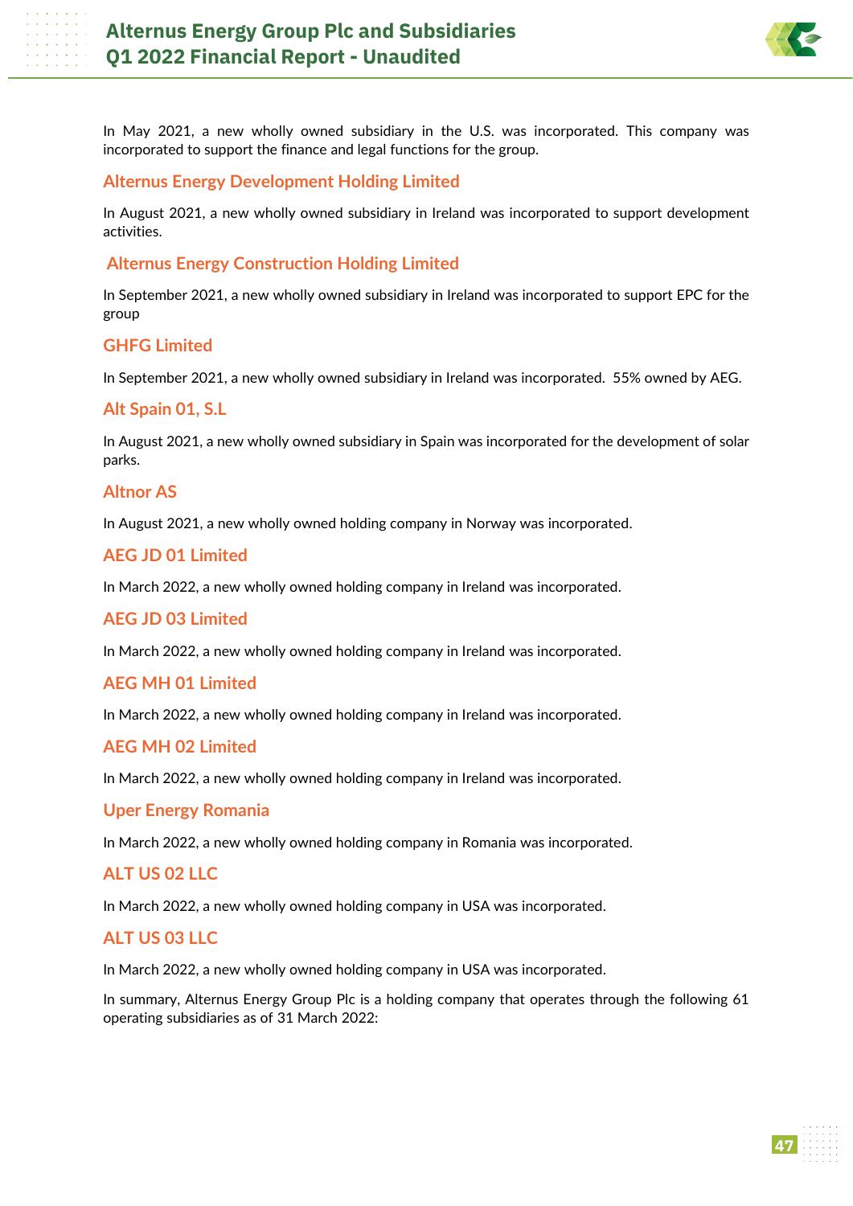In May 2021, a new wholly owned subsidiary in the U.S. was incorporated. This company was incorporated to support the finance and legal functions for the group.

### Alternus Energy Development Holding Limited

In August 2021, a new wholly owned subsidiary in Ireland was incorporated to support development activities.

### Alternus Energy Construction Holding Limited

In September 2021, a new wholly owned subsidiary in Ireland was incorporated to support EPC for the group

### GHFG Limited

In September 2021, a new wholly owned subsidiary in Ireland was incorporated. 55% owned by AEG.

### Alt Spain 01, S.L

In August 2021, a new wholly owned subsidiary in Spain was incorporated for the development of solar parks.

### Altnor AS

In August 2021, a new wholly owned holding company in Norway was incorporated.

### AEG JD 01 Limited

In March 2022, a new wholly owned holding company in Ireland was incorporated.

### AEG JD 03 Limited

In March 2022, a new wholly owned holding company in Ireland was incorporated.

### AEG MH 01 Limited

In March 2022, a new wholly owned holding company in Ireland was incorporated.

### AEG MH 02 Limited

In March 2022, a new wholly owned holding company in Ireland was incorporated.

### Uper Energy Romania

In March 2022, a new wholly owned holding company in Romania was incorporated.

### ALT US 02 LLC

In March 2022, a new wholly owned holding company in USA was incorporated.

### ALT US 03 LLC

In March 2022, a new wholly owned holding company in USA was incorporated.

In summary, Alternus Energy Group Plc is a holding company that operates through the following 61 operating subsidiaries as of 31 March 2022: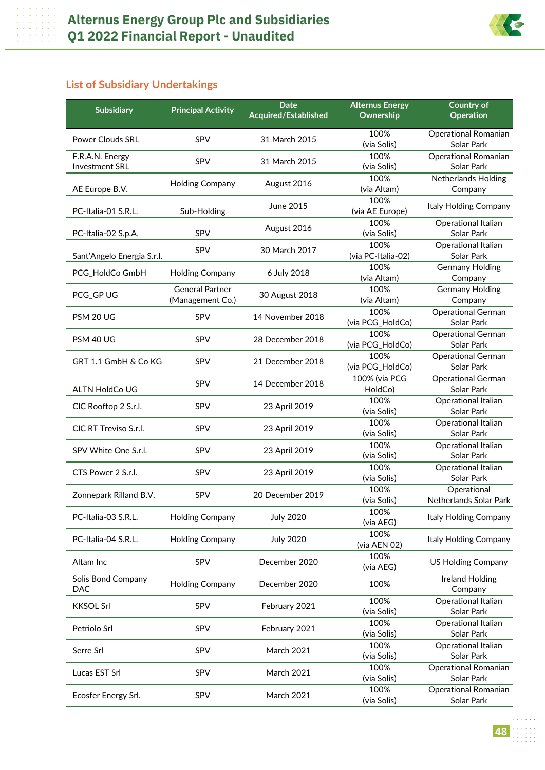## List of Subsidiary Undertakings

| Subsidiary | Principal Activity | Date Acquired/Established | Alternus Energy Ownership | Country of Operation |
|---|---|---|---|---|
| Power Clouds SRL | SPV | 31 March 2015 | 100% (via Solis) | Operational Romanian Solar Park |
| F.R.A.N. Energy Investment SRL | SPV | 31 March 2015 | 100% (via Solis) | Operational Romanian Solar Park |
| AE Europe B.V. | Holding Company | August 2016 | 100% (via Altam) | Netherlands Holding Company |
| PC-Italia-01 S.R.L. | Sub-Holding | June 2015 | 100% (via AE Europe) | Italy Holding Company |
| PC-Italia-02 S.p.A. | SPV | August 2016 | 100% (via Solis) | Operational Italian Solar Park |
| Sant'Angelo Energia S.r.l. | SPV | 30 March 2017 | 100% (via PC-Italia-02) | Operational Italian Solar Park |
| PCG_HoldCo GmbH | Holding Company | 6 July 2018 | 100% (via Altam) | Germany Holding Company |
| PCG_GP UG | General Partner (Management Co.) | 30 August 2018 | 100% (via Altam) | Germany Holding Company |
| PSM 20 UG | SPV | 14 November 2018 | 100% (via PCG_HoldCo) | Operational German Solar Park |
| PSM 40 UG | SPV | 28 December 2018 | 100% (via PCG_HoldCo) | Operational German Solar Park |
| GRT 1.1 GmbH & Co KG | SPV | 21 December 2018 | 100% (via PCG_HoldCo) | Operational German Solar Park |
| ALTN HoldCo UG | SPV | 14 December 2018 | 100% (via PCG HoldCo) | Operational German Solar Park |
| CIC Rooftop 2 S.r.l. | SPV | 23 April 2019 | 100% (via Solis) | Operational Italian Solar Park |
| CIC RT Treviso S.r.l. | SPV | 23 April 2019 | 100% (via Solis) | Operational Italian Solar Park |
| SPV White One S.r.l. | SPV | 23 April 2019 | 100% (via Solis) | Operational Italian Solar Park |
| CTS Power 2 S.r.l. | SPV | 23 April 2019 | 100% (via Solis) | Operational Italian Solar Park |
| Zonnepark Rilland B.V. | SPV | 20 December 2019 | 100% (via Solis) | Operational Netherlands Solar Park |
| PC-Italia-03 S.R.L. | Holding Company | July 2020 | 100% (via AEG) | Italy Holding Company |
| PC-Italia-04 S.R.L. | Holding Company | July 2020 | 100% (via AEN 02) | Italy Holding Company |
| Altam Inc | SPV | December 2020 | 100% (via AEG) | US Holding Company |
| Solis Bond Company DAC | Holding Company | December 2020 | 100% | Ireland Holding Company |
| KKSOL Srl | SPV | February 2021 | 100% (via Solis) | Operational Italian Solar Park |
| Petriolo Srl | SPV | February 2021 | 100% (via Solis) | Operational Italian Solar Park |
| Serre Srl | SPV | March 2021 | 100% (via Solis) | Operational Italian Solar Park |
| Lucas EST Srl | SPV | March 2021 | 100% (via Solis) | Operational Romanian Solar Park |
| Ecosfer Energy Srl. | SPV | March 2021 | 100% (via Solis) | Operational Romanian Solar Park |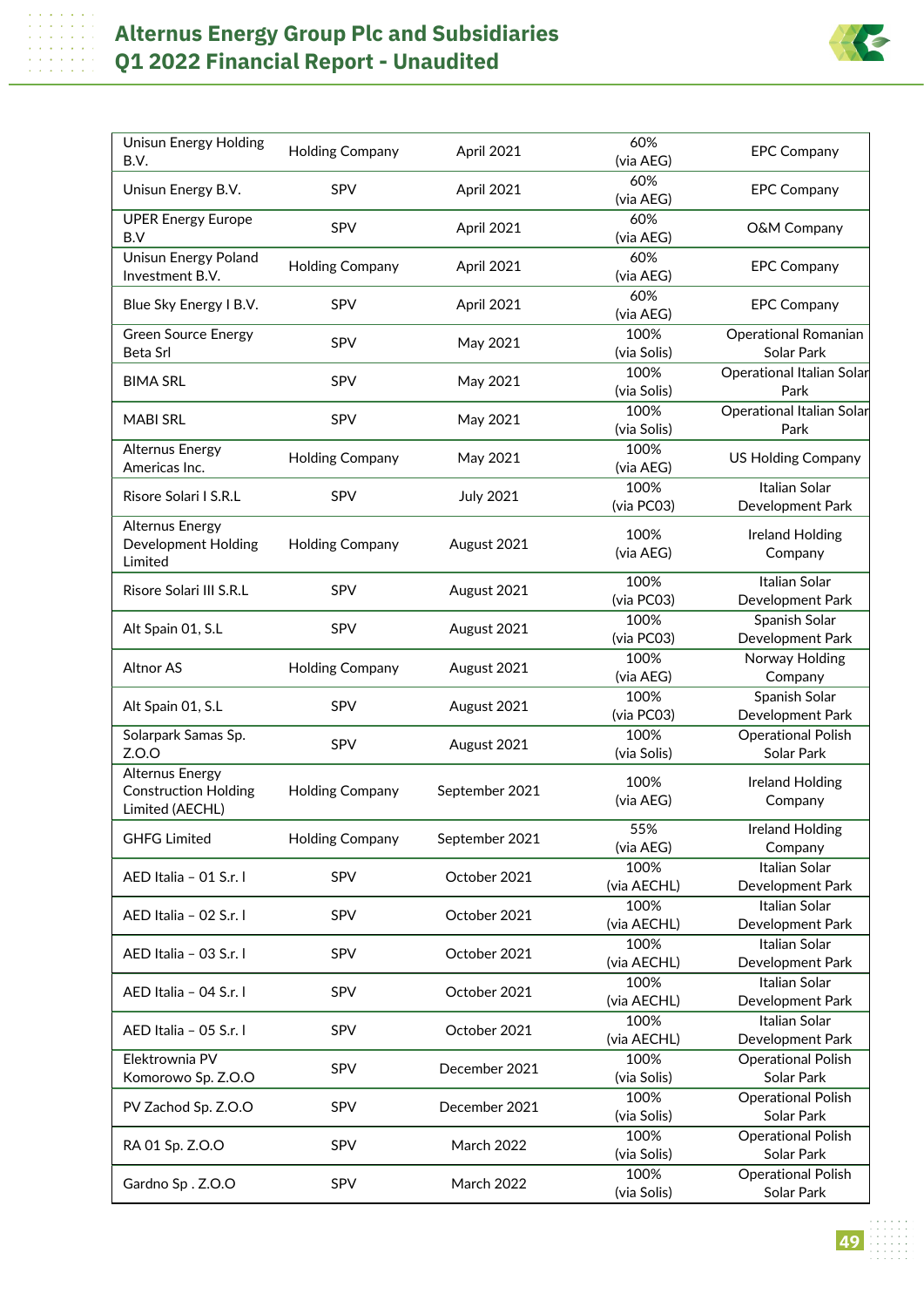| | | | | |
|---|---|---|---|---|
| Unisun Energy Holding B.V. | Holding Company | April 2021 | 60% (via AEG) | EPC Company |
| Unisun Energy B.V. | SPV | April 2021 | 60% (via AEG) | EPC Company |
| UPER Energy Europe B.V | SPV | April 2021 | 60% (via AEG) | O&M Company |
| Unisun Energy Poland Investment B.V. | Holding Company | April 2021 | 60% (via AEG) | EPC Company |
| Blue Sky Energy I B.V. | SPV | April 2021 | 60% (via AEG) | EPC Company |
| Green Source Energy Beta Srl | SPV | May 2021 | 100% (via Solis) | Operational Romanian Solar Park |
| BIMA SRL | SPV | May 2021 | 100% (via Solis) | Operational Italian Solar Park |
| MABI SRL | SPV | May 2021 | 100% (via Solis) | Operational Italian Solar Park |
| Alternus Energy Americas Inc. | Holding Company | May 2021 | 100% (via AEG) | US Holding Company |
| Risore Solari I S.R.L | SPV | July 2021 | 100% (via PC03) | Italian Solar Development Park |
| Alternus Energy Development Holding Limited | Holding Company | August 2021 | 100% (via AEG) | Ireland Holding Company |
| Risore Solari III S.R.L | SPV | August 2021 | 100% (via PC03) | Italian Solar Development Park |
| Alt Spain 01, S.L | SPV | August 2021 | 100% (via PC03) | Spanish Solar Development Park |
| Altnor AS | Holding Company | August 2021 | 100% (via AEG) | Norway Holding Company |
| Alt Spain 01, S.L | SPV | August 2021 | 100% (via PC03) | Spanish Solar Development Park |
| Solarpark Samas Sp. Z.O.O | SPV | August 2021 | 100% (via Solis) | Operational Polish Solar Park |
| Alternus Energy Construction Holding Limited (AECHL) | Holding Company | September 2021 | 100% (via AEG) | Ireland Holding Company |
| GHFG Limited | Holding Company | September 2021 | 55% (via AEG) | Ireland Holding Company |
| AED Italia – 01 S.r. l | SPV | October 2021 | 100% (via AECHL) | Italian Solar Development Park |
| AED Italia – 02 S.r. l | SPV | October 2021 | 100% (via AECHL) | Italian Solar Development Park |
| AED Italia – 03 S.r. l | SPV | October 2021 | 100% (via AECHL) | Italian Solar Development Park |
| AED Italia – 04 S.r. l | SPV | October 2021 | 100% (via AECHL) | Italian Solar Development Park |
| AED Italia – 05 S.r. l | SPV | October 2021 | 100% (via AECHL) | Italian Solar Development Park |
| Elektrownia PV Komorowo Sp. Z.O.O | SPV | December 2021 | 100% (via Solis) | Operational Polish Solar Park |
| PV Zachod Sp. Z.O.O | SPV | December 2021 | 100% (via Solis) | Operational Polish Solar Park |
| RA 01 Sp. Z.O.O | SPV | March 2022 | 100% (via Solis) | Operational Polish Solar Park |
| Gardno Sp . Z.O.O | SPV | March 2022 | 100% (via Solis) | Operational Polish Solar Park |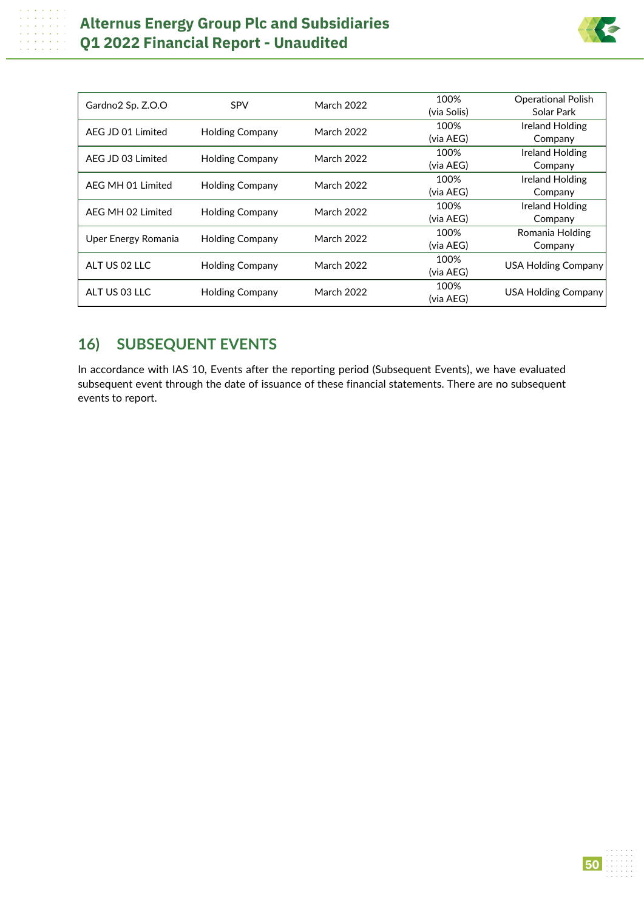| | | | | |
|---|---|---|---|---|
| Gardno2 Sp. Z.O.O | SPV | March 2022 | 100% (via Solis) | Operational Polish Solar Park |
| AEG JD 01 Limited | Holding Company | March 2022 | 100% (via AEG) | Ireland Holding Company |
| AEG JD 03 Limited | Holding Company | March 2022 | 100% (via AEG) | Ireland Holding Company |
| AEG MH 01 Limited | Holding Company | March 2022 | 100% (via AEG) | Ireland Holding Company |
| AEG MH 02 Limited | Holding Company | March 2022 | 100% (via AEG) | Ireland Holding Company |
| Uper Energy Romania | Holding Company | March 2022 | 100% (via AEG) | Romania Holding Company |
| ALT US 02 LLC | Holding Company | March 2022 | 100% (via AEG) | USA Holding Company |
| ALT US 03 LLC | Holding Company | March 2022 | 100% (via AEG) | USA Holding Company |

## 16) SUBSEQUENT EVENTS

In accordance with IAS 10, Events after the reporting period (Subsequent Events), we have evaluated subsequent event through the date of issuance of these financial statements. There are no subsequent events to report.